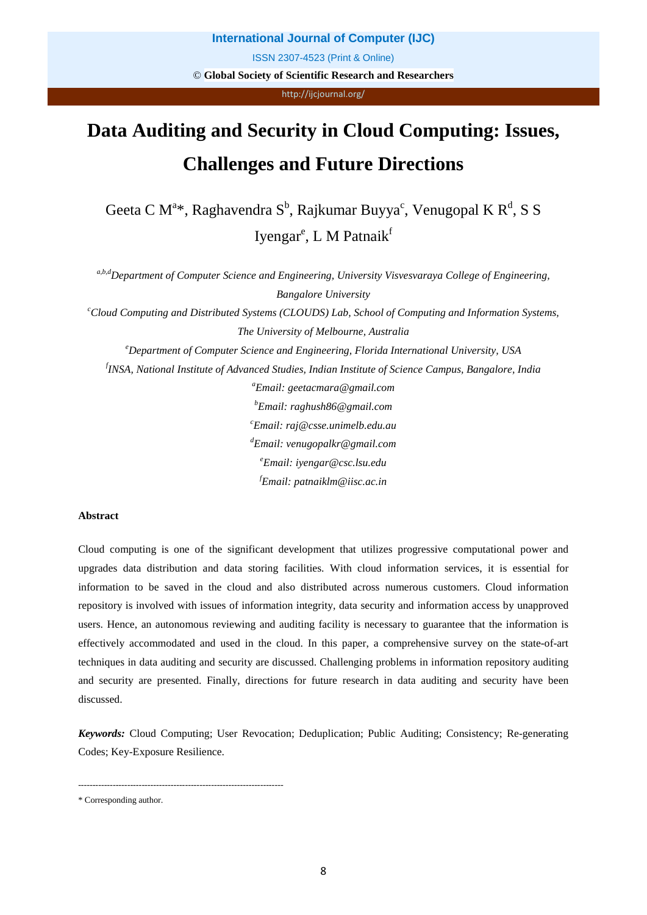# Data Auditing and Security in Cloud Computing: Issues, Challenges and Future Directions

Geeta C M[a]*, Raghavendra S[b], Rajkumar Buyya[c], Venugopal K R[d], S S Iyengar[e], L M Patnaik[f]

[a,b,d]*Department of Computer Science and Engineering, University Visvesvaraya College of Engineering, Bangalore University*

[c]*Cloud Computing and Distributed Systems (CLOUDS) Lab, School of Computing and Information Systems, The University of Melbourne, Australia*

[e]*Department of Computer Science and Engineering, Florida International University, USA*

[f]*INSA, National Institute of Advanced Studies, Indian Institute of Science Campus, Bangalore, India*

[a]*Email: geetacmara@gmail.com*

[b]*Email: raghush86@gmail.com*

[c]*Email: raj@csse.unimelb.edu.au*

[d]*Email: venugopalkr@gmail.com*

[e]*Email: iyengar@csc.lsu.edu*

[f]*Email: patnaiklm@iisc.ac.in*

**Abstract**

Cloud computing is one of the significant development that utilizes progressive computational power and upgrades data distribution and data storing facilities. With cloud information services, it is essential for information to be saved in the cloud and also distributed across numerous customers. Cloud information repository is involved with issues of information integrity, data security and information access by unapproved users. Hence, an autonomous reviewing and auditing facility is necessary to guarantee that the information is effectively accommodated and used in the cloud. In this paper, a comprehensive survey on the state-of-art techniques in data auditing and security are discussed. Challenging problems in information repository auditing and security are presented. Finally, directions for future research in data auditing and security have been discussed.

***Keywords:*** Cloud Computing; User Revocation; Deduplication; Public Auditing; Consistency; Re-generating Codes; Key-Exposure Resilience.

---

\* Corresponding author.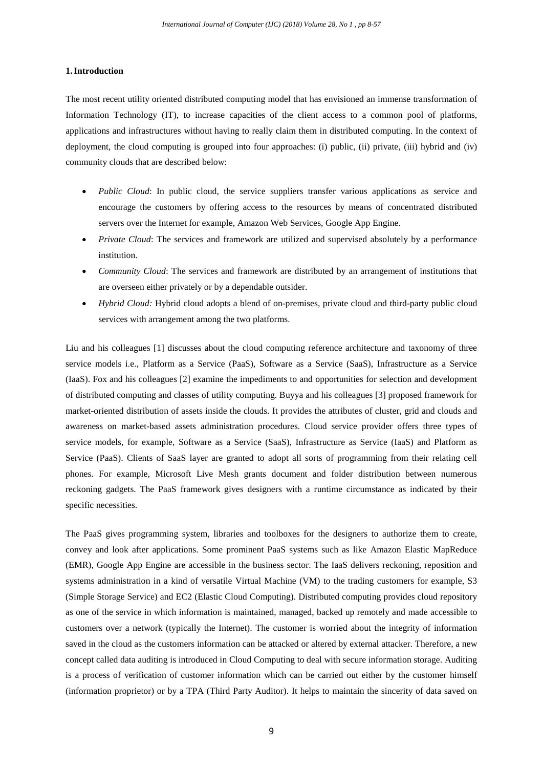## 1. Introduction

The most recent utility oriented distributed computing model that has envisioned an immense transformation of Information Technology (IT), to increase capacities of the client access to a common pool of platforms, applications and infrastructures without having to really claim them in distributed computing. In the context of deployment, the cloud computing is grouped into four approaches: (i) public, (ii) private, (iii) hybrid and (iv) community clouds that are described below:

- *Public Cloud*: In public cloud, the service suppliers transfer various applications as service and encourage the customers by offering access to the resources by means of concentrated distributed servers over the Internet for example, Amazon Web Services, Google App Engine.
- *Private Cloud*: The services and framework are utilized and supervised absolutely by a performance institution.
- *Community Cloud*: The services and framework are distributed by an arrangement of institutions that are overseen either privately or by a dependable outsider.
- *Hybrid Cloud:* Hybrid cloud adopts a blend of on-premises, private cloud and third-party public cloud services with arrangement among the two platforms.

Liu and his colleagues [1] discusses about the cloud computing reference architecture and taxonomy of three service models i.e., Platform as a Service (PaaS), Software as a Service (SaaS), Infrastructure as a Service (IaaS). Fox and his colleagues [2] examine the impediments to and opportunities for selection and development of distributed computing and classes of utility computing. Buyya and his colleagues [3] proposed framework for market-oriented distribution of assets inside the clouds. It provides the attributes of cluster, grid and clouds and awareness on market-based assets administration procedures. Cloud service provider offers three types of service models, for example, Software as a Service (SaaS), Infrastructure as Service (IaaS) and Platform as Service (PaaS). Clients of SaaS layer are granted to adopt all sorts of programming from their relating cell phones. For example, Microsoft Live Mesh grants document and folder distribution between numerous reckoning gadgets. The PaaS framework gives designers with a runtime circumstance as indicated by their specific necessities.

The PaaS gives programming system, libraries and toolboxes for the designers to authorize them to create, convey and look after applications. Some prominent PaaS systems such as like Amazon Elastic MapReduce (EMR), Google App Engine are accessible in the business sector. The IaaS delivers reckoning, reposition and systems administration in a kind of versatile Virtual Machine (VM) to the trading customers for example, S3 (Simple Storage Service) and EC2 (Elastic Cloud Computing). Distributed computing provides cloud repository as one of the service in which information is maintained, managed, backed up remotely and made accessible to customers over a network (typically the Internet). The customer is worried about the integrity of information saved in the cloud as the customers information can be attacked or altered by external attacker. Therefore, a new concept called data auditing is introduced in Cloud Computing to deal with secure information storage. Auditing is a process of verification of customer information which can be carried out either by the customer himself (information proprietor) or by a TPA (Third Party Auditor). It helps to maintain the sincerity of data saved on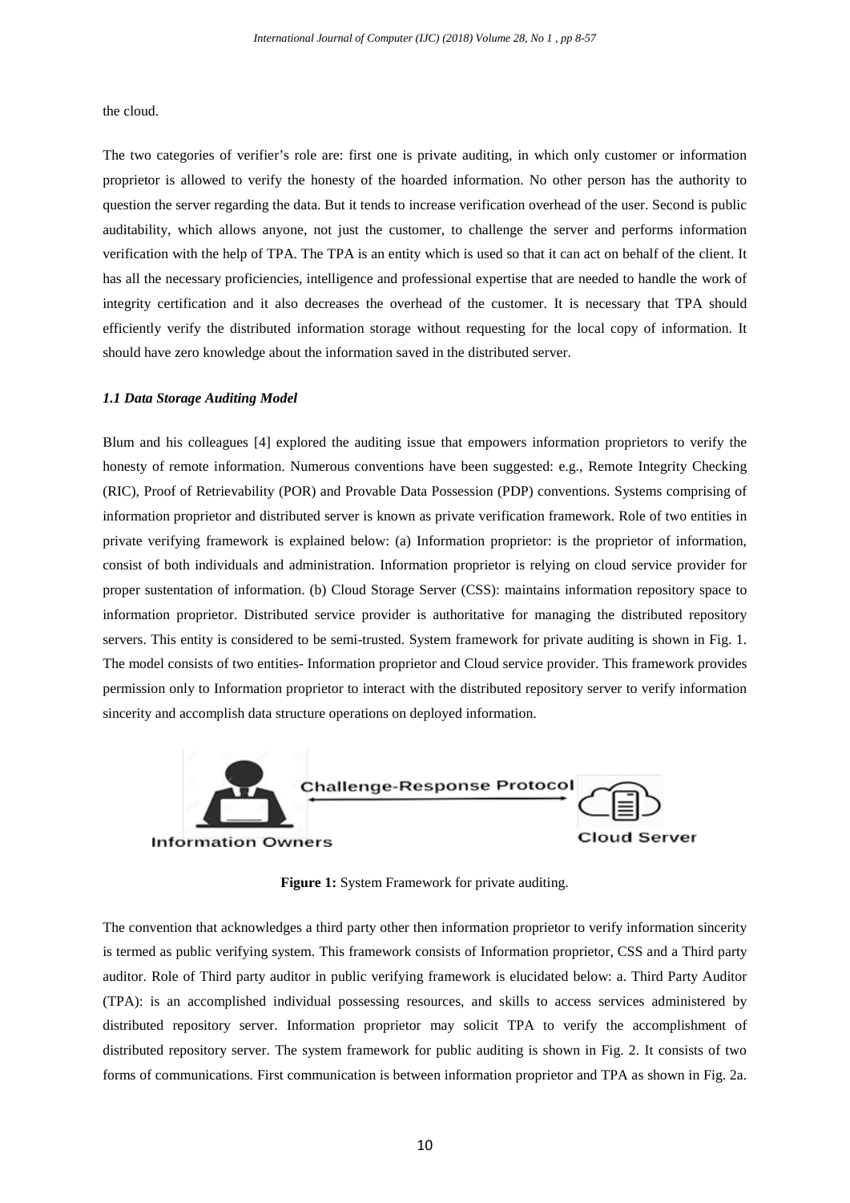the cloud.

The two categories of verifier's role are: first one is private auditing, in which only customer or information proprietor is allowed to verify the honesty of the hoarded information. No other person has the authority to question the server regarding the data. But it tends to increase verification overhead of the user. Second is public auditability, which allows anyone, not just the customer, to challenge the server and performs information verification with the help of TPA. The TPA is an entity which is used so that it can act on behalf of the client. It has all the necessary proficiencies, intelligence and professional expertise that are needed to handle the work of integrity certification and it also decreases the overhead of the customer. It is necessary that TPA should efficiently verify the distributed information storage without requesting for the local copy of information. It should have zero knowledge about the information saved in the distributed server.

### *1.1 Data Storage Auditing Model*

Blum and his colleagues [4] explored the auditing issue that empowers information proprietors to verify the honesty of remote information. Numerous conventions have been suggested: e.g., Remote Integrity Checking (RIC), Proof of Retrievability (POR) and Provable Data Possession (PDP) conventions. Systems comprising of information proprietor and distributed server is known as private verification framework. Role of two entities in private verifying framework is explained below: (a) Information proprietor: is the proprietor of information, consist of both individuals and administration. Information proprietor is relying on cloud service provider for proper sustentation of information. (b) Cloud Storage Server (CSS): maintains information repository space to information proprietor. Distributed service provider is authoritative for managing the distributed repository servers. This entity is considered to be semi-trusted. System framework for private auditing is shown in Fig. 1. The model consists of two entities- Information proprietor and Cloud service provider. This framework provides permission only to Information proprietor to interact with the distributed repository server to verify information sincerity and accomplish data structure operations on deployed information.

Information Owners — Challenge-Response Protocol — Cloud Server

**Figure 1:** System Framework for private auditing.

The convention that acknowledges a third party other then information proprietor to verify information sincerity is termed as public verifying system. This framework consists of Information proprietor, CSS and a Third party auditor. Role of Third party auditor in public verifying framework is elucidated below: a. Third Party Auditor (TPA): is an accomplished individual possessing resources, and skills to access services administered by distributed repository server. Information proprietor may solicit TPA to verify the accomplishment of distributed repository server. The system framework for public auditing is shown in Fig. 2. It consists of two forms of communications. First communication is between information proprietor and TPA as shown in Fig. 2a.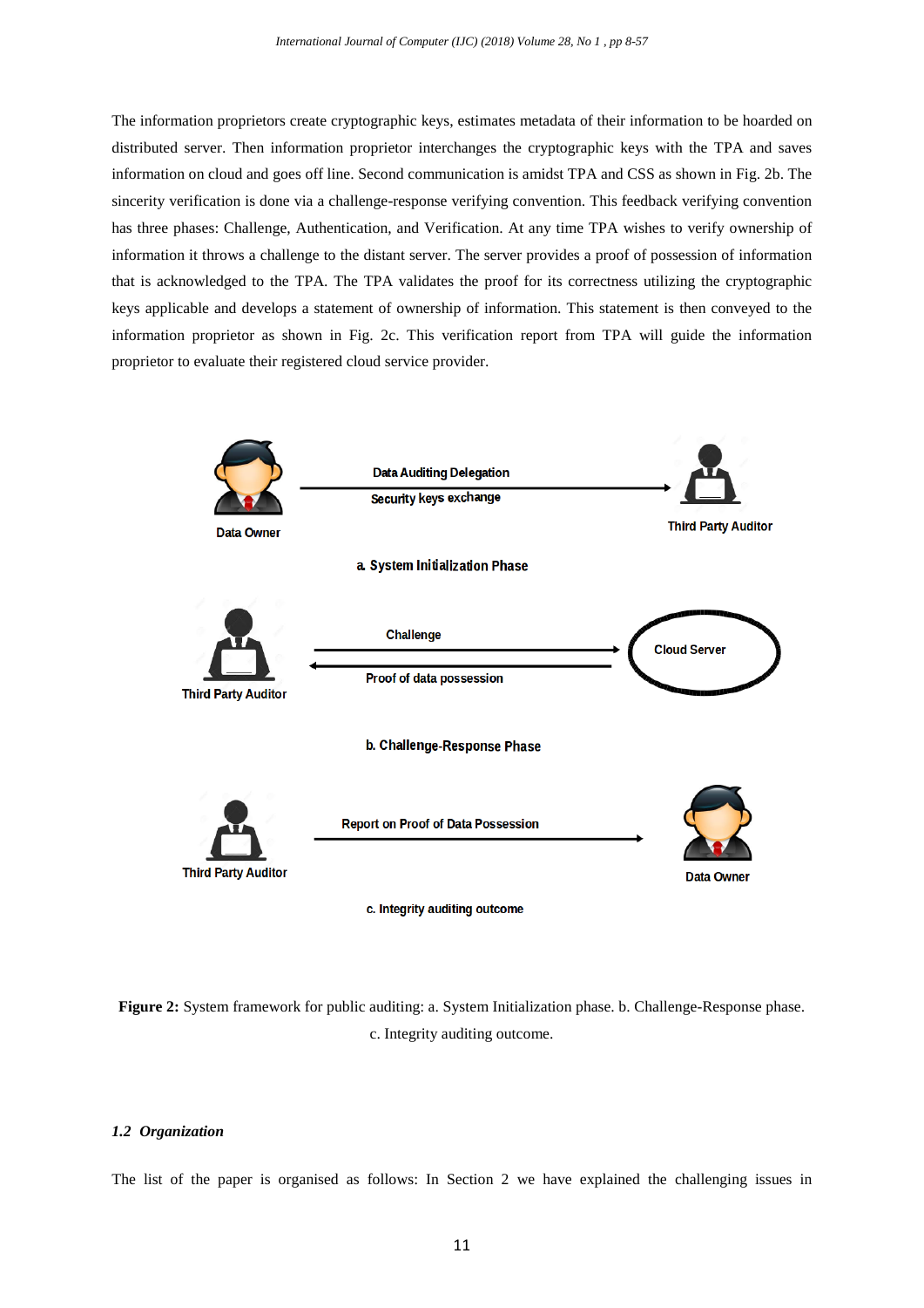The information proprietors create cryptographic keys, estimates metadata of their information to be hoarded on distributed server. Then information proprietor interchanges the cryptographic keys with the TPA and saves information on cloud and goes off line. Second communication is amidst TPA and CSS as shown in Fig. 2b. The sincerity verification is done via a challenge-response verifying convention. This feedback verifying convention has three phases: Challenge, Authentication, and Verification. At any time TPA wishes to verify ownership of information it throws a challenge to the distant server. The server provides a proof of possession of information that is acknowledged to the TPA. The TPA validates the proof for its correctness utilizing the cryptographic keys applicable and develops a statement of ownership of information. This statement is then conveyed to the information proprietor as shown in Fig. 2c. This verification report from TPA will guide the information proprietor to evaluate their registered cloud service provider.

**Figure 2:** System framework for public auditing: a. System Initialization phase. b. Challenge-Response phase. c. Integrity auditing outcome.

### *1.2 Organization*

The list of the paper is organised as follows: In Section 2 we have explained the challenging issues in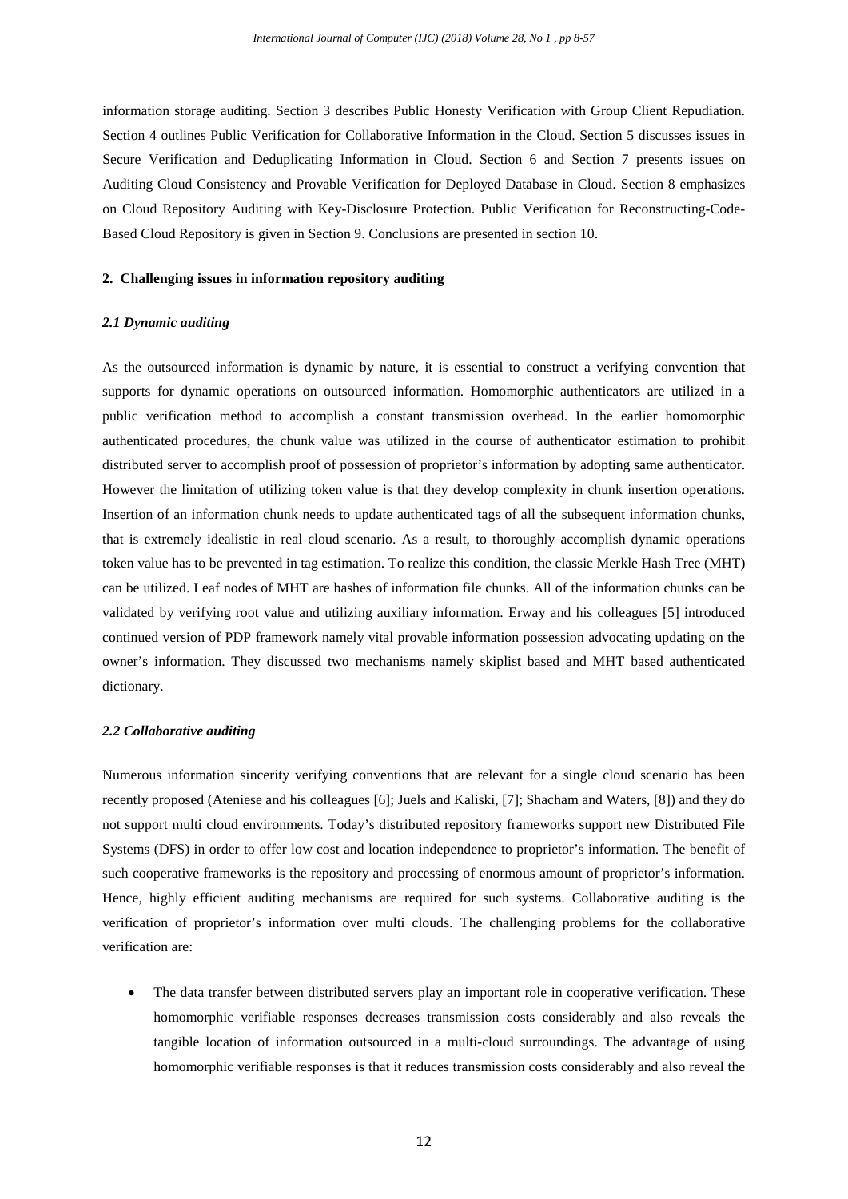information storage auditing. Section 3 describes Public Honesty Verification with Group Client Repudiation. Section 4 outlines Public Verification for Collaborative Information in the Cloud. Section 5 discusses issues in Secure Verification and Deduplicating Information in Cloud. Section 6 and Section 7 presents issues on Auditing Cloud Consistency and Provable Verification for Deployed Database in Cloud. Section 8 emphasizes on Cloud Repository Auditing with Key-Disclosure Protection. Public Verification for Reconstructing-Code-Based Cloud Repository is given in Section 9. Conclusions are presented in section 10.

## 2. Challenging issues in information repository auditing

### *2.1 Dynamic auditing*

As the outsourced information is dynamic by nature, it is essential to construct a verifying convention that supports for dynamic operations on outsourced information. Homomorphic authenticators are utilized in a public verification method to accomplish a constant transmission overhead. In the earlier homomorphic authenticated procedures, the chunk value was utilized in the course of authenticator estimation to prohibit distributed server to accomplish proof of possession of proprietor's information by adopting same authenticator. However the limitation of utilizing token value is that they develop complexity in chunk insertion operations. Insertion of an information chunk needs to update authenticated tags of all the subsequent information chunks, that is extremely idealistic in real cloud scenario. As a result, to thoroughly accomplish dynamic operations token value has to be prevented in tag estimation. To realize this condition, the classic Merkle Hash Tree (MHT) can be utilized. Leaf nodes of MHT are hashes of information file chunks. All of the information chunks can be validated by verifying root value and utilizing auxiliary information. Erway and his colleagues [5] introduced continued version of PDP framework namely vital provable information possession advocating updating on the owner's information. They discussed two mechanisms namely skiplist based and MHT based authenticated dictionary.

### *2.2 Collaborative auditing*

Numerous information sincerity verifying conventions that are relevant for a single cloud scenario has been recently proposed (Ateniese and his colleagues [6]; Juels and Kaliski, [7]; Shacham and Waters, [8]) and they do not support multi cloud environments. Today's distributed repository frameworks support new Distributed File Systems (DFS) in order to offer low cost and location independence to proprietor's information. The benefit of such cooperative frameworks is the repository and processing of enormous amount of proprietor's information. Hence, highly efficient auditing mechanisms are required for such systems. Collaborative auditing is the verification of proprietor's information over multi clouds. The challenging problems for the collaborative verification are:

- The data transfer between distributed servers play an important role in cooperative verification. These homomorphic verifiable responses decreases transmission costs considerably and also reveals the tangible location of information outsourced in a multi-cloud surroundings. The advantage of using homomorphic verifiable responses is that it reduces transmission costs considerably and also reveal the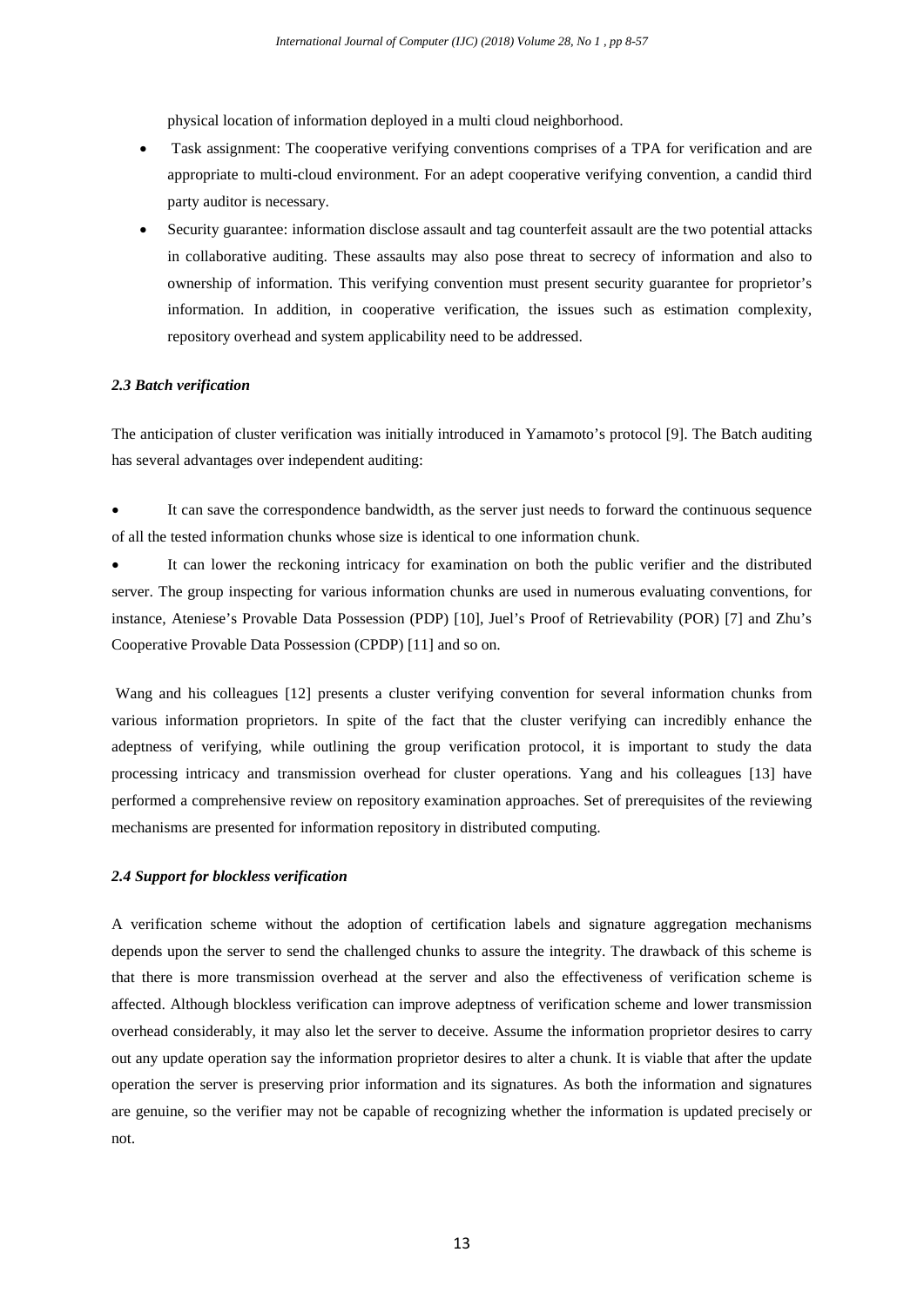physical location of information deployed in a multi cloud neighborhood.

- Task assignment: The cooperative verifying conventions comprises of a TPA for verification and are appropriate to multi-cloud environment. For an adept cooperative verifying convention, a candid third party auditor is necessary.
- Security guarantee: information disclose assault and tag counterfeit assault are the two potential attacks in collaborative auditing. These assaults may also pose threat to secrecy of information and also to ownership of information. This verifying convention must present security guarantee for proprietor's information. In addition, in cooperative verification, the issues such as estimation complexity, repository overhead and system applicability need to be addressed.

### *2.3 Batch verification*

The anticipation of cluster verification was initially introduced in Yamamoto's protocol [9]. The Batch auditing has several advantages over independent auditing:

- It can save the correspondence bandwidth, as the server just needs to forward the continuous sequence of all the tested information chunks whose size is identical to one information chunk.
- It can lower the reckoning intricacy for examination on both the public verifier and the distributed server. The group inspecting for various information chunks are used in numerous evaluating conventions, for instance, Ateniese's Provable Data Possession (PDP) [10], Juel's Proof of Retrievability (POR) [7] and Zhu's Cooperative Provable Data Possession (CPDP) [11] and so on.

Wang and his colleagues [12] presents a cluster verifying convention for several information chunks from various information proprietors. In spite of the fact that the cluster verifying can incredibly enhance the adeptness of verifying, while outlining the group verification protocol, it is important to study the data processing intricacy and transmission overhead for cluster operations. Yang and his colleagues [13] have performed a comprehensive review on repository examination approaches. Set of prerequisites of the reviewing mechanisms are presented for information repository in distributed computing.

### *2.4 Support for blockless verification*

A verification scheme without the adoption of certification labels and signature aggregation mechanisms depends upon the server to send the challenged chunks to assure the integrity. The drawback of this scheme is that there is more transmission overhead at the server and also the effectiveness of verification scheme is affected. Although blockless verification can improve adeptness of verification scheme and lower transmission overhead considerably, it may also let the server to deceive. Assume the information proprietor desires to carry out any update operation say the information proprietor desires to alter a chunk. It is viable that after the update operation the server is preserving prior information and its signatures. As both the information and signatures are genuine, so the verifier may not be capable of recognizing whether the information is updated precisely or not.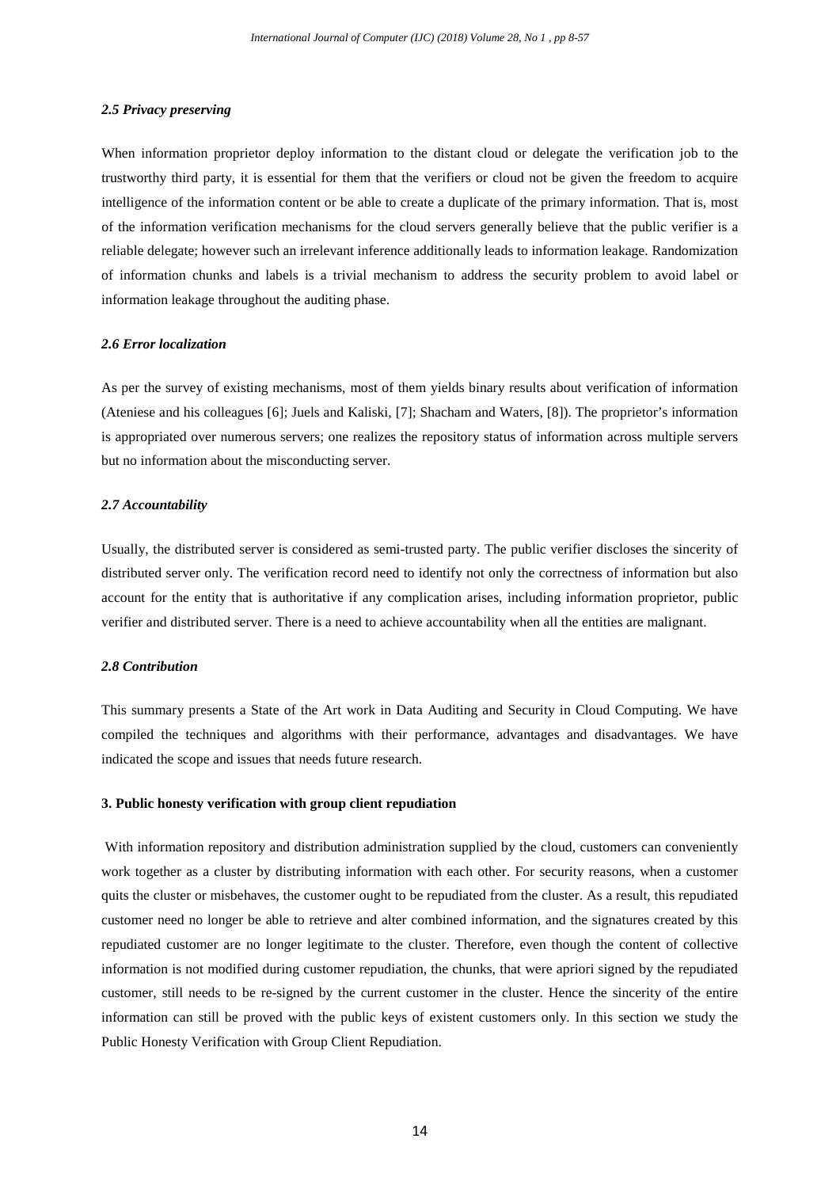### *2.5 Privacy preserving*

When information proprietor deploy information to the distant cloud or delegate the verification job to the trustworthy third party, it is essential for them that the verifiers or cloud not be given the freedom to acquire intelligence of the information content or be able to create a duplicate of the primary information. That is, most of the information verification mechanisms for the cloud servers generally believe that the public verifier is a reliable delegate; however such an irrelevant inference additionally leads to information leakage. Randomization of information chunks and labels is a trivial mechanism to address the security problem to avoid label or information leakage throughout the auditing phase.

### *2.6 Error localization*

As per the survey of existing mechanisms, most of them yields binary results about verification of information (Ateniese and his colleagues [6]; Juels and Kaliski, [7]; Shacham and Waters, [8]). The proprietor's information is appropriated over numerous servers; one realizes the repository status of information across multiple servers but no information about the misconducting server.

### *2.7 Accountability*

Usually, the distributed server is considered as semi-trusted party. The public verifier discloses the sincerity of distributed server only. The verification record need to identify not only the correctness of information but also account for the entity that is authoritative if any complication arises, including information proprietor, public verifier and distributed server. There is a need to achieve accountability when all the entities are malignant.

### *2.8 Contribution*

This summary presents a State of the Art work in Data Auditing and Security in Cloud Computing. We have compiled the techniques and algorithms with their performance, advantages and disadvantages. We have indicated the scope and issues that needs future research.

## 3. Public honesty verification with group client repudiation

With information repository and distribution administration supplied by the cloud, customers can conveniently work together as a cluster by distributing information with each other. For security reasons, when a customer quits the cluster or misbehaves, the customer ought to be repudiated from the cluster. As a result, this repudiated customer need no longer be able to retrieve and alter combined information, and the signatures created by this repudiated customer are no longer legitimate to the cluster. Therefore, even though the content of collective information is not modified during customer repudiation, the chunks, that were apriori signed by the repudiated customer, still needs to be re-signed by the current customer in the cluster. Hence the sincerity of the entire information can still be proved with the public keys of existent customers only. In this section we study the Public Honesty Verification with Group Client Repudiation.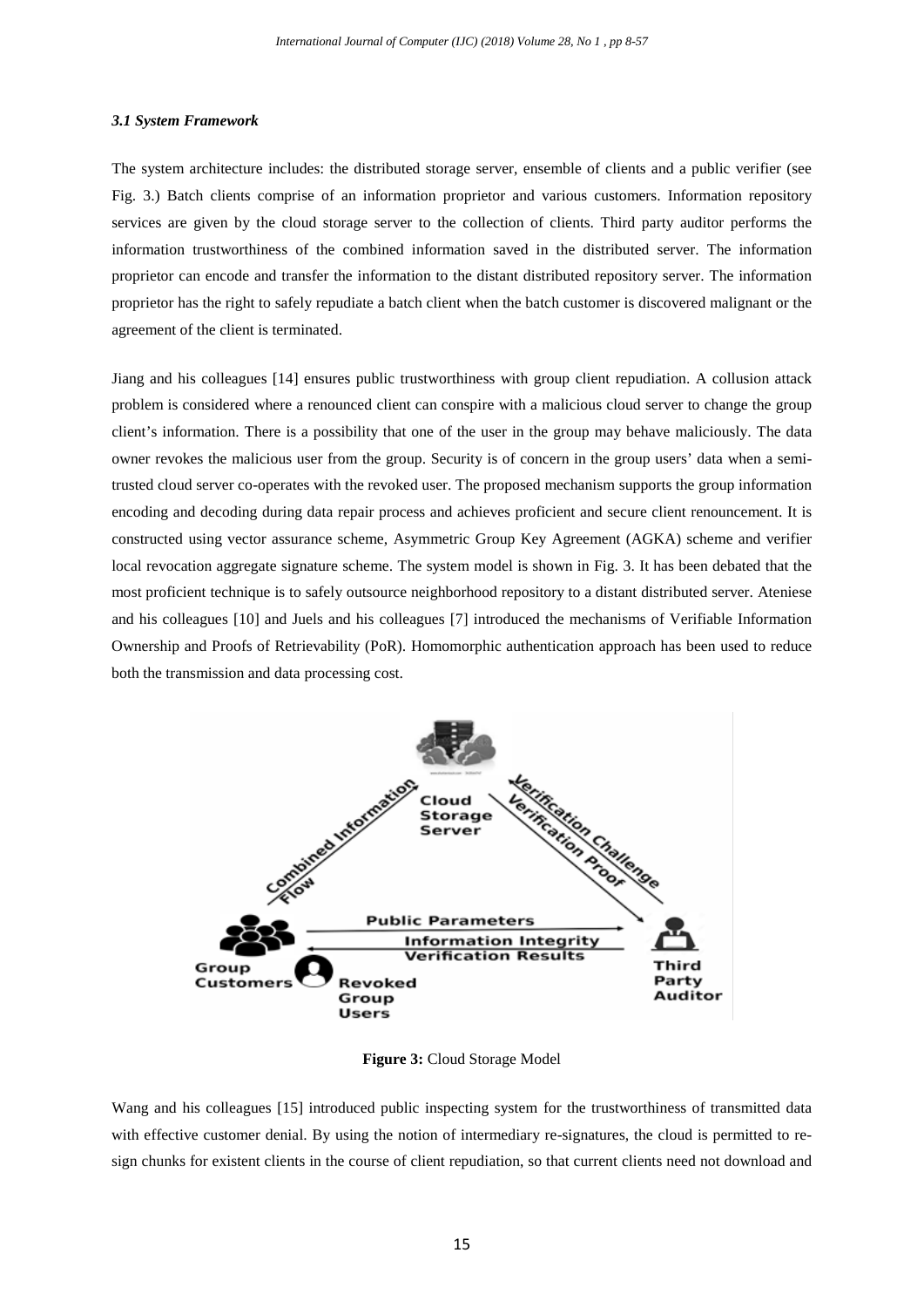### *3.1 System Framework*

The system architecture includes: the distributed storage server, ensemble of clients and a public verifier (see Fig. 3.) Batch clients comprise of an information proprietor and various customers. Information repository services are given by the cloud storage server to the collection of clients. Third party auditor performs the information trustworthiness of the combined information saved in the distributed server. The information proprietor can encode and transfer the information to the distant distributed repository server. The information proprietor has the right to safely repudiate a batch client when the batch customer is discovered malignant or the agreement of the client is terminated.

Jiang and his colleagues [14] ensures public trustworthiness with group client repudiation. A collusion attack problem is considered where a renounced client can conspire with a malicious cloud server to change the group client's information. There is a possibility that one of the user in the group may behave maliciously. The data owner revokes the malicious user from the group. Security is of concern in the group users' data when a semi-trusted cloud server co-operates with the revoked user. The proposed mechanism supports the group information encoding and decoding during data repair process and achieves proficient and secure client renouncement. It is constructed using vector assurance scheme, Asymmetric Group Key Agreement (AGKA) scheme and verifier local revocation aggregate signature scheme. The system model is shown in Fig. 3. It has been debated that the most proficient technique is to safely outsource neighborhood repository to a distant distributed server. Ateniese and his colleagues [10] and Juels and his colleagues [7] introduced the mechanisms of Verifiable Information Ownership and Proofs of Retrievability (PoR). Homomorphic authentication approach has been used to reduce both the transmission and data processing cost.

**Figure 3:** Cloud Storage Model

Wang and his colleagues [15] introduced public inspecting system for the trustworthiness of transmitted data with effective customer denial. By using the notion of intermediary re-signatures, the cloud is permitted to re-sign chunks for existent clients in the course of client repudiation, so that current clients need not download and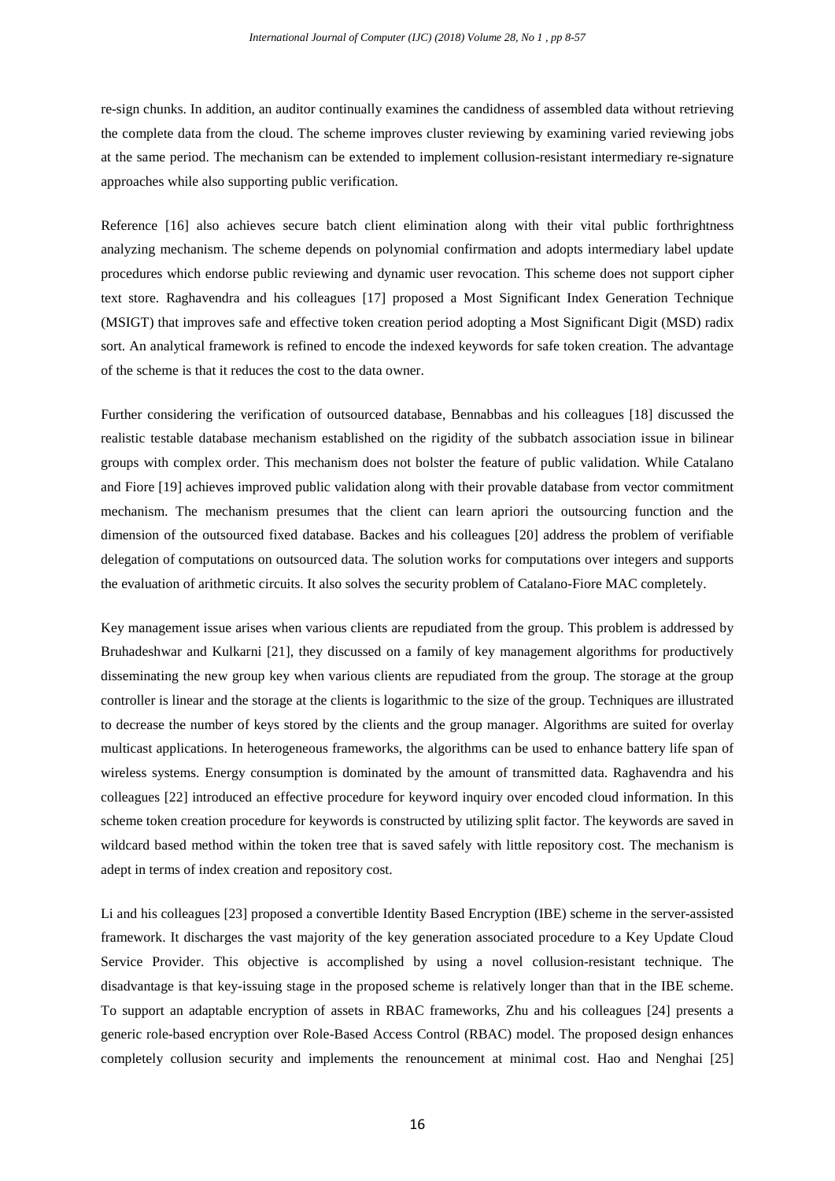re-sign chunks. In addition, an auditor continually examines the candidness of assembled data without retrieving the complete data from the cloud. The scheme improves cluster reviewing by examining varied reviewing jobs at the same period. The mechanism can be extended to implement collusion-resistant intermediary re-signature approaches while also supporting public verification.

Reference [16] also achieves secure batch client elimination along with their vital public forthrightness analyzing mechanism. The scheme depends on polynomial confirmation and adopts intermediary label update procedures which endorse public reviewing and dynamic user revocation. This scheme does not support cipher text store. Raghavendra and his colleagues [17] proposed a Most Significant Index Generation Technique (MSIGT) that improves safe and effective token creation period adopting a Most Significant Digit (MSD) radix sort. An analytical framework is refined to encode the indexed keywords for safe token creation. The advantage of the scheme is that it reduces the cost to the data owner.

Further considering the verification of outsourced database, Bennabbas and his colleagues [18] discussed the realistic testable database mechanism established on the rigidity of the subbatch association issue in bilinear groups with complex order. This mechanism does not bolster the feature of public validation. While Catalano and Fiore [19] achieves improved public validation along with their provable database from vector commitment mechanism. The mechanism presumes that the client can learn apriori the outsourcing function and the dimension of the outsourced fixed database. Backes and his colleagues [20] address the problem of verifiable delegation of computations on outsourced data. The solution works for computations over integers and supports the evaluation of arithmetic circuits. It also solves the security problem of Catalano-Fiore MAC completely.

Key management issue arises when various clients are repudiated from the group. This problem is addressed by Bruhadeshwar and Kulkarni [21], they discussed on a family of key management algorithms for productively disseminating the new group key when various clients are repudiated from the group. The storage at the group controller is linear and the storage at the clients is logarithmic to the size of the group. Techniques are illustrated to decrease the number of keys stored by the clients and the group manager. Algorithms are suited for overlay multicast applications. In heterogeneous frameworks, the algorithms can be used to enhance battery life span of wireless systems. Energy consumption is dominated by the amount of transmitted data. Raghavendra and his colleagues [22] introduced an effective procedure for keyword inquiry over encoded cloud information. In this scheme token creation procedure for keywords is constructed by utilizing split factor. The keywords are saved in wildcard based method within the token tree that is saved safely with little repository cost. The mechanism is adept in terms of index creation and repository cost.

Li and his colleagues [23] proposed a convertible Identity Based Encryption (IBE) scheme in the server-assisted framework. It discharges the vast majority of the key generation associated procedure to a Key Update Cloud Service Provider. This objective is accomplished by using a novel collusion-resistant technique. The disadvantage is that key-issuing stage in the proposed scheme is relatively longer than that in the IBE scheme. To support an adaptable encryption of assets in RBAC frameworks, Zhu and his colleagues [24] presents a generic role-based encryption over Role-Based Access Control (RBAC) model. The proposed design enhances completely collusion security and implements the renouncement at minimal cost. Hao and Nenghai [25]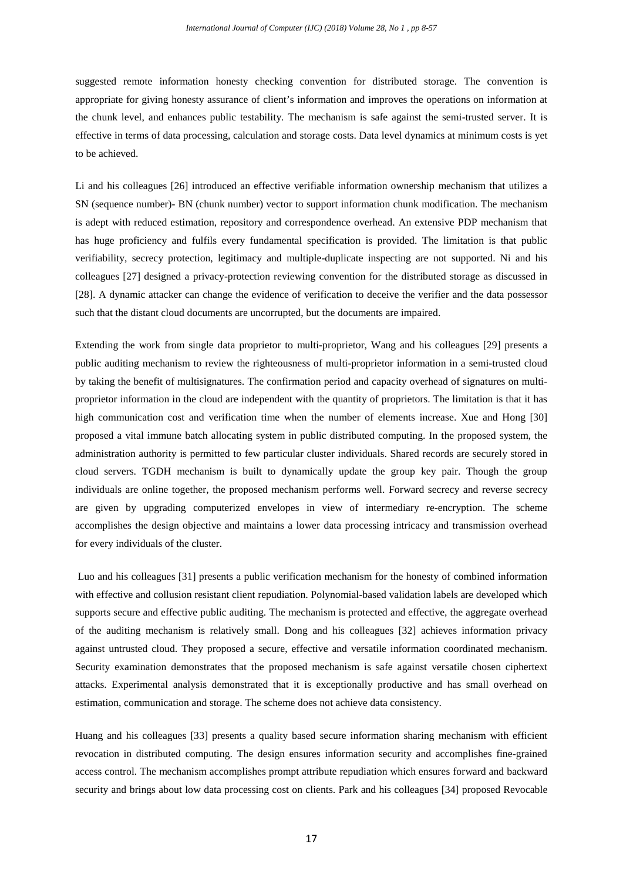suggested remote information honesty checking convention for distributed storage. The convention is appropriate for giving honesty assurance of client's information and improves the operations on information at the chunk level, and enhances public testability. The mechanism is safe against the semi-trusted server. It is effective in terms of data processing, calculation and storage costs. Data level dynamics at minimum costs is yet to be achieved.

Li and his colleagues [26] introduced an effective verifiable information ownership mechanism that utilizes a SN (sequence number)- BN (chunk number) vector to support information chunk modification. The mechanism is adept with reduced estimation, repository and correspondence overhead. An extensive PDP mechanism that has huge proficiency and fulfils every fundamental specification is provided. The limitation is that public verifiability, secrecy protection, legitimacy and multiple-duplicate inspecting are not supported. Ni and his colleagues [27] designed a privacy-protection reviewing convention for the distributed storage as discussed in [28]. A dynamic attacker can change the evidence of verification to deceive the verifier and the data possessor such that the distant cloud documents are uncorrupted, but the documents are impaired.

Extending the work from single data proprietor to multi-proprietor, Wang and his colleagues [29] presents a public auditing mechanism to review the righteousness of multi-proprietor information in a semi-trusted cloud by taking the benefit of multisignatures. The confirmation period and capacity overhead of signatures on multi-proprietor information in the cloud are independent with the quantity of proprietors. The limitation is that it has high communication cost and verification time when the number of elements increase. Xue and Hong [30] proposed a vital immune batch allocating system in public distributed computing. In the proposed system, the administration authority is permitted to few particular cluster individuals. Shared records are securely stored in cloud servers. TGDH mechanism is built to dynamically update the group key pair. Though the group individuals are online together, the proposed mechanism performs well. Forward secrecy and reverse secrecy are given by upgrading computerized envelopes in view of intermediary re-encryption. The scheme accomplishes the design objective and maintains a lower data processing intricacy and transmission overhead for every individuals of the cluster.

Luo and his colleagues [31] presents a public verification mechanism for the honesty of combined information with effective and collusion resistant client repudiation. Polynomial-based validation labels are developed which supports secure and effective public auditing. The mechanism is protected and effective, the aggregate overhead of the auditing mechanism is relatively small. Dong and his colleagues [32] achieves information privacy against untrusted cloud. They proposed a secure, effective and versatile information coordinated mechanism. Security examination demonstrates that the proposed mechanism is safe against versatile chosen ciphertext attacks. Experimental analysis demonstrated that it is exceptionally productive and has small overhead on estimation, communication and storage. The scheme does not achieve data consistency.

Huang and his colleagues [33] presents a quality based secure information sharing mechanism with efficient revocation in distributed computing. The design ensures information security and accomplishes fine-grained access control. The mechanism accomplishes prompt attribute repudiation which ensures forward and backward security and brings about low data processing cost on clients. Park and his colleagues [34] proposed Revocable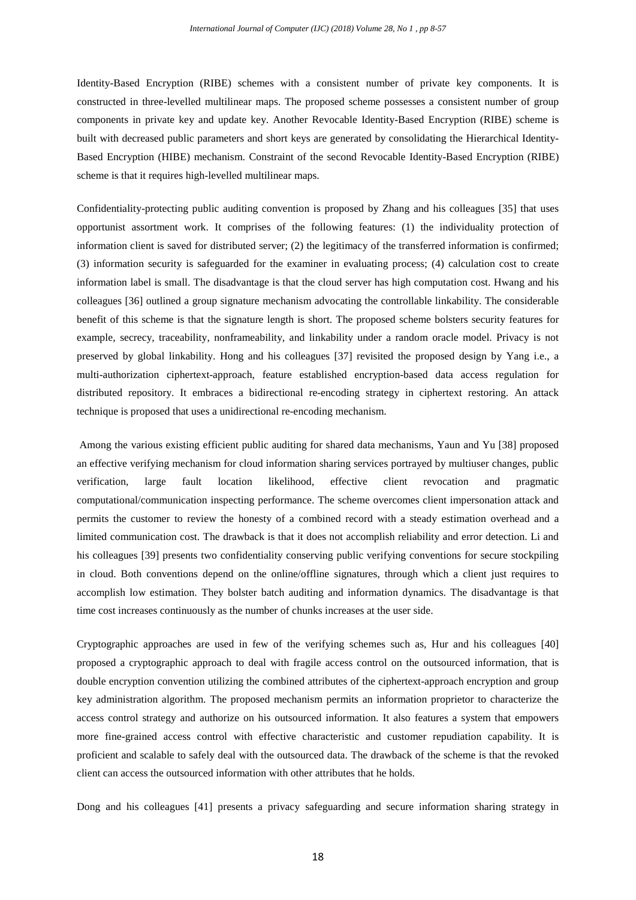Identity-Based Encryption (RIBE) schemes with a consistent number of private key components. It is constructed in three-levelled multilinear maps. The proposed scheme possesses a consistent number of group components in private key and update key. Another Revocable Identity-Based Encryption (RIBE) scheme is built with decreased public parameters and short keys are generated by consolidating the Hierarchical Identity-Based Encryption (HIBE) mechanism. Constraint of the second Revocable Identity-Based Encryption (RIBE) scheme is that it requires high-levelled multilinear maps.

Confidentiality-protecting public auditing convention is proposed by Zhang and his colleagues [35] that uses opportunist assortment work. It comprises of the following features: (1) the individuality protection of information client is saved for distributed server; (2) the legitimacy of the transferred information is confirmed; (3) information security is safeguarded for the examiner in evaluating process; (4) calculation cost to create information label is small. The disadvantage is that the cloud server has high computation cost. Hwang and his colleagues [36] outlined a group signature mechanism advocating the controllable linkability. The considerable benefit of this scheme is that the signature length is short. The proposed scheme bolsters security features for example, secrecy, traceability, nonframeability, and linkability under a random oracle model. Privacy is not preserved by global linkability. Hong and his colleagues [37] revisited the proposed design by Yang i.e., a multi-authorization ciphertext-approach, feature established encryption-based data access regulation for distributed repository. It embraces a bidirectional re-encoding strategy in ciphertext restoring. An attack technique is proposed that uses a unidirectional re-encoding mechanism.

Among the various existing efficient public auditing for shared data mechanisms, Yaun and Yu [38] proposed an effective verifying mechanism for cloud information sharing services portrayed by multiuser changes, public verification, large fault location likelihood, effective client revocation and pragmatic computational/communication inspecting performance. The scheme overcomes client impersonation attack and permits the customer to review the honesty of a combined record with a steady estimation overhead and a limited communication cost. The drawback is that it does not accomplish reliability and error detection. Li and his colleagues [39] presents two confidentiality conserving public verifying conventions for secure stockpiling in cloud. Both conventions depend on the online/offline signatures, through which a client just requires to accomplish low estimation. They bolster batch auditing and information dynamics. The disadvantage is that time cost increases continuously as the number of chunks increases at the user side.

Cryptographic approaches are used in few of the verifying schemes such as, Hur and his colleagues [40] proposed a cryptographic approach to deal with fragile access control on the outsourced information, that is double encryption convention utilizing the combined attributes of the ciphertext-approach encryption and group key administration algorithm. The proposed mechanism permits an information proprietor to characterize the access control strategy and authorize on his outsourced information. It also features a system that empowers more fine-grained access control with effective characteristic and customer repudiation capability. It is proficient and scalable to safely deal with the outsourced data. The drawback of the scheme is that the revoked client can access the outsourced information with other attributes that he holds.

Dong and his colleagues [41] presents a privacy safeguarding and secure information sharing strategy in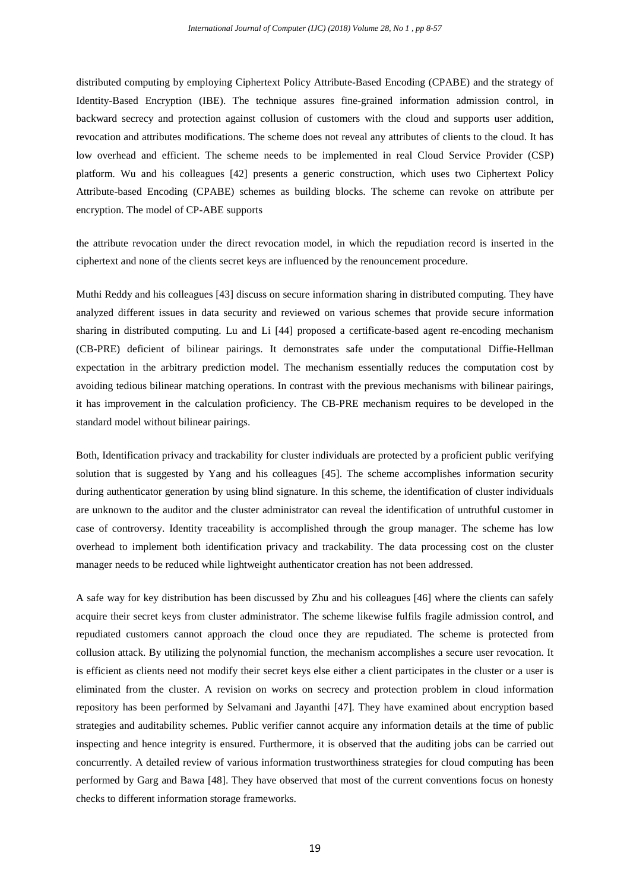distributed computing by employing Ciphertext Policy Attribute-Based Encoding (CPABE) and the strategy of Identity-Based Encryption (IBE). The technique assures fine-grained information admission control, in backward secrecy and protection against collusion of customers with the cloud and supports user addition, revocation and attributes modifications. The scheme does not reveal any attributes of clients to the cloud. It has low overhead and efficient. The scheme needs to be implemented in real Cloud Service Provider (CSP) platform. Wu and his colleagues [42] presents a generic construction, which uses two Ciphertext Policy Attribute-based Encoding (CPABE) schemes as building blocks. The scheme can revoke on attribute per encryption. The model of CP-ABE supports

the attribute revocation under the direct revocation model, in which the repudiation record is inserted in the ciphertext and none of the clients secret keys are influenced by the renouncement procedure.

Muthi Reddy and his colleagues [43] discuss on secure information sharing in distributed computing. They have analyzed different issues in data security and reviewed on various schemes that provide secure information sharing in distributed computing. Lu and Li [44] proposed a certificate-based agent re-encoding mechanism (CB-PRE) deficient of bilinear pairings. It demonstrates safe under the computational Diffie-Hellman expectation in the arbitrary prediction model. The mechanism essentially reduces the computation cost by avoiding tedious bilinear matching operations. In contrast with the previous mechanisms with bilinear pairings, it has improvement in the calculation proficiency. The CB-PRE mechanism requires to be developed in the standard model without bilinear pairings.

Both, Identification privacy and trackability for cluster individuals are protected by a proficient public verifying solution that is suggested by Yang and his colleagues [45]. The scheme accomplishes information security during authenticator generation by using blind signature. In this scheme, the identification of cluster individuals are unknown to the auditor and the cluster administrator can reveal the identification of untruthful customer in case of controversy. Identity traceability is accomplished through the group manager. The scheme has low overhead to implement both identification privacy and trackability. The data processing cost on the cluster manager needs to be reduced while lightweight authenticator creation has not been addressed.

A safe way for key distribution has been discussed by Zhu and his colleagues [46] where the clients can safely acquire their secret keys from cluster administrator. The scheme likewise fulfils fragile admission control, and repudiated customers cannot approach the cloud once they are repudiated. The scheme is protected from collusion attack. By utilizing the polynomial function, the mechanism accomplishes a secure user revocation. It is efficient as clients need not modify their secret keys else either a client participates in the cluster or a user is eliminated from the cluster. A revision on works on secrecy and protection problem in cloud information repository has been performed by Selvamani and Jayanthi [47]. They have examined about encryption based strategies and auditability schemes. Public verifier cannot acquire any information details at the time of public inspecting and hence integrity is ensured. Furthermore, it is observed that the auditing jobs can be carried out concurrently. A detailed review of various information trustworthiness strategies for cloud computing has been performed by Garg and Bawa [48]. They have observed that most of the current conventions focus on honesty checks to different information storage frameworks.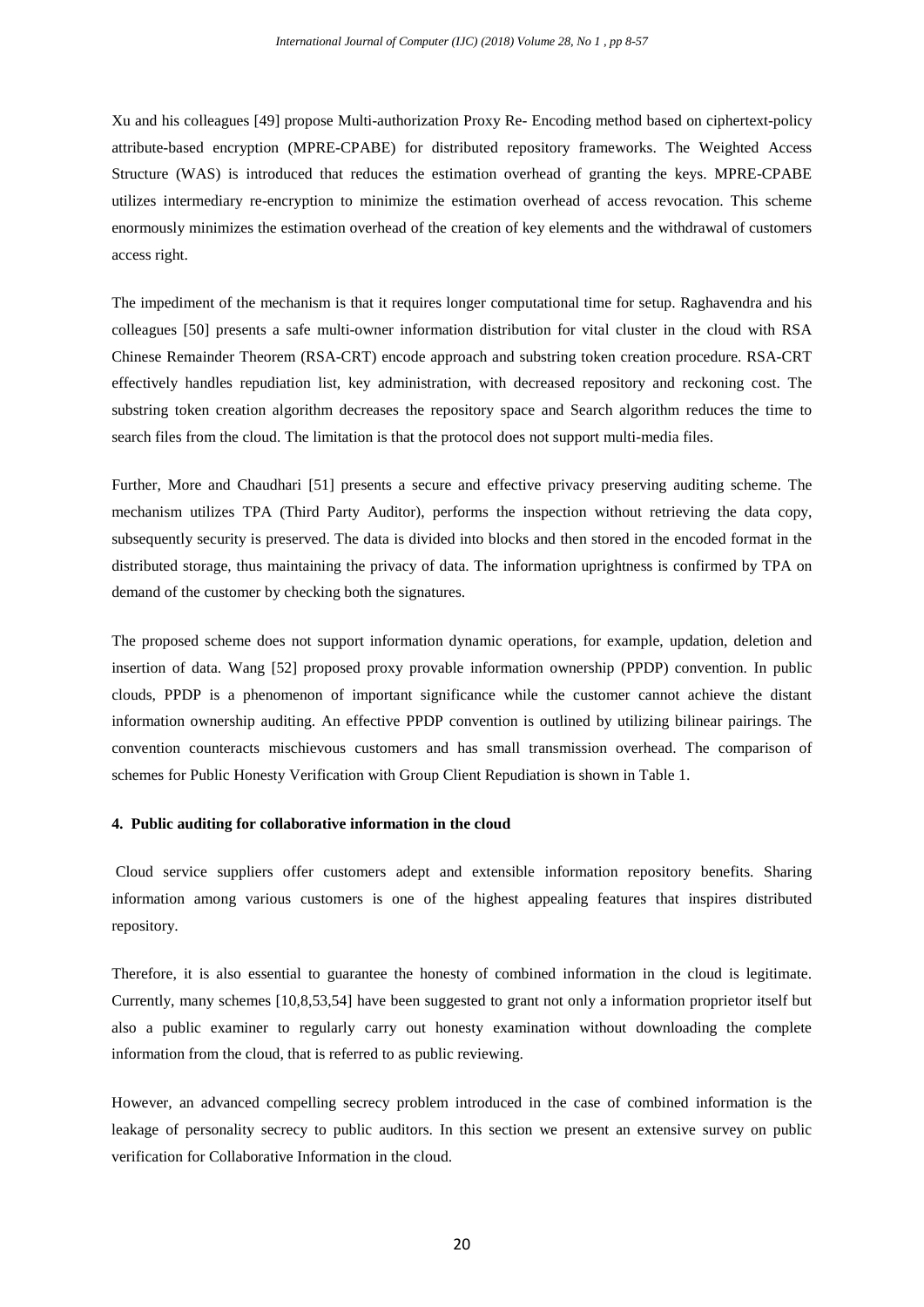Xu and his colleagues [49] propose Multi-authorization Proxy Re- Encoding method based on ciphertext-policy attribute-based encryption (MPRE-CPABE) for distributed repository frameworks. The Weighted Access Structure (WAS) is introduced that reduces the estimation overhead of granting the keys. MPRE-CPABE utilizes intermediary re-encryption to minimize the estimation overhead of access revocation. This scheme enormously minimizes the estimation overhead of the creation of key elements and the withdrawal of customers access right.

The impediment of the mechanism is that it requires longer computational time for setup. Raghavendra and his colleagues [50] presents a safe multi-owner information distribution for vital cluster in the cloud with RSA Chinese Remainder Theorem (RSA-CRT) encode approach and substring token creation procedure. RSA-CRT effectively handles repudiation list, key administration, with decreased repository and reckoning cost. The substring token creation algorithm decreases the repository space and Search algorithm reduces the time to search files from the cloud. The limitation is that the protocol does not support multi-media files.

Further, More and Chaudhari [51] presents a secure and effective privacy preserving auditing scheme. The mechanism utilizes TPA (Third Party Auditor), performs the inspection without retrieving the data copy, subsequently security is preserved. The data is divided into blocks and then stored in the encoded format in the distributed storage, thus maintaining the privacy of data. The information uprightness is confirmed by TPA on demand of the customer by checking both the signatures.

The proposed scheme does not support information dynamic operations, for example, updation, deletion and insertion of data. Wang [52] proposed proxy provable information ownership (PPDP) convention. In public clouds, PPDP is a phenomenon of important significance while the customer cannot achieve the distant information ownership auditing. An effective PPDP convention is outlined by utilizing bilinear pairings. The convention counteracts mischievous customers and has small transmission overhead. The comparison of schemes for Public Honesty Verification with Group Client Repudiation is shown in Table 1.

## 4. Public auditing for collaborative information in the cloud

Cloud service suppliers offer customers adept and extensible information repository benefits. Sharing information among various customers is one of the highest appealing features that inspires distributed repository.

Therefore, it is also essential to guarantee the honesty of combined information in the cloud is legitimate. Currently, many schemes [10,8,53,54] have been suggested to grant not only a information proprietor itself but also a public examiner to regularly carry out honesty examination without downloading the complete information from the cloud, that is referred to as public reviewing.

However, an advanced compelling secrecy problem introduced in the case of combined information is the leakage of personality secrecy to public auditors. In this section we present an extensive survey on public verification for Collaborative Information in the cloud.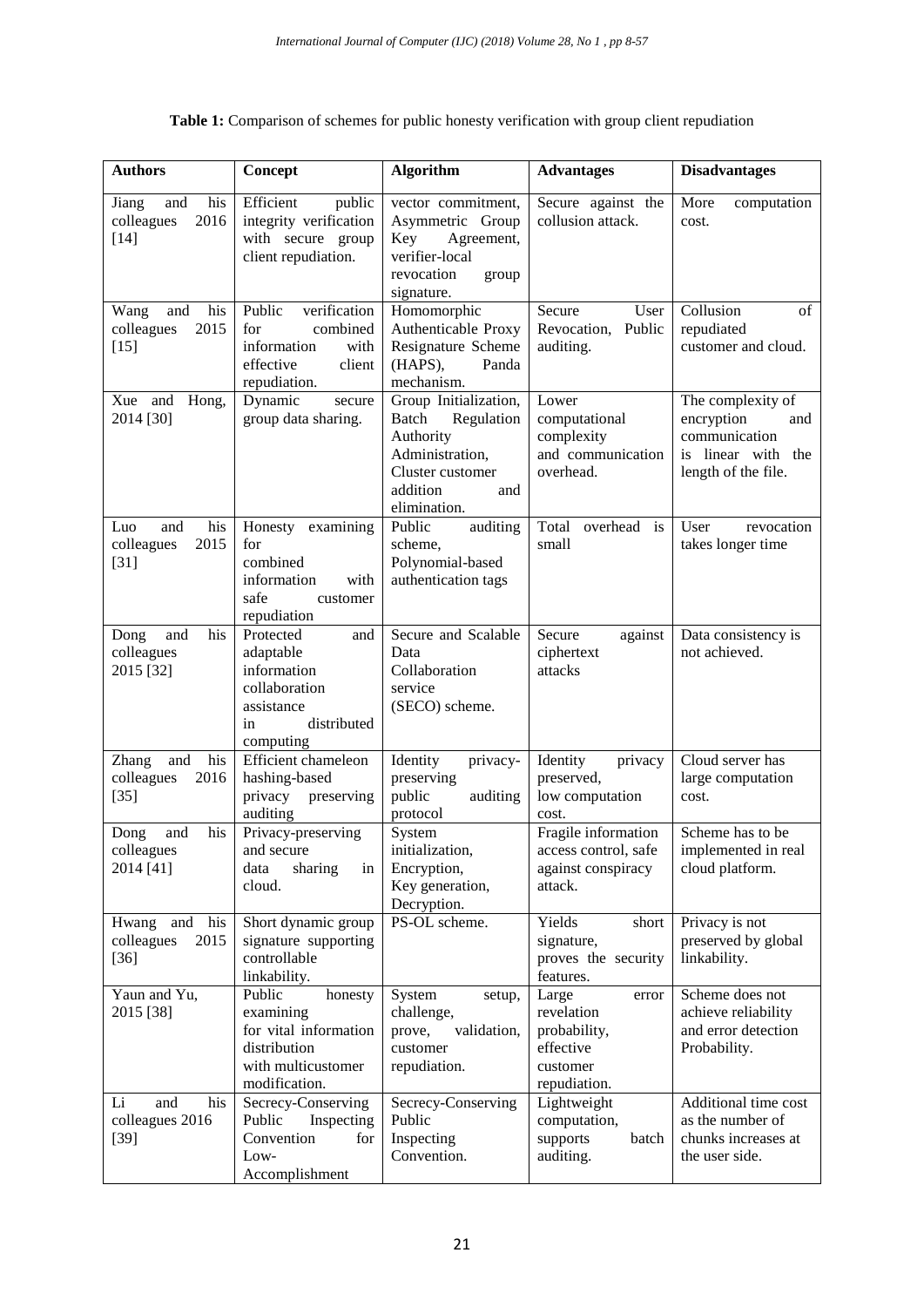**Table 1:** Comparison of schemes for public honesty verification with group client repudiation

| Authors | Concept | Algorithm | Advantages | Disadvantages |
|---|---|---|---|---|
| Jiang and his colleagues 2016 [14] | Efficient public integrity verification with secure group client repudiation. | vector commitment, Asymmetric Group Key Agreement, verifier-local revocation group signature. | Secure against the collusion attack. | More computation cost. |
| Wang and his colleagues 2015 [15] | Public verification for combined information with effective client repudiation. | Homomorphic Authenticable Proxy Resignature Scheme (HAPS), Panda mechanism. | Secure User Revocation, Public auditing. | Collusion of repudiated customer and cloud. |
| Xue and Hong, 2014 [30] | Dynamic secure group data sharing. | Group Initialization, Batch Regulation Authority Administration, Cluster customer addition and elimination. | Lower computational complexity and communication overhead. | The complexity of encryption and communication is linear with the length of the file. |
| Luo and his colleagues 2015 [31] | Honesty examining for combined information with safe customer repudiation | Public auditing scheme, Polynomial-based authentication tags | Total overhead is small | User revocation takes longer time |
| Dong and his colleagues 2015 [32] | Protected and adaptable information collaboration assistance in distributed computing | Secure and Scalable Data Collaboration service (SECO) scheme. | Secure against ciphertext attacks | Data consistency is not achieved. |
| Zhang and his colleagues 2016 [35] | Efficient chameleon hashing-based privacy preserving auditing | Identity privacy-preserving public auditing protocol | Identity privacy preserved, low computation cost. | Cloud server has large computation cost. |
| Dong and his colleagues 2014 [41] | Privacy-preserving and secure data sharing in cloud. | System initialization, Encryption, Key generation, Decryption. | Fragile information access control, safe against conspiracy attack. | Scheme has to be implemented in real cloud platform. |
| Hwang and his colleagues 2015 [36] | Short dynamic group signature supporting controllable linkability. | PS-OL scheme. | Yields short signature, proves the security features. | Privacy is not preserved by global linkability. |
| Yaun and Yu, 2015 [38] | Public honesty examining for vital information distribution with multicustomer modification. | System setup, challenge, prove, validation, customer repudiation. | Large error revelation probability, effective customer repudiation. | Scheme does not achieve reliability and error detection Probability. |
| Li and his colleagues 2016 [39] | Secrecy-Conserving Public Inspecting Convention for Low-Accomplishment | Secrecy-Conserving Public Inspecting Convention. | Lightweight computation, supports batch auditing. | Additional time cost as the number of chunks increases at the user side. |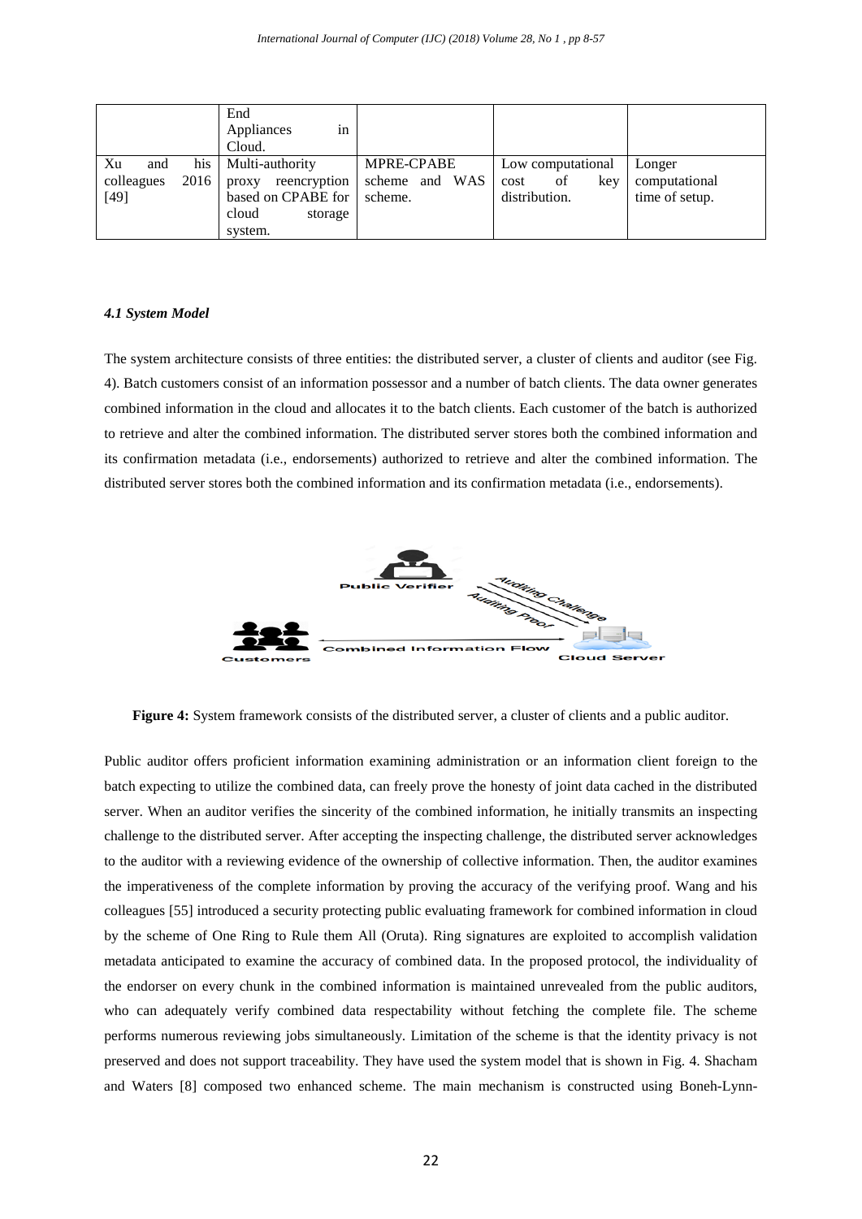| | End Appliances in Cloud. | | | |
|---|---|---|---|---|
| Xu and his colleagues 2016 [49] | Multi-authority proxy reencryption based on CPABE for cloud storage system. | MPRE-CPABE scheme and WAS scheme. | Low computational cost of key distribution. | Longer computational time of setup. |

#### *4.1 System Model*

The system architecture consists of three entities: the distributed server, a cluster of clients and auditor (see Fig. 4). Batch customers consist of an information possessor and a number of batch clients. The data owner generates combined information in the cloud and allocates it to the batch clients. Each customer of the batch is authorized to retrieve and alter the combined information. The distributed server stores both the combined information and its confirmation metadata (i.e., endorsements) authorized to retrieve and alter the combined information. The distributed server stores both the combined information and its confirmation metadata (i.e., endorsements).

**Figure 4:** System framework consists of the distributed server, a cluster of clients and a public auditor.

Public auditor offers proficient information examining administration or an information client foreign to the batch expecting to utilize the combined data, can freely prove the honesty of joint data cached in the distributed server. When an auditor verifies the sincerity of the combined information, he initially transmits an inspecting challenge to the distributed server. After accepting the inspecting challenge, the distributed server acknowledges to the auditor with a reviewing evidence of the ownership of collective information. Then, the auditor examines the imperativeness of the complete information by proving the accuracy of the verifying proof. Wang and his colleagues [55] introduced a security protecting public evaluating framework for combined information in cloud by the scheme of One Ring to Rule them All (Oruta). Ring signatures are exploited to accomplish validation metadata anticipated to examine the accuracy of combined data. In the proposed protocol, the individuality of the endorser on every chunk in the combined information is maintained unrevealed from the public auditors, who can adequately verify combined data respectability without fetching the complete file. The scheme performs numerous reviewing jobs simultaneously. Limitation of the scheme is that the identity privacy is not preserved and does not support traceability. They have used the system model that is shown in Fig. 4. Shacham and Waters [8] composed two enhanced scheme. The main mechanism is constructed using Boneh-Lynn-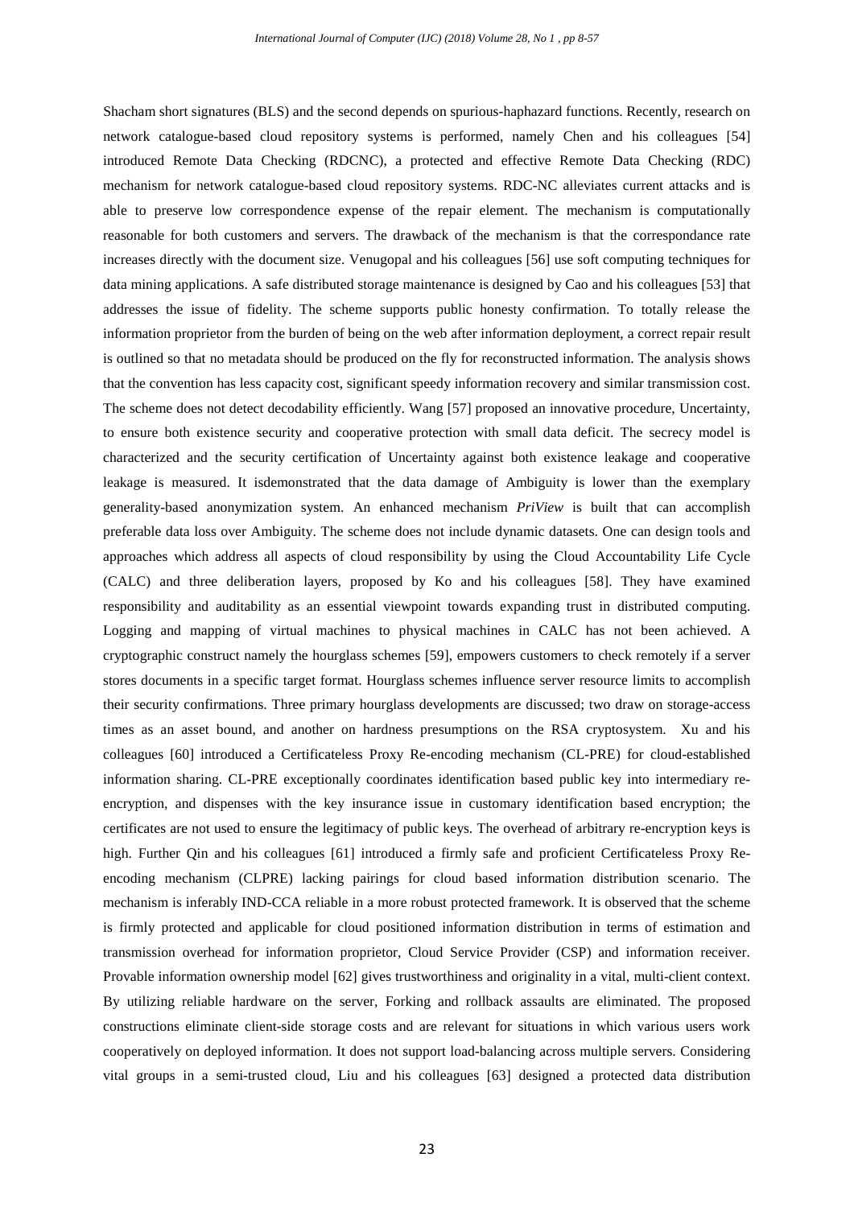Shacham short signatures (BLS) and the second depends on spurious-haphazard functions. Recently, research on network catalogue-based cloud repository systems is performed, namely Chen and his colleagues [54] introduced Remote Data Checking (RDCNC), a protected and effective Remote Data Checking (RDC) mechanism for network catalogue-based cloud repository systems. RDC-NC alleviates current attacks and is able to preserve low correspondence expense of the repair element. The mechanism is computationally reasonable for both customers and servers. The drawback of the mechanism is that the correspondance rate increases directly with the document size. Venugopal and his colleagues [56] use soft computing techniques for data mining applications. A safe distributed storage maintenance is designed by Cao and his colleagues [53] that addresses the issue of fidelity. The scheme supports public honesty confirmation. To totally release the information proprietor from the burden of being on the web after information deployment, a correct repair result is outlined so that no metadata should be produced on the fly for reconstructed information. The analysis shows that the convention has less capacity cost, significant speedy information recovery and similar transmission cost. The scheme does not detect decodability efficiently. Wang [57] proposed an innovative procedure, Uncertainty, to ensure both existence security and cooperative protection with small data deficit. The secrecy model is characterized and the security certification of Uncertainty against both existence leakage and cooperative leakage is measured. It isdemonstrated that the data damage of Ambiguity is lower than the exemplary generality-based anonymization system. An enhanced mechanism *PriView* is built that can accomplish preferable data loss over Ambiguity. The scheme does not include dynamic datasets. One can design tools and approaches which address all aspects of cloud responsibility by using the Cloud Accountability Life Cycle (CALC) and three deliberation layers, proposed by Ko and his colleagues [58]. They have examined responsibility and auditability as an essential viewpoint towards expanding trust in distributed computing. Logging and mapping of virtual machines to physical machines in CALC has not been achieved. A cryptographic construct namely the hourglass schemes [59], empowers customers to check remotely if a server stores documents in a specific target format. Hourglass schemes influence server resource limits to accomplish their security confirmations. Three primary hourglass developments are discussed; two draw on storage-access times as an asset bound, and another on hardness presumptions on the RSA cryptosystem. Xu and his colleagues [60] introduced a Certificateless Proxy Re-encoding mechanism (CL-PRE) for cloud-established information sharing. CL-PRE exceptionally coordinates identification based public key into intermediary re-encryption, and dispenses with the key insurance issue in customary identification based encryption; the certificates are not used to ensure the legitimacy of public keys. The overhead of arbitrary re-encryption keys is high. Further Qin and his colleagues [61] introduced a firmly safe and proficient Certificateless Proxy Re-encoding mechanism (CLPRE) lacking pairings for cloud based information distribution scenario. The mechanism is inferably IND-CCA reliable in a more robust protected framework. It is observed that the scheme is firmly protected and applicable for cloud positioned information distribution in terms of estimation and transmission overhead for information proprietor, Cloud Service Provider (CSP) and information receiver. Provable information ownership model [62] gives trustworthiness and originality in a vital, multi-client context. By utilizing reliable hardware on the server, Forking and rollback assaults are eliminated. The proposed constructions eliminate client-side storage costs and are relevant for situations in which various users work cooperatively on deployed information. It does not support load-balancing across multiple servers. Considering vital groups in a semi-trusted cloud, Liu and his colleagues [63] designed a protected data distribution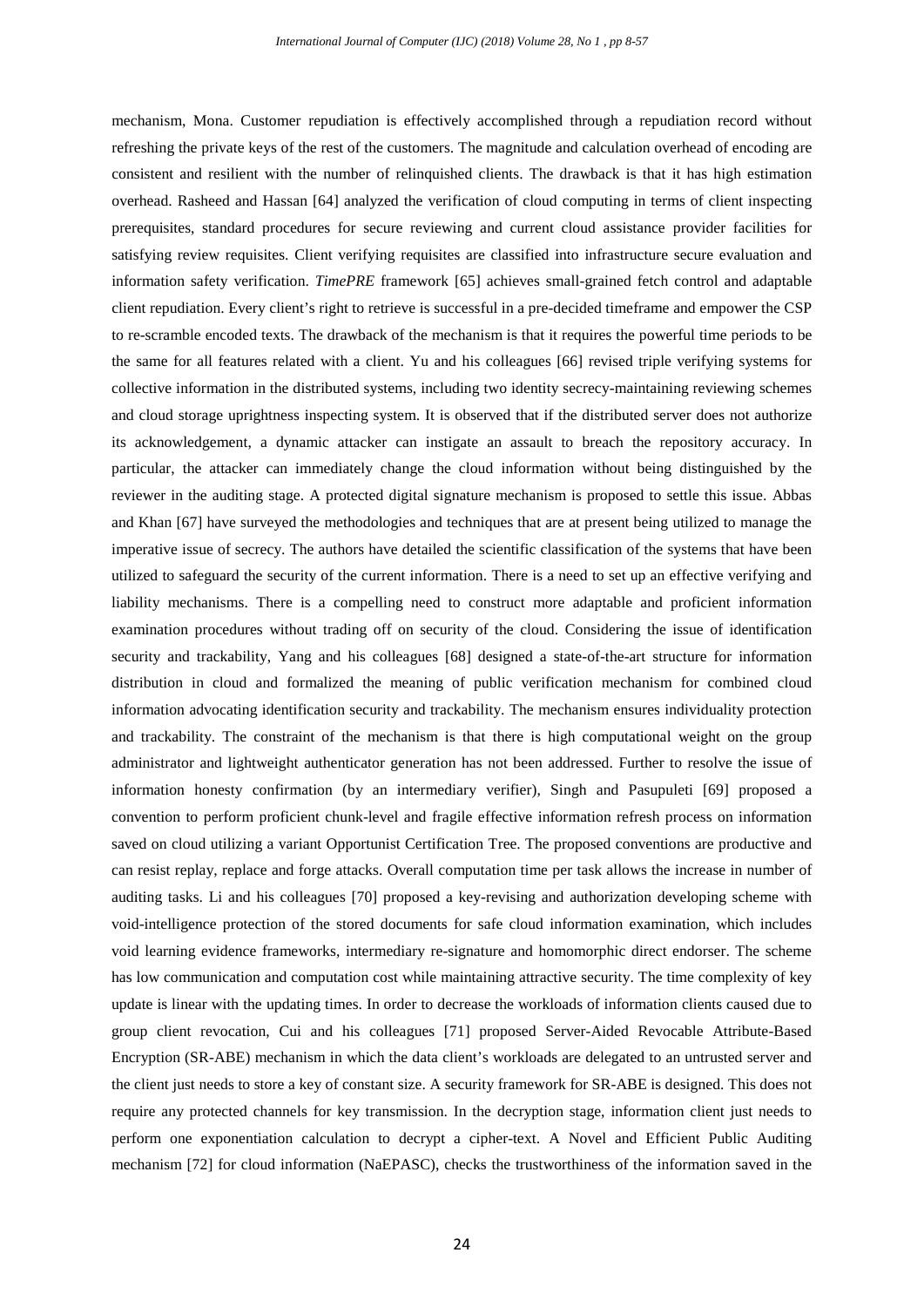mechanism, Mona. Customer repudiation is effectively accomplished through a repudiation record without refreshing the private keys of the rest of the customers. The magnitude and calculation overhead of encoding are consistent and resilient with the number of relinquished clients. The drawback is that it has high estimation overhead. Rasheed and Hassan [64] analyzed the verification of cloud computing in terms of client inspecting prerequisites, standard procedures for secure reviewing and current cloud assistance provider facilities for satisfying review requisites. Client verifying requisites are classified into infrastructure secure evaluation and information safety verification. *TimePRE* framework [65] achieves small-grained fetch control and adaptable client repudiation. Every client's right to retrieve is successful in a pre-decided timeframe and empower the CSP to re-scramble encoded texts. The drawback of the mechanism is that it requires the powerful time periods to be the same for all features related with a client. Yu and his colleagues [66] revised triple verifying systems for collective information in the distributed systems, including two identity secrecy-maintaining reviewing schemes and cloud storage uprightness inspecting system. It is observed that if the distributed server does not authorize its acknowledgement, a dynamic attacker can instigate an assault to breach the repository accuracy. In particular, the attacker can immediately change the cloud information without being distinguished by the reviewer in the auditing stage. A protected digital signature mechanism is proposed to settle this issue. Abbas and Khan [67] have surveyed the methodologies and techniques that are at present being utilized to manage the imperative issue of secrecy. The authors have detailed the scientific classification of the systems that have been utilized to safeguard the security of the current information. There is a need to set up an effective verifying and liability mechanisms. There is a compelling need to construct more adaptable and proficient information examination procedures without trading off on security of the cloud. Considering the issue of identification security and trackability, Yang and his colleagues [68] designed a state-of-the-art structure for information distribution in cloud and formalized the meaning of public verification mechanism for combined cloud information advocating identification security and trackability. The mechanism ensures individuality protection and trackability. The constraint of the mechanism is that there is high computational weight on the group administrator and lightweight authenticator generation has not been addressed. Further to resolve the issue of information honesty confirmation (by an intermediary verifier), Singh and Pasupuleti [69] proposed a convention to perform proficient chunk-level and fragile effective information refresh process on information saved on cloud utilizing a variant Opportunist Certification Tree. The proposed conventions are productive and can resist replay, replace and forge attacks. Overall computation time per task allows the increase in number of auditing tasks. Li and his colleagues [70] proposed a key-revising and authorization developing scheme with void-intelligence protection of the stored documents for safe cloud information examination, which includes void learning evidence frameworks, intermediary re-signature and homomorphic direct endorser. The scheme has low communication and computation cost while maintaining attractive security. The time complexity of key update is linear with the updating times. In order to decrease the workloads of information clients caused due to group client revocation, Cui and his colleagues [71] proposed Server-Aided Revocable Attribute-Based Encryption (SR-ABE) mechanism in which the data client's workloads are delegated to an untrusted server and the client just needs to store a key of constant size. A security framework for SR-ABE is designed. This does not require any protected channels for key transmission. In the decryption stage, information client just needs to perform one exponentiation calculation to decrypt a cipher-text. A Novel and Efficient Public Auditing mechanism [72] for cloud information (NaEPASC), checks the trustworthiness of the information saved in the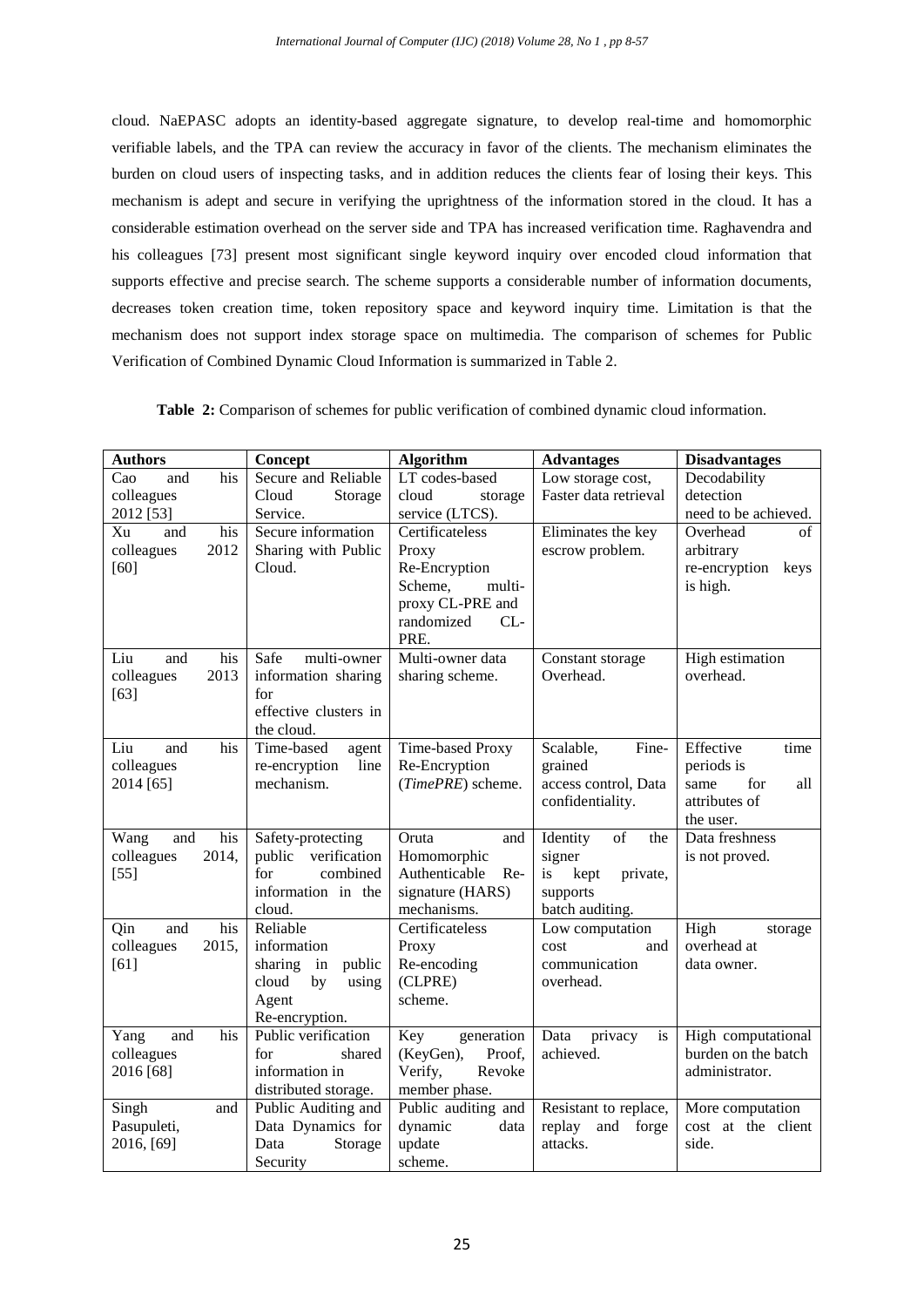cloud. NaEPASC adopts an identity-based aggregate signature, to develop real-time and homomorphic verifiable labels, and the TPA can review the accuracy in favor of the clients. The mechanism eliminates the burden on cloud users of inspecting tasks, and in addition reduces the clients fear of losing their keys. This mechanism is adept and secure in verifying the uprightness of the information stored in the cloud. It has a considerable estimation overhead on the server side and TPA has increased verification time. Raghavendra and his colleagues [73] present most significant single keyword inquiry over encoded cloud information that supports effective and precise search. The scheme supports a considerable number of information documents, decreases token creation time, token repository space and keyword inquiry time. Limitation is that the mechanism does not support index storage space on multimedia. The comparison of schemes for Public Verification of Combined Dynamic Cloud Information is summarized in Table 2.

**Table 2:** Comparison of schemes for public verification of combined dynamic cloud information.

| **Authors** | **Concept** | **Algorithm** | **Advantages** | **Disadvantages** |
|---|---|---|---|---|
| Cao and his colleagues 2012 [53] | Secure and Reliable Cloud Storage Service. | LT codes-based cloud storage service (LTCS). | Low storage cost, Faster data retrieval | Decodability detection need to be achieved. |
| Xu and his colleagues 2012 [60] | Secure information Sharing with Public Cloud. | Certificateless Proxy Re-Encryption Scheme, multi-proxy CL-PRE and randomized CL-PRE. | Eliminates the key escrow problem. | Overhead of arbitrary re-encryption keys is high. |
| Liu and his colleagues 2013 [63] | Safe multi-owner information sharing for effective clusters in the cloud. | Multi-owner data sharing scheme. | Constant storage Overhead. | High estimation overhead. |
| Liu and his colleagues 2014 [65] | Time-based agent re-encryption line mechanism. | Time-based Proxy Re-Encryption (*TimePRE*) scheme. | Scalable, Fine-grained access control, Data confidentiality. | Effective time periods is same for all attributes of the user. |
| Wang and his colleagues 2014, [55] | Safety-protecting public verification for combined information in the cloud. | Oruta and Homomorphic Authenticable Re-signature (HARS) mechanisms. | Identity of the signer is kept private, supports batch auditing. | Data freshness is not proved. |
| Qin and his colleagues 2015, [61] | Reliable information sharing in public cloud by using Agent Re-encryption. | Certificateless Proxy Re-encoding (CLPRE) scheme. | Low computation cost and communication overhead. | High storage overhead at data owner. |
| Yang and his colleagues 2016 [68] | Public verification for shared information in distributed storage. | Key generation (KeyGen), Proof, Verify, Revoke member phase. | Data privacy is achieved. | High computational burden on the batch administrator. |
| Singh and Pasupuleti, 2016, [69] | Public Auditing and Data Dynamics for Data Storage Security | Public auditing and dynamic data update scheme. | Resistant to replace, replay and forge attacks. | More computation cost at the client side. |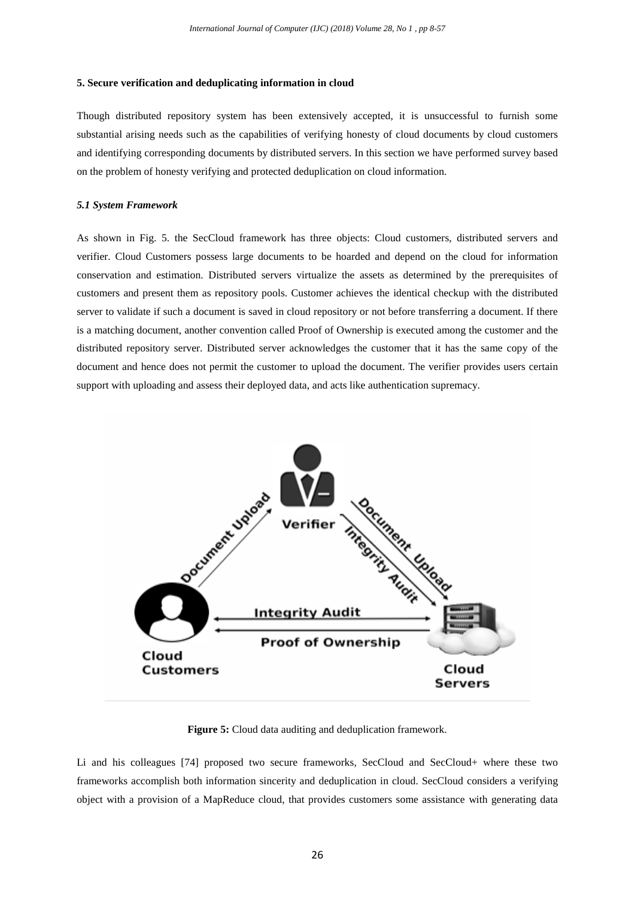## 5. Secure verification and deduplicating information in cloud

Though distributed repository system has been extensively accepted, it is unsuccessful to furnish some substantial arising needs such as the capabilities of verifying honesty of cloud documents by cloud customers and identifying corresponding documents by distributed servers. In this section we have performed survey based on the problem of honesty verifying and protected deduplication on cloud information.

### *5.1 System Framework*

As shown in Fig. 5. the SecCloud framework has three objects: Cloud customers, distributed servers and verifier. Cloud Customers possess large documents to be hoarded and depend on the cloud for information conservation and estimation. Distributed servers virtualize the assets as determined by the prerequisites of customers and present them as repository pools. Customer achieves the identical checkup with the distributed server to validate if such a document is saved in cloud repository or not before transferring a document. If there is a matching document, another convention called Proof of Ownership is executed among the customer and the distributed repository server. Distributed server acknowledges the customer that it has the same copy of the document and hence does not permit the customer to upload the document. The verifier provides users certain support with uploading and assess their deployed data, and acts like authentication supremacy.

**Figure 5:** Cloud data auditing and deduplication framework.

Li and his colleagues [74] proposed two secure frameworks, SecCloud and SecCloud+ where these two frameworks accomplish both information sincerity and deduplication in cloud. SecCloud considers a verifying object with a provision of a MapReduce cloud, that provides customers some assistance with generating data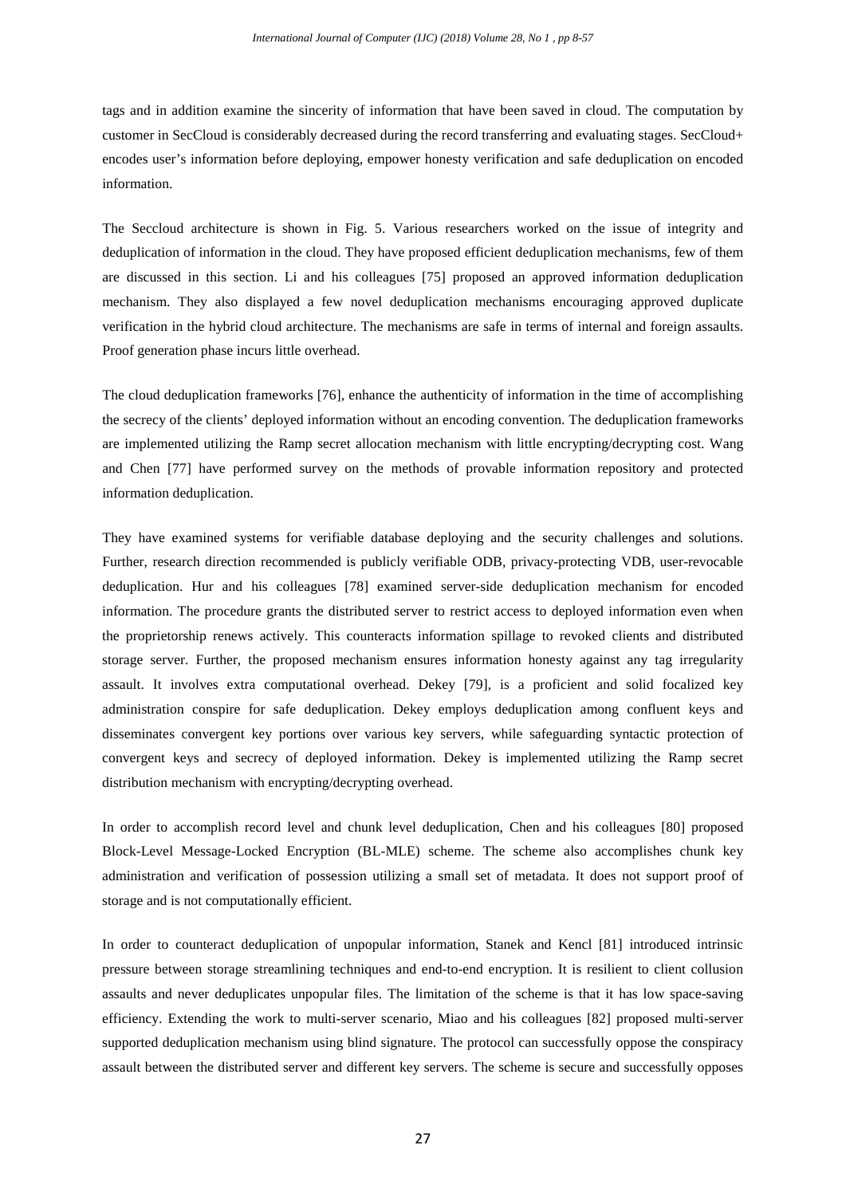tags and in addition examine the sincerity of information that have been saved in cloud. The computation by customer in SecCloud is considerably decreased during the record transferring and evaluating stages. SecCloud+ encodes user's information before deploying, empower honesty verification and safe deduplication on encoded information.

The Seccloud architecture is shown in Fig. 5. Various researchers worked on the issue of integrity and deduplication of information in the cloud. They have proposed efficient deduplication mechanisms, few of them are discussed in this section. Li and his colleagues [75] proposed an approved information deduplication mechanism. They also displayed a few novel deduplication mechanisms encouraging approved duplicate verification in the hybrid cloud architecture. The mechanisms are safe in terms of internal and foreign assaults. Proof generation phase incurs little overhead.

The cloud deduplication frameworks [76], enhance the authenticity of information in the time of accomplishing the secrecy of the clients' deployed information without an encoding convention. The deduplication frameworks are implemented utilizing the Ramp secret allocation mechanism with little encrypting/decrypting cost. Wang and Chen [77] have performed survey on the methods of provable information repository and protected information deduplication.

They have examined systems for verifiable database deploying and the security challenges and solutions. Further, research direction recommended is publicly verifiable ODB, privacy-protecting VDB, user-revocable deduplication. Hur and his colleagues [78] examined server-side deduplication mechanism for encoded information. The procedure grants the distributed server to restrict access to deployed information even when the proprietorship renews actively. This counteracts information spillage to revoked clients and distributed storage server. Further, the proposed mechanism ensures information honesty against any tag irregularity assault. It involves extra computational overhead. Dekey [79], is a proficient and solid focalized key administration conspire for safe deduplication. Dekey employs deduplication among confluent keys and disseminates convergent key portions over various key servers, while safeguarding syntactic protection of convergent keys and secrecy of deployed information. Dekey is implemented utilizing the Ramp secret distribution mechanism with encrypting/decrypting overhead.

In order to accomplish record level and chunk level deduplication, Chen and his colleagues [80] proposed Block-Level Message-Locked Encryption (BL-MLE) scheme. The scheme also accomplishes chunk key administration and verification of possession utilizing a small set of metadata. It does not support proof of storage and is not computationally efficient.

In order to counteract deduplication of unpopular information, Stanek and Kencl [81] introduced intrinsic pressure between storage streamlining techniques and end-to-end encryption. It is resilient to client collusion assaults and never deduplicates unpopular files. The limitation of the scheme is that it has low space-saving efficiency. Extending the work to multi-server scenario, Miao and his colleagues [82] proposed multi-server supported deduplication mechanism using blind signature. The protocol can successfully oppose the conspiracy assault between the distributed server and different key servers. The scheme is secure and successfully opposes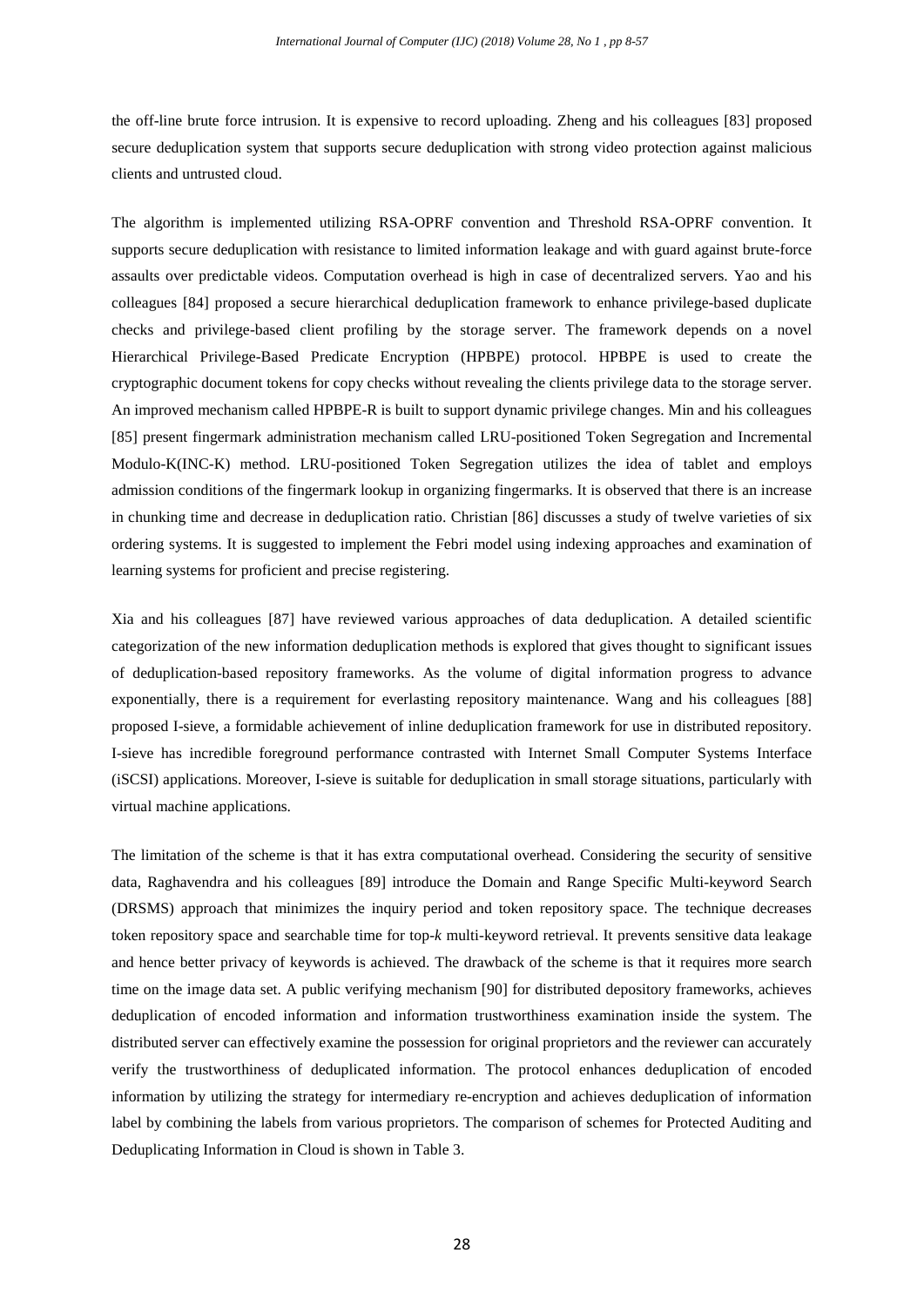the off-line brute force intrusion. It is expensive to record uploading. Zheng and his colleagues [83] proposed secure deduplication system that supports secure deduplication with strong video protection against malicious clients and untrusted cloud.

The algorithm is implemented utilizing RSA-OPRF convention and Threshold RSA-OPRF convention. It supports secure deduplication with resistance to limited information leakage and with guard against brute-force assaults over predictable videos. Computation overhead is high in case of decentralized servers. Yao and his colleagues [84] proposed a secure hierarchical deduplication framework to enhance privilege-based duplicate checks and privilege-based client profiling by the storage server. The framework depends on a novel Hierarchical Privilege-Based Predicate Encryption (HPBPE) protocol. HPBPE is used to create the cryptographic document tokens for copy checks without revealing the clients privilege data to the storage server. An improved mechanism called HPBPE-R is built to support dynamic privilege changes. Min and his colleagues [85] present fingermark administration mechanism called LRU-positioned Token Segregation and Incremental Modulo-K(INC-K) method. LRU-positioned Token Segregation utilizes the idea of tablet and employs admission conditions of the fingermark lookup in organizing fingermarks. It is observed that there is an increase in chunking time and decrease in deduplication ratio. Christian [86] discusses a study of twelve varieties of six ordering systems. It is suggested to implement the Febri model using indexing approaches and examination of learning systems for proficient and precise registering.

Xia and his colleagues [87] have reviewed various approaches of data deduplication. A detailed scientific categorization of the new information deduplication methods is explored that gives thought to significant issues of deduplication-based repository frameworks. As the volume of digital information progress to advance exponentially, there is a requirement for everlasting repository maintenance. Wang and his colleagues [88] proposed I-sieve, a formidable achievement of inline deduplication framework for use in distributed repository. I-sieve has incredible foreground performance contrasted with Internet Small Computer Systems Interface (iSCSI) applications. Moreover, I-sieve is suitable for deduplication in small storage situations, particularly with virtual machine applications.

The limitation of the scheme is that it has extra computational overhead. Considering the security of sensitive data, Raghavendra and his colleagues [89] introduce the Domain and Range Specific Multi-keyword Search (DRSMS) approach that minimizes the inquiry period and token repository space. The technique decreases token repository space and searchable time for top-*k* multi-keyword retrieval. It prevents sensitive data leakage and hence better privacy of keywords is achieved. The drawback of the scheme is that it requires more search time on the image data set. A public verifying mechanism [90] for distributed depository frameworks, achieves deduplication of encoded information and information trustworthiness examination inside the system. The distributed server can effectively examine the possession for original proprietors and the reviewer can accurately verify the trustworthiness of deduplicated information. The protocol enhances deduplication of encoded information by utilizing the strategy for intermediary re-encryption and achieves deduplication of information label by combining the labels from various proprietors. The comparison of schemes for Protected Auditing and Deduplicating Information in Cloud is shown in Table 3.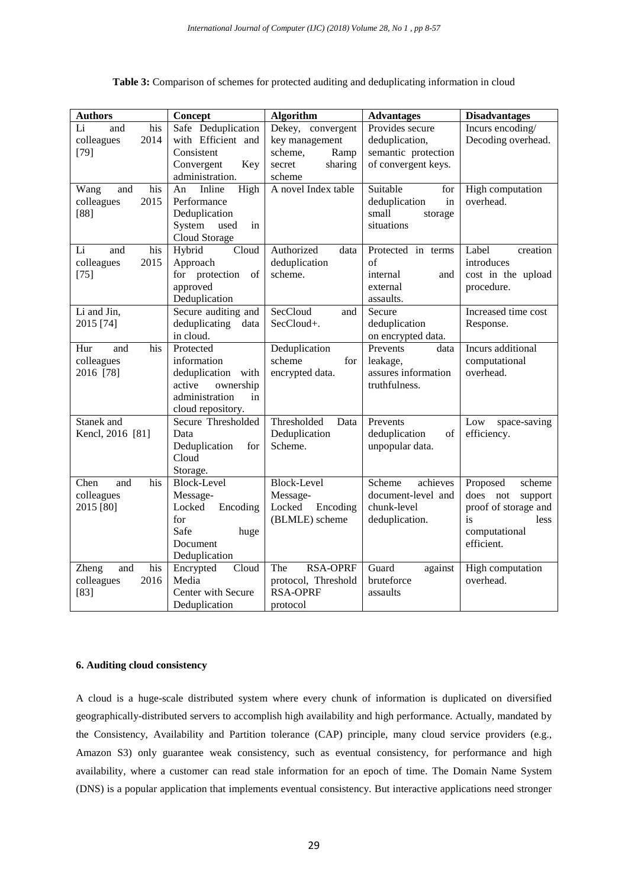**Table 3:** Comparison of schemes for protected auditing and deduplicating information in cloud

| Authors | Concept | Algorithm | Advantages | Disadvantages |
|---|---|---|---|---|
| Li and his colleagues 2014 [79] | Safe Deduplication with Efficient and Consistent Convergent Key administration. | Dekey, convergent key management scheme, Ramp secret sharing scheme | Provides secure deduplication, semantic protection of convergent keys. | Incurs encoding/ Decoding overhead. |
| Wang and his colleagues 2015 [88] | An Inline High Performance Deduplication System used in Cloud Storage | A novel Index table | Suitable for deduplication in small storage situations | High computation overhead. |
| Li and his colleagues 2015 [75] | Hybrid Cloud Approach for protection of approved Deduplication | Authorized data deduplication scheme. | Protected in terms of internal and external assaults. | Label creation introduces cost in the upload procedure. |
| Li and Jin, 2015 [74] | Secure auditing and deduplicating data in cloud. | SecCloud and SecCloud+. | Secure deduplication on encrypted data. | Increased time cost Response. |
| Hur and his colleagues 2016 [78] | Protected information deduplication with active ownership administration in cloud repository. | Deduplication scheme for encrypted data. | Prevents data leakage, assures information truthfulness. | Incurs additional computational overhead. |
| Stanek and Kencl, 2016 [81] | Secure Thresholded Data Deduplication for Cloud Storage. | Thresholded Data Deduplication Scheme. | Prevents deduplication of unpopular data. | Low space-saving efficiency. |
| Chen and his colleagues 2015 [80] | Block-Level Message-Locked Encoding for Safe huge Document Deduplication | Block-Level Message-Locked Encoding (BLMLE) scheme | Scheme achieves document-level and chunk-level deduplication. | Proposed scheme does not support proof of storage and is less computational efficient. |
| Zheng and his colleagues 2016 [83] | Encrypted Cloud Media Center with Secure Deduplication | The RSA-OPRF protocol, Threshold RSA-OPRF protocol | Guard against bruteforce assaults | High computation overhead. |

**6. Auditing cloud consistency**

A cloud is a huge-scale distributed system where every chunk of information is duplicated on diversified geographically-distributed servers to accomplish high availability and high performance. Actually, mandated by the Consistency, Availability and Partition tolerance (CAP) principle, many cloud service providers (e.g., Amazon S3) only guarantee weak consistency, such as eventual consistency, for performance and high availability, where a customer can read stale information for an epoch of time. The Domain Name System (DNS) is a popular application that implements eventual consistency. But interactive applications need stronger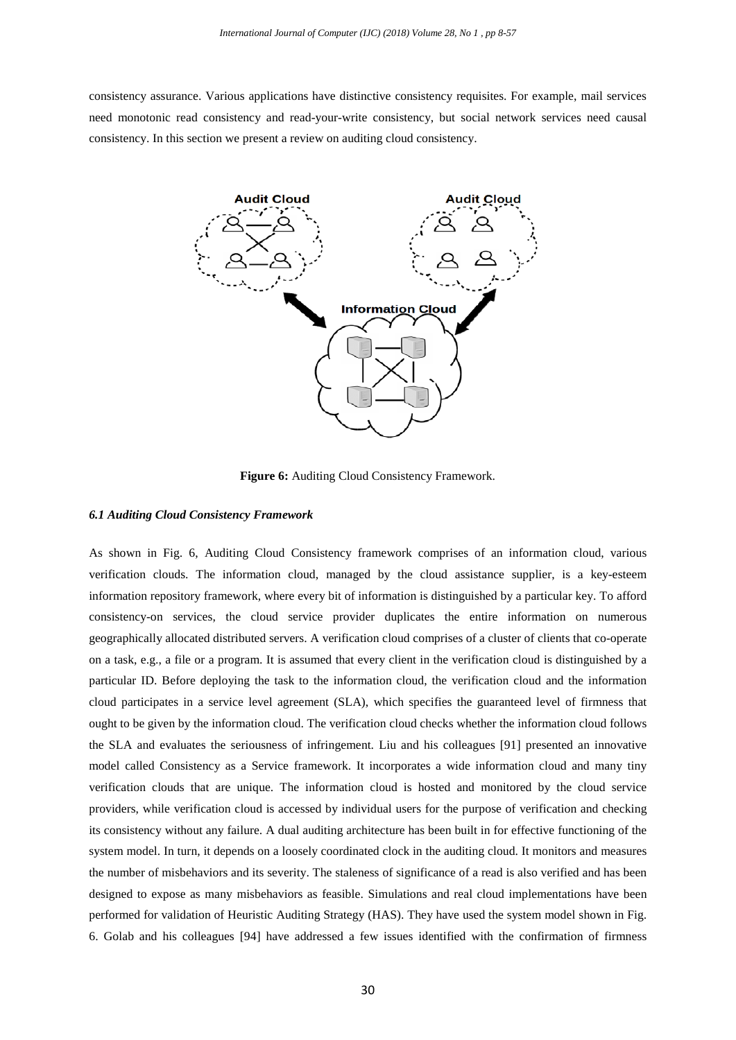consistency assurance. Various applications have distinctive consistency requisites. For example, mail services need monotonic read consistency and read-your-write consistency, but social network services need causal consistency. In this section we present a review on auditing cloud consistency.

**Figure 6:** Auditing Cloud Consistency Framework.

### *6.1 Auditing Cloud Consistency Framework*

As shown in Fig. 6, Auditing Cloud Consistency framework comprises of an information cloud, various verification clouds. The information cloud, managed by the cloud assistance supplier, is a key-esteem information repository framework, where every bit of information is distinguished by a particular key. To afford consistency-on services, the cloud service provider duplicates the entire information on numerous geographically allocated distributed servers. A verification cloud comprises of a cluster of clients that co-operate on a task, e.g., a file or a program. It is assumed that every client in the verification cloud is distinguished by a particular ID. Before deploying the task to the information cloud, the verification cloud and the information cloud participates in a service level agreement (SLA), which specifies the guaranteed level of firmness that ought to be given by the information cloud. The verification cloud checks whether the information cloud follows the SLA and evaluates the seriousness of infringement. Liu and his colleagues [91] presented an innovative model called Consistency as a Service framework. It incorporates a wide information cloud and many tiny verification clouds that are unique. The information cloud is hosted and monitored by the cloud service providers, while verification cloud is accessed by individual users for the purpose of verification and checking its consistency without any failure. A dual auditing architecture has been built in for effective functioning of the system model. In turn, it depends on a loosely coordinated clock in the auditing cloud. It monitors and measures the number of misbehaviors and its severity. The staleness of significance of a read is also verified and has been designed to expose as many misbehaviors as feasible. Simulations and real cloud implementations have been performed for validation of Heuristic Auditing Strategy (HAS). They have used the system model shown in Fig. 6. Golab and his colleagues [94] have addressed a few issues identified with the confirmation of firmness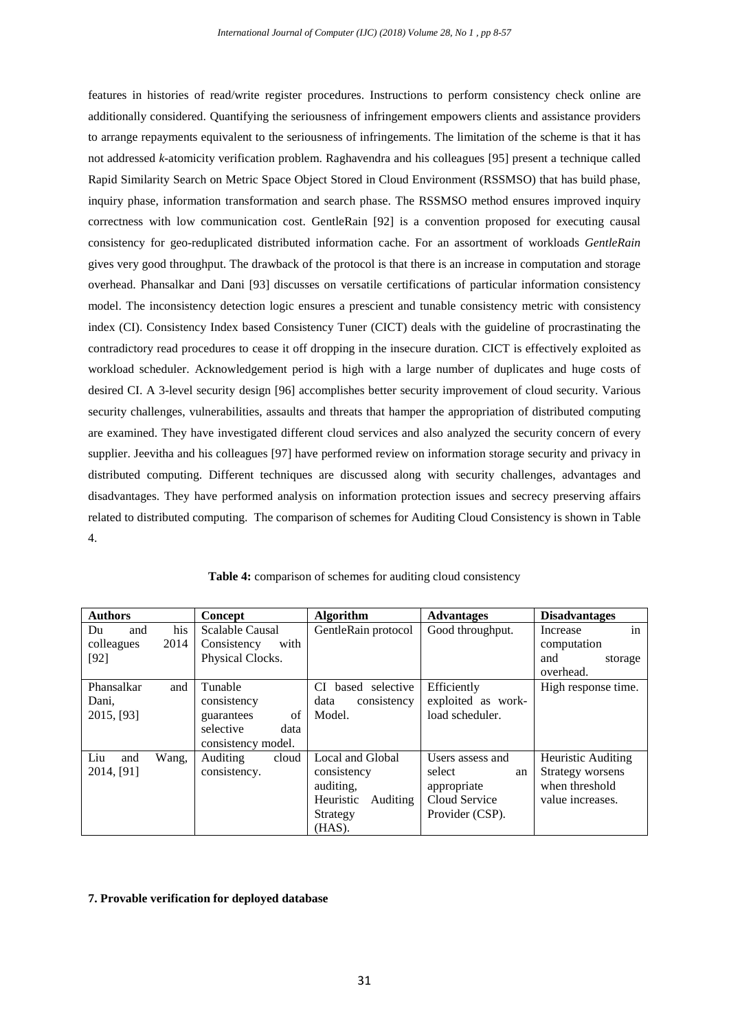features in histories of read/write register procedures. Instructions to perform consistency check online are additionally considered. Quantifying the seriousness of infringement empowers clients and assistance providers to arrange repayments equivalent to the seriousness of infringements. The limitation of the scheme is that it has not addressed *k*-atomicity verification problem. Raghavendra and his colleagues [95] present a technique called Rapid Similarity Search on Metric Space Object Stored in Cloud Environment (RSSMSO) that has build phase, inquiry phase, information transformation and search phase. The RSSMSO method ensures improved inquiry correctness with low communication cost. GentleRain [92] is a convention proposed for executing causal consistency for geo-reduplicated distributed information cache. For an assortment of workloads *GentleRain* gives very good throughput. The drawback of the protocol is that there is an increase in computation and storage overhead. Phansalkar and Dani [93] discusses on versatile certifications of particular information consistency model. The inconsistency detection logic ensures a prescient and tunable consistency metric with consistency index (CI). Consistency Index based Consistency Tuner (CICT) deals with the guideline of procrastinating the contradictory read procedures to cease it off dropping in the insecure duration. CICT is effectively exploited as workload scheduler. Acknowledgement period is high with a large number of duplicates and huge costs of desired CI. A 3-level security design [96] accomplishes better security improvement of cloud security. Various security challenges, vulnerabilities, assaults and threats that hamper the appropriation of distributed computing are examined. They have investigated different cloud services and also analyzed the security concern of every supplier. Jeevitha and his colleagues [97] have performed review on information storage security and privacy in distributed computing. Different techniques are discussed along with security challenges, advantages and disadvantages. They have performed analysis on information protection issues and secrecy preserving affairs related to distributed computing. The comparison of schemes for Auditing Cloud Consistency is shown in Table 4.

**Table 4:** comparison of schemes for auditing cloud consistency

| **Authors** | **Concept** | **Algorithm** | **Advantages** | **Disadvantages** |
|---|---|---|---|---|
| Du and his colleagues 2014 [92] | Scalable Causal Consistency with Physical Clocks. | GentleRain protocol | Good throughput. | Increase in computation and storage overhead. |
| Phansalkar and Dani, 2015, [93] | Tunable consistency guarantees of selective data consistency model. | CI based selective data consistency Model. | Efficiently exploited as work-load scheduler. | High response time. |
| Liu and Wang, 2014, [91] | Auditing cloud consistency. | Local and Global consistency auditing, Heuristic Auditing Strategy (HAS). | Users assess and select an appropriate Cloud Service Provider (CSP). | Heuristic Auditing Strategy worsens when threshold value increases. |

**7. Provable verification for deployed database**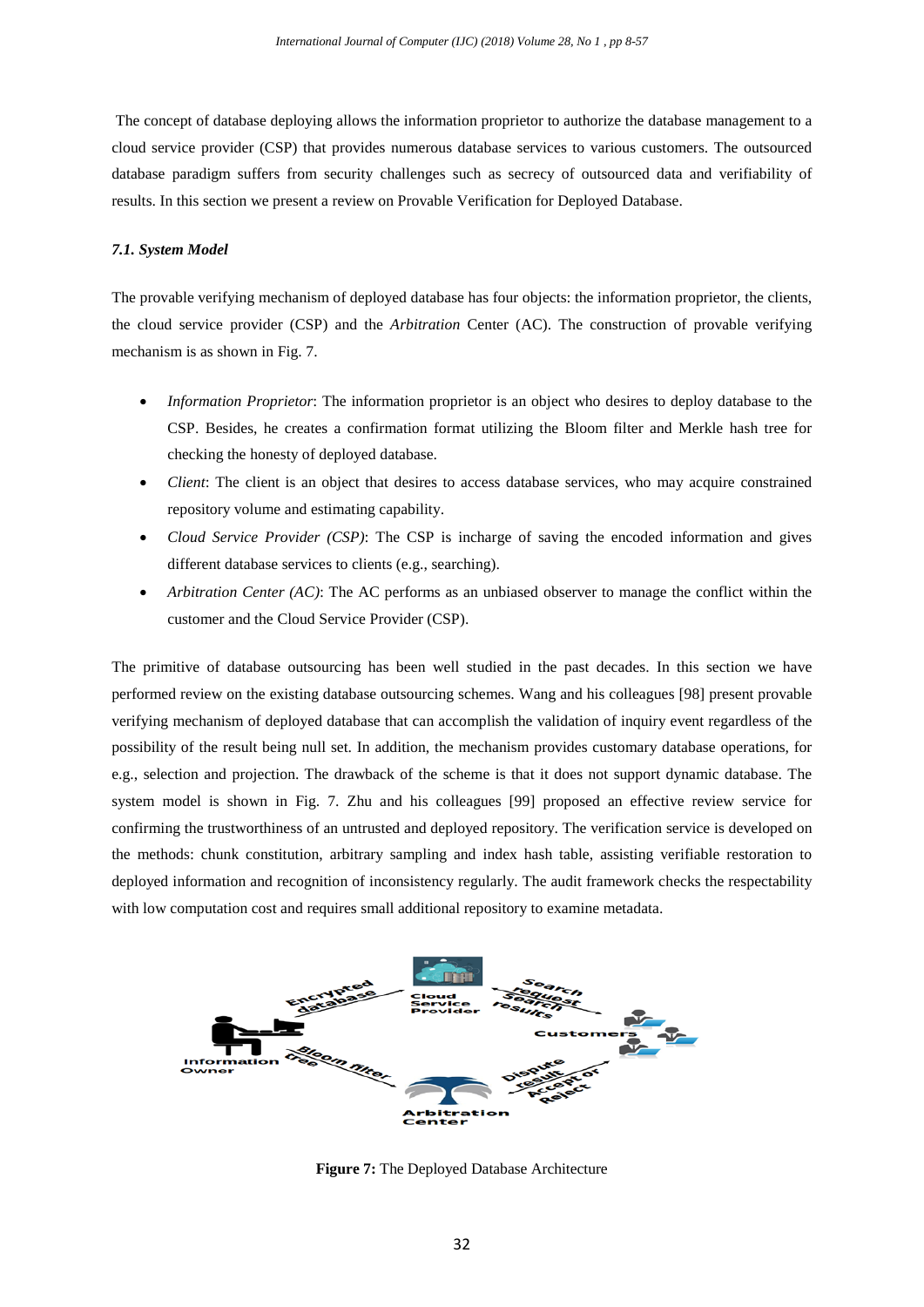The concept of database deploying allows the information proprietor to authorize the database management to a cloud service provider (CSP) that provides numerous database services to various customers. The outsourced database paradigm suffers from security challenges such as secrecy of outsourced data and verifiability of results. In this section we present a review on Provable Verification for Deployed Database.

### *7.1. System Model*

The provable verifying mechanism of deployed database has four objects: the information proprietor, the clients, the cloud service provider (CSP) and the *Arbitration* Center (AC). The construction of provable verifying mechanism is as shown in Fig. 7.

- *Information Proprietor*: The information proprietor is an object who desires to deploy database to the CSP. Besides, he creates a confirmation format utilizing the Bloom filter and Merkle hash tree for checking the honesty of deployed database.
- *Client*: The client is an object that desires to access database services, who may acquire constrained repository volume and estimating capability.
- *Cloud Service Provider (CSP)*: The CSP is incharge of saving the encoded information and gives different database services to clients (e.g., searching).
- *Arbitration Center (AC)*: The AC performs as an unbiased observer to manage the conflict within the customer and the Cloud Service Provider (CSP).

The primitive of database outsourcing has been well studied in the past decades. In this section we have performed review on the existing database outsourcing schemes. Wang and his colleagues [98] present provable verifying mechanism of deployed database that can accomplish the validation of inquiry event regardless of the possibility of the result being null set. In addition, the mechanism provides customary database operations, for e.g., selection and projection. The drawback of the scheme is that it does not support dynamic database. The system model is shown in Fig. 7. Zhu and his colleagues [99] proposed an effective review service for confirming the trustworthiness of an untrusted and deployed repository. The verification service is developed on the methods: chunk constitution, arbitrary sampling and index hash table, assisting verifiable restoration to deployed information and recognition of inconsistency regularly. The audit framework checks the respectability with low computation cost and requires small additional repository to examine metadata.

**Figure 7:** The Deployed Database Architecture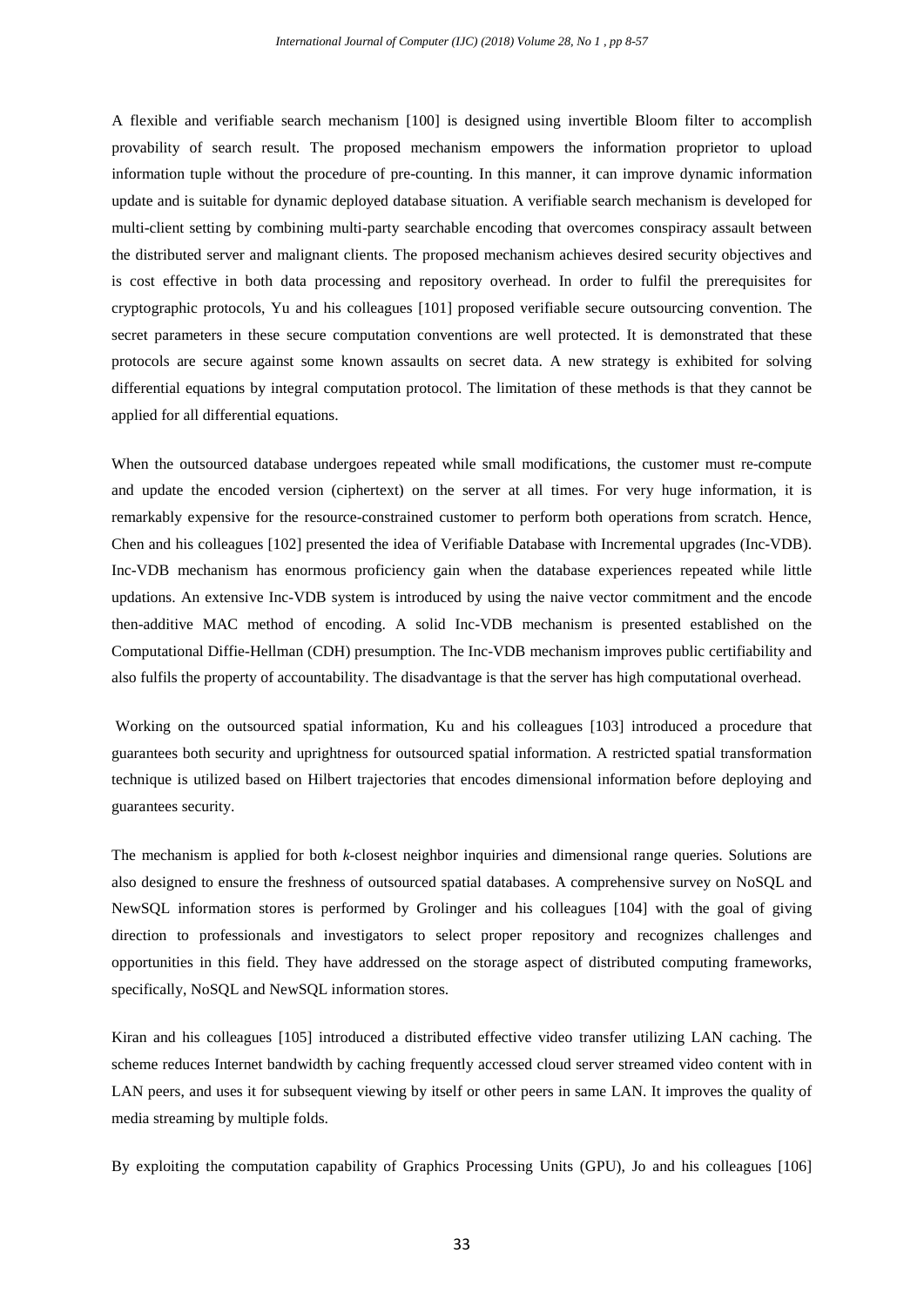A flexible and verifiable search mechanism [100] is designed using invertible Bloom filter to accomplish provability of search result. The proposed mechanism empowers the information proprietor to upload information tuple without the procedure of pre-counting. In this manner, it can improve dynamic information update and is suitable for dynamic deployed database situation. A verifiable search mechanism is developed for multi-client setting by combining multi-party searchable encoding that overcomes conspiracy assault between the distributed server and malignant clients. The proposed mechanism achieves desired security objectives and is cost effective in both data processing and repository overhead. In order to fulfil the prerequisites for cryptographic protocols, Yu and his colleagues [101] proposed verifiable secure outsourcing convention. The secret parameters in these secure computation conventions are well protected. It is demonstrated that these protocols are secure against some known assaults on secret data. A new strategy is exhibited for solving differential equations by integral computation protocol. The limitation of these methods is that they cannot be applied for all differential equations.

When the outsourced database undergoes repeated while small modifications, the customer must re-compute and update the encoded version (ciphertext) on the server at all times. For very huge information, it is remarkably expensive for the resource-constrained customer to perform both operations from scratch. Hence, Chen and his colleagues [102] presented the idea of Verifiable Database with Incremental upgrades (Inc-VDB). Inc-VDB mechanism has enormous proficiency gain when the database experiences repeated while little updations. An extensive Inc-VDB system is introduced by using the naive vector commitment and the encode then-additive MAC method of encoding. A solid Inc-VDB mechanism is presented established on the Computational Diffie-Hellman (CDH) presumption. The Inc-VDB mechanism improves public certifiability and also fulfils the property of accountability. The disadvantage is that the server has high computational overhead.

Working on the outsourced spatial information, Ku and his colleagues [103] introduced a procedure that guarantees both security and uprightness for outsourced spatial information. A restricted spatial transformation technique is utilized based on Hilbert trajectories that encodes dimensional information before deploying and guarantees security.

The mechanism is applied for both *k*-closest neighbor inquiries and dimensional range queries. Solutions are also designed to ensure the freshness of outsourced spatial databases. A comprehensive survey on NoSQL and NewSQL information stores is performed by Grolinger and his colleagues [104] with the goal of giving direction to professionals and investigators to select proper repository and recognizes challenges and opportunities in this field. They have addressed on the storage aspect of distributed computing frameworks, specifically, NoSQL and NewSQL information stores.

Kiran and his colleagues [105] introduced a distributed effective video transfer utilizing LAN caching. The scheme reduces Internet bandwidth by caching frequently accessed cloud server streamed video content with in LAN peers, and uses it for subsequent viewing by itself or other peers in same LAN. It improves the quality of media streaming by multiple folds.

By exploiting the computation capability of Graphics Processing Units (GPU), Jo and his colleagues [106]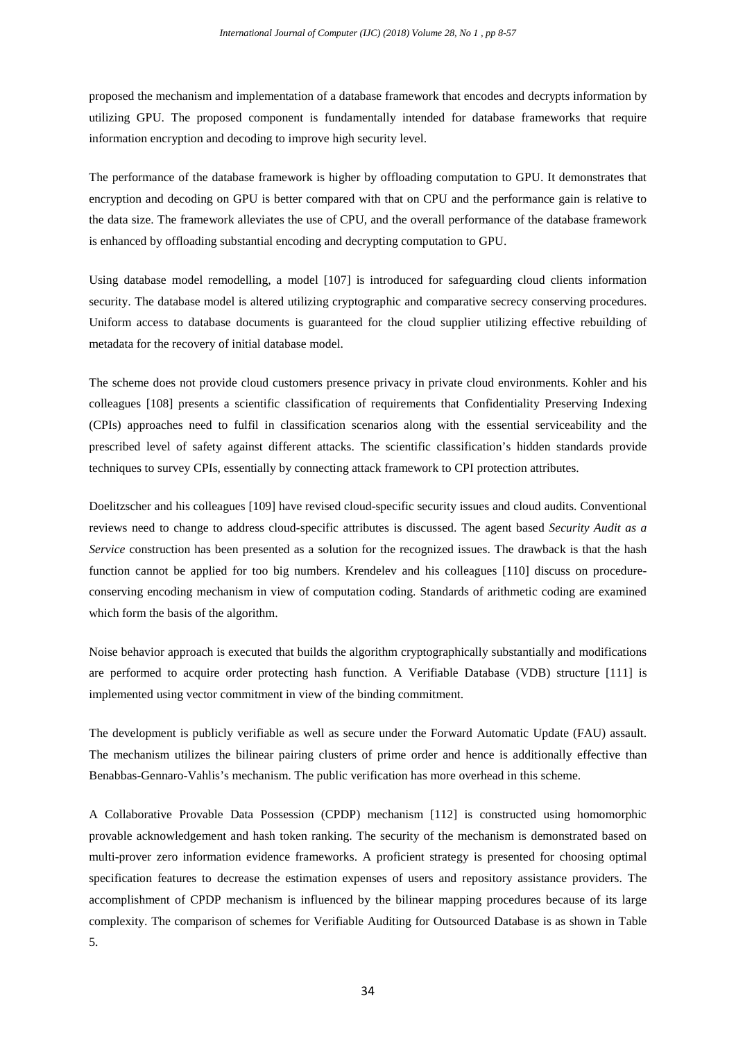proposed the mechanism and implementation of a database framework that encodes and decrypts information by utilizing GPU. The proposed component is fundamentally intended for database frameworks that require information encryption and decoding to improve high security level.

The performance of the database framework is higher by offloading computation to GPU. It demonstrates that encryption and decoding on GPU is better compared with that on CPU and the performance gain is relative to the data size. The framework alleviates the use of CPU, and the overall performance of the database framework is enhanced by offloading substantial encoding and decrypting computation to GPU.

Using database model remodelling, a model [107] is introduced for safeguarding cloud clients information security. The database model is altered utilizing cryptographic and comparative secrecy conserving procedures. Uniform access to database documents is guaranteed for the cloud supplier utilizing effective rebuilding of metadata for the recovery of initial database model.

The scheme does not provide cloud customers presence privacy in private cloud environments. Kohler and his colleagues [108] presents a scientific classification of requirements that Confidentiality Preserving Indexing (CPIs) approaches need to fulfil in classification scenarios along with the essential serviceability and the prescribed level of safety against different attacks. The scientific classification's hidden standards provide techniques to survey CPIs, essentially by connecting attack framework to CPI protection attributes.

Doelitzscher and his colleagues [109] have revised cloud-specific security issues and cloud audits. Conventional reviews need to change to address cloud-specific attributes is discussed. The agent based *Security Audit as a Service* construction has been presented as a solution for the recognized issues. The drawback is that the hash function cannot be applied for too big numbers. Krendelev and his colleagues [110] discuss on procedure-conserving encoding mechanism in view of computation coding. Standards of arithmetic coding are examined which form the basis of the algorithm.

Noise behavior approach is executed that builds the algorithm cryptographically substantially and modifications are performed to acquire order protecting hash function. A Verifiable Database (VDB) structure [111] is implemented using vector commitment in view of the binding commitment.

The development is publicly verifiable as well as secure under the Forward Automatic Update (FAU) assault. The mechanism utilizes the bilinear pairing clusters of prime order and hence is additionally effective than Benabbas-Gennaro-Vahlis's mechanism. The public verification has more overhead in this scheme.

A Collaborative Provable Data Possession (CPDP) mechanism [112] is constructed using homomorphic provable acknowledgement and hash token ranking. The security of the mechanism is demonstrated based on multi-prover zero information evidence frameworks. A proficient strategy is presented for choosing optimal specification features to decrease the estimation expenses of users and repository assistance providers. The accomplishment of CPDP mechanism is influenced by the bilinear mapping procedures because of its large complexity. The comparison of schemes for Verifiable Auditing for Outsourced Database is as shown in Table 5.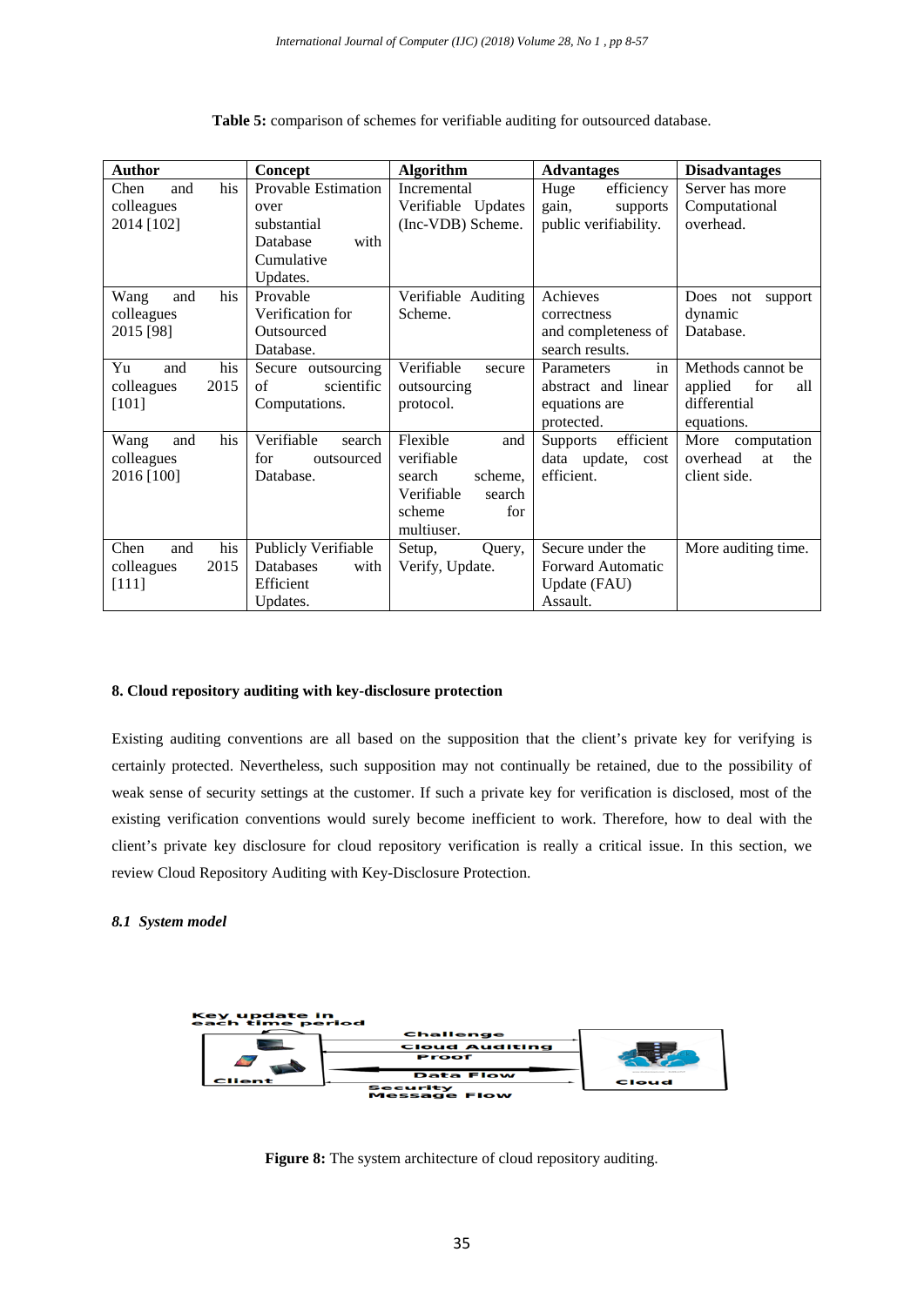**Table 5:** comparison of schemes for verifiable auditing for outsourced database.

| Author | Concept | Algorithm | Advantages | Disadvantages |
|---|---|---|---|---|
| Chen and his colleagues 2014 [102] | Provable Estimation over substantial Database with Cumulative Updates. | Incremental Verifiable Updates (Inc-VDB) Scheme. | Huge efficiency gain, supports public verifiability. | Server has more Computational overhead. |
| Wang and his colleagues 2015 [98] | Provable Verification for Outsourced Database. | Verifiable Auditing Scheme. | Achieves correctness and completeness of search results. | Does not support dynamic Database. |
| Yu and his colleagues 2015 [101] | Secure outsourcing of scientific Computations. | Verifiable secure outsourcing protocol. | Parameters in abstract and linear equations are protected. | Methods cannot be applied for all differential equations. |
| Wang and his colleagues 2016 [100] | Verifiable search for outsourced Database. | Flexible and verifiable search scheme, Verifiable search scheme for multiuser. | Supports efficient data update, cost efficient. | More computation overhead at the client side. |
| Chen and his colleagues 2015 [111] | Publicly Verifiable Databases with Efficient Updates. | Setup, Query, Verify, Update. | Secure under the Forward Automatic Update (FAU) Assault. | More auditing time. |

## 8. Cloud repository auditing with key-disclosure protection

Existing auditing conventions are all based on the supposition that the client's private key for verifying is certainly protected. Nevertheless, such supposition may not continually be retained, due to the possibility of weak sense of security settings at the customer. If such a private key for verification is disclosed, most of the existing verification conventions would surely become inefficient to work. Therefore, how to deal with the client's private key disclosure for cloud repository verification is really a critical issue. In this section, we review Cloud Repository Auditing with Key-Disclosure Protection.

### *8.1 System model*

**Figure 8:** The system architecture of cloud repository auditing.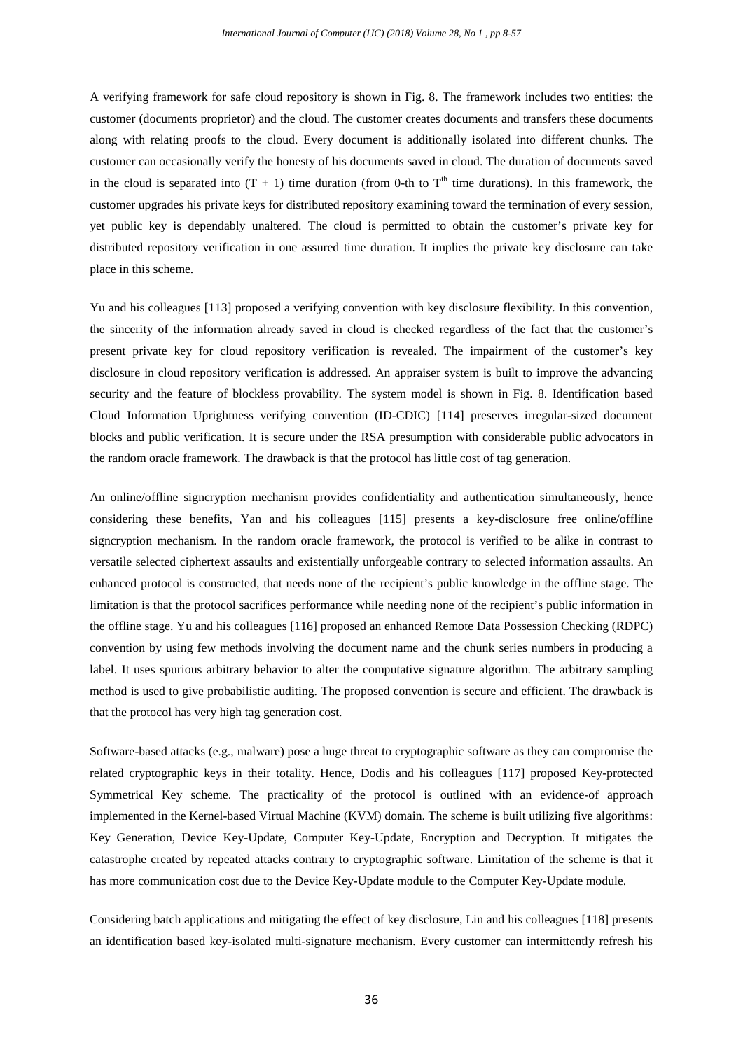A verifying framework for safe cloud repository is shown in Fig. 8. The framework includes two entities: the customer (documents proprietor) and the cloud. The customer creates documents and transfers these documents along with relating proofs to the cloud. Every document is additionally isolated into different chunks. The customer can occasionally verify the honesty of his documents saved in cloud. The duration of documents saved in the cloud is separated into $(T + 1)$ time duration (from 0-th to $T^{th}$ time durations). In this framework, the customer upgrades his private keys for distributed repository examining toward the termination of every session, yet public key is dependably unaltered. The cloud is permitted to obtain the customer's private key for distributed repository verification in one assured time duration. It implies the private key disclosure can take place in this scheme.

Yu and his colleagues [113] proposed a verifying convention with key disclosure flexibility. In this convention, the sincerity of the information already saved in cloud is checked regardless of the fact that the customer's present private key for cloud repository verification is revealed. The impairment of the customer's key disclosure in cloud repository verification is addressed. An appraiser system is built to improve the advancing security and the feature of blockless provability. The system model is shown in Fig. 8. Identification based Cloud Information Uprightness verifying convention (ID-CDIC) [114] preserves irregular-sized document blocks and public verification. It is secure under the RSA presumption with considerable public advocators in the random oracle framework. The drawback is that the protocol has little cost of tag generation.

An online/offline signcryption mechanism provides confidentiality and authentication simultaneously, hence considering these benefits, Yan and his colleagues [115] presents a key-disclosure free online/offline signcryption mechanism. In the random oracle framework, the protocol is verified to be alike in contrast to versatile selected ciphertext assaults and existentially unforgeable contrary to selected information assaults. An enhanced protocol is constructed, that needs none of the recipient's public knowledge in the offline stage. The limitation is that the protocol sacrifices performance while needing none of the recipient's public information in the offline stage. Yu and his colleagues [116] proposed an enhanced Remote Data Possession Checking (RDPC) convention by using few methods involving the document name and the chunk series numbers in producing a label. It uses spurious arbitrary behavior to alter the computative signature algorithm. The arbitrary sampling method is used to give probabilistic auditing. The proposed convention is secure and efficient. The drawback is that the protocol has very high tag generation cost.

Software-based attacks (e.g., malware) pose a huge threat to cryptographic software as they can compromise the related cryptographic keys in their totality. Hence, Dodis and his colleagues [117] proposed Key-protected Symmetrical Key scheme. The practicality of the protocol is outlined with an evidence-of approach implemented in the Kernel-based Virtual Machine (KVM) domain. The scheme is built utilizing five algorithms: Key Generation, Device Key-Update, Computer Key-Update, Encryption and Decryption. It mitigates the catastrophe created by repeated attacks contrary to cryptographic software. Limitation of the scheme is that it has more communication cost due to the Device Key-Update module to the Computer Key-Update module.

Considering batch applications and mitigating the effect of key disclosure, Lin and his colleagues [118] presents an identification based key-isolated multi-signature mechanism. Every customer can intermittently refresh his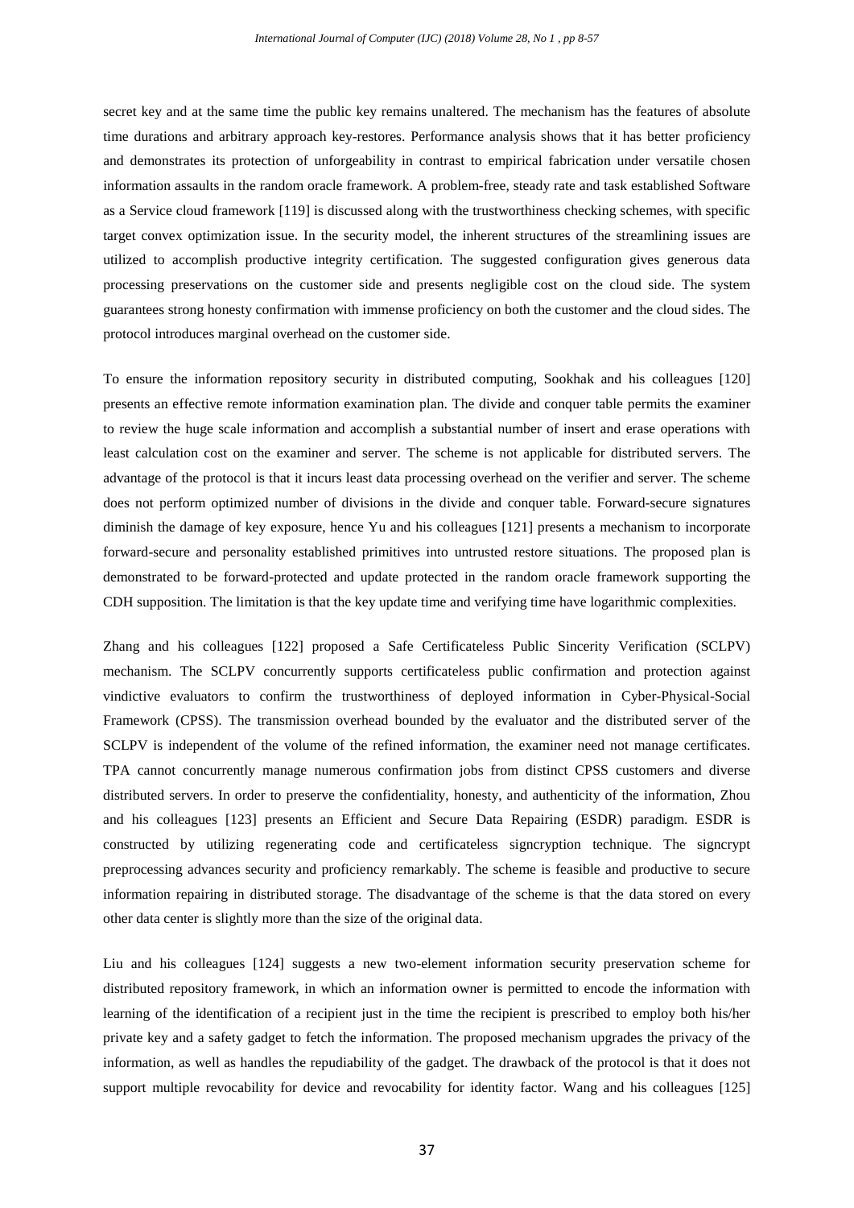secret key and at the same time the public key remains unaltered. The mechanism has the features of absolute time durations and arbitrary approach key-restores. Performance analysis shows that it has better proficiency and demonstrates its protection of unforgeability in contrast to empirical fabrication under versatile chosen information assaults in the random oracle framework. A problem-free, steady rate and task established Software as a Service cloud framework [119] is discussed along with the trustworthiness checking schemes, with specific target convex optimization issue. In the security model, the inherent structures of the streamlining issues are utilized to accomplish productive integrity certification. The suggested configuration gives generous data processing preservations on the customer side and presents negligible cost on the cloud side. The system guarantees strong honesty confirmation with immense proficiency on both the customer and the cloud sides. The protocol introduces marginal overhead on the customer side.

To ensure the information repository security in distributed computing, Sookhak and his colleagues [120] presents an effective remote information examination plan. The divide and conquer table permits the examiner to review the huge scale information and accomplish a substantial number of insert and erase operations with least calculation cost on the examiner and server. The scheme is not applicable for distributed servers. The advantage of the protocol is that it incurs least data processing overhead on the verifier and server. The scheme does not perform optimized number of divisions in the divide and conquer table. Forward-secure signatures diminish the damage of key exposure, hence Yu and his colleagues [121] presents a mechanism to incorporate forward-secure and personality established primitives into untrusted restore situations. The proposed plan is demonstrated to be forward-protected and update protected in the random oracle framework supporting the CDH supposition. The limitation is that the key update time and verifying time have logarithmic complexities.

Zhang and his colleagues [122] proposed a Safe Certificateless Public Sincerity Verification (SCLPV) mechanism. The SCLPV concurrently supports certificateless public confirmation and protection against vindictive evaluators to confirm the trustworthiness of deployed information in Cyber-Physical-Social Framework (CPSS). The transmission overhead bounded by the evaluator and the distributed server of the SCLPV is independent of the volume of the refined information, the examiner need not manage certificates. TPA cannot concurrently manage numerous confirmation jobs from distinct CPSS customers and diverse distributed servers. In order to preserve the confidentiality, honesty, and authenticity of the information, Zhou and his colleagues [123] presents an Efficient and Secure Data Repairing (ESDR) paradigm. ESDR is constructed by utilizing regenerating code and certificateless signcryption technique. The signcrypt preprocessing advances security and proficiency remarkably. The scheme is feasible and productive to secure information repairing in distributed storage. The disadvantage of the scheme is that the data stored on every other data center is slightly more than the size of the original data.

Liu and his colleagues [124] suggests a new two-element information security preservation scheme for distributed repository framework, in which an information owner is permitted to encode the information with learning of the identification of a recipient just in the time the recipient is prescribed to employ both his/her private key and a safety gadget to fetch the information. The proposed mechanism upgrades the privacy of the information, as well as handles the repudiability of the gadget. The drawback of the protocol is that it does not support multiple revocability for device and revocability for identity factor. Wang and his colleagues [125]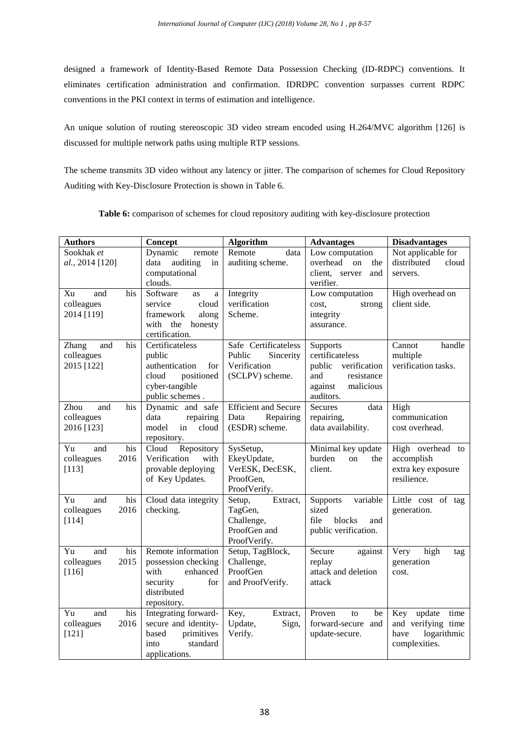designed a framework of Identity-Based Remote Data Possession Checking (ID-RDPC) conventions. It eliminates certification administration and confirmation. IDRDPC convention surpasses current RDPC conventions in the PKI context in terms of estimation and intelligence.

An unique solution of routing stereoscopic 3D video stream encoded using H.264/MVC algorithm [126] is discussed for multiple network paths using multiple RTP sessions.

The scheme transmits 3D video without any latency or jitter. The comparison of schemes for Cloud Repository Auditing with Key-Disclosure Protection is shown in Table 6.

**Table 6:** comparison of schemes for cloud repository auditing with key-disclosure protection

| Authors | Concept | Algorithm | Advantages | Disadvantages |
|---|---|---|---|---|
| Sookhak *et al.*, 2014 [120] | Dynamic remote data auditing in computational clouds. | Remote data auditing scheme. | Low computation overhead on the client, server and verifier. | Not applicable for distributed cloud servers. |
| Xu and his colleagues 2014 [119] | Software as a service cloud framework along with the honesty certification. | Integrity verification Scheme. | Low computation cost, strong integrity assurance. | High overhead on client side. |
| Zhang and his colleagues 2015 [122] | Certificateless public authentication for cloud positioned cyber-tangible public schemes . | Safe Certificateless Public Sincerity Verification (SCLPV) scheme. | Supports certificateless public verification and resistance against malicious auditors. | Cannot handle multiple verification tasks. |
| Zhou and his colleagues 2016 [123] | Dynamic and safe data repairing model in cloud repository. | Efficient and Secure Data Repairing (ESDR) scheme. | Secures data repairing, data availability. | High communication cost overhead. |
| Yu and his colleagues 2016 [113] | Cloud Repository Verification with provable deploying of Key Updates. | SysSetup, EkeyUpdate, VerESK, DecESK, ProofGen, ProofVerify. | Minimal key update burden on the client. | High overhead to accomplish extra key exposure resilience. |
| Yu and his colleagues 2016 [114] | Cloud data integrity checking. | Setup, Extract, TagGen, Challenge, ProofGen and ProofVerify. | Supports variable sized file blocks and public verification. | Little cost of tag generation. |
| Yu and his colleagues 2015 [116] | Remote information possession checking with enhanced security for distributed repository. | Setup, TagBlock, Challenge, ProofGen and ProofVerify. | Secure against replay attack and deletion attack | Very high tag generation cost. |
| Yu and his colleagues 2016 [121] | Integrating forward-secure and identity-based primitives into standard applications. | Key, Extract, Update, Sign, Verify. | Proven to be forward-secure and update-secure. | Key update time and verifying time have logarithmic complexities. |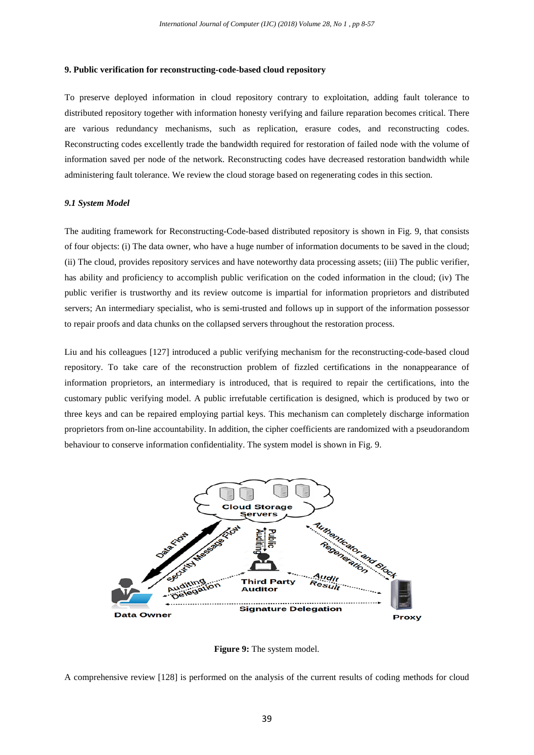**9. Public verification for reconstructing-code-based cloud repository**

To preserve deployed information in cloud repository contrary to exploitation, adding fault tolerance to distributed repository together with information honesty verifying and failure reparation becomes critical. There are various redundancy mechanisms, such as replication, erasure codes, and reconstructing codes. Reconstructing codes excellently trade the bandwidth required for restoration of failed node with the volume of information saved per node of the network. Reconstructing codes have decreased restoration bandwidth while administering fault tolerance. We review the cloud storage based on regenerating codes in this section.

***9.1 System Model***

The auditing framework for Reconstructing-Code-based distributed repository is shown in Fig. 9, that consists of four objects: (i) The data owner, who have a huge number of information documents to be saved in the cloud; (ii) The cloud, provides repository services and have noteworthy data processing assets; (iii) The public verifier, has ability and proficiency to accomplish public verification on the coded information in the cloud; (iv) The public verifier is trustworthy and its review outcome is impartial for information proprietors and distributed servers; An intermediary specialist, who is semi-trusted and follows up in support of the information possessor to repair proofs and data chunks on the collapsed servers throughout the restoration process.

Liu and his colleagues [127] introduced a public verifying mechanism for the reconstructing-code-based cloud repository. To take care of the reconstruction problem of fizzled certifications in the nonappearance of information proprietors, an intermediary is introduced, that is required to repair the certifications, into the customary public verifying model. A public irrefutable certification is designed, which is produced by two or three keys and can be repaired employing partial keys. This mechanism can completely discharge information proprietors from on-line accountability. In addition, the cipher coefficients are randomized with a pseudorandom behaviour to conserve information confidentiality. The system model is shown in Fig. 9.

**Figure 9:** The system model.

A comprehensive review [128] is performed on the analysis of the current results of coding methods for cloud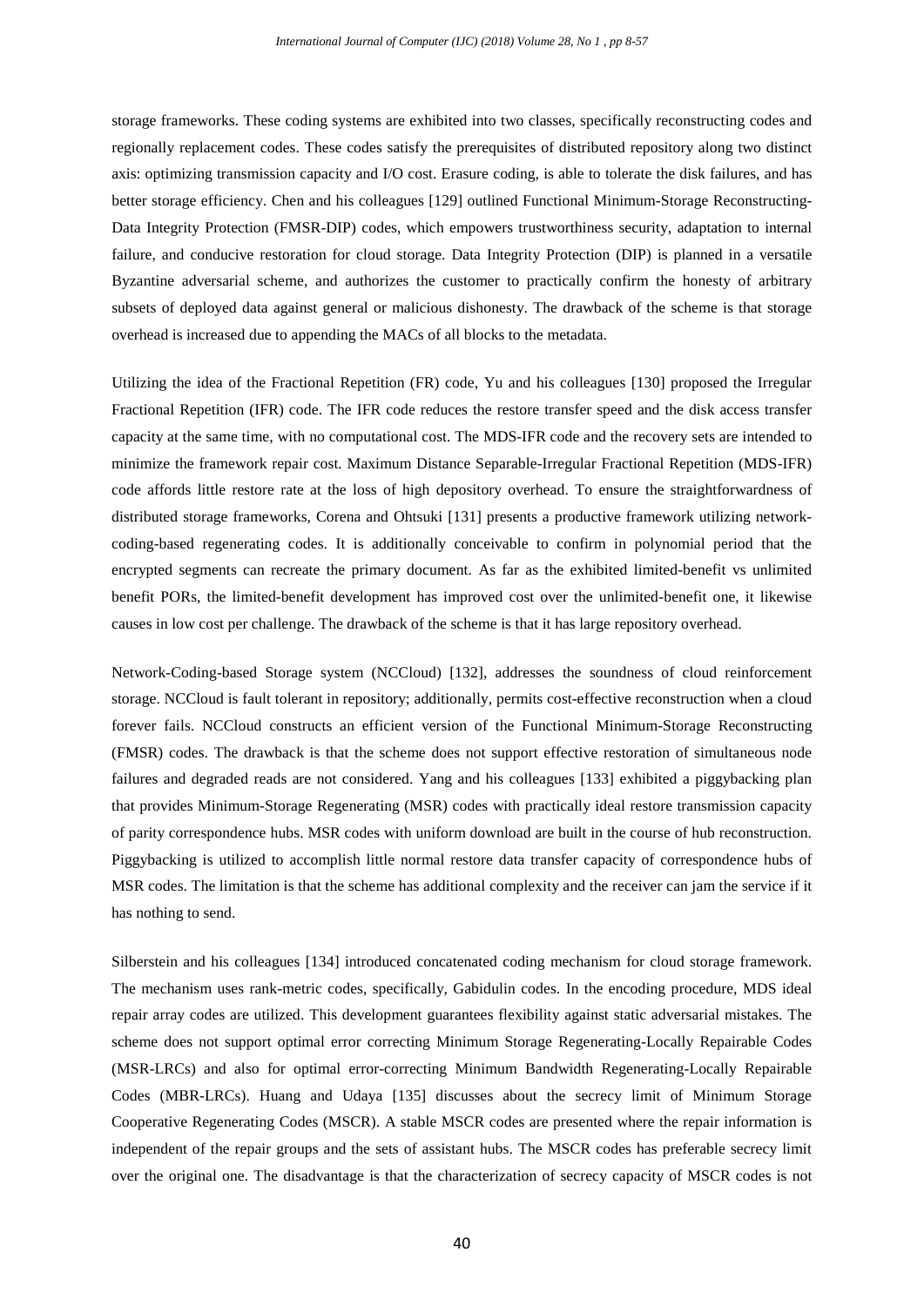storage frameworks. These coding systems are exhibited into two classes, specifically reconstructing codes and regionally replacement codes. These codes satisfy the prerequisites of distributed repository along two distinct axis: optimizing transmission capacity and I/O cost. Erasure coding, is able to tolerate the disk failures, and has better storage efficiency. Chen and his colleagues [129] outlined Functional Minimum-Storage Reconstructing-Data Integrity Protection (FMSR-DIP) codes, which empowers trustworthiness security, adaptation to internal failure, and conducive restoration for cloud storage. Data Integrity Protection (DIP) is planned in a versatile Byzantine adversarial scheme, and authorizes the customer to practically confirm the honesty of arbitrary subsets of deployed data against general or malicious dishonesty. The drawback of the scheme is that storage overhead is increased due to appending the MACs of all blocks to the metadata.

Utilizing the idea of the Fractional Repetition (FR) code, Yu and his colleagues [130] proposed the Irregular Fractional Repetition (IFR) code. The IFR code reduces the restore transfer speed and the disk access transfer capacity at the same time, with no computational cost. The MDS-IFR code and the recovery sets are intended to minimize the framework repair cost. Maximum Distance Separable-Irregular Fractional Repetition (MDS-IFR) code affords little restore rate at the loss of high depository overhead. To ensure the straightforwardness of distributed storage frameworks, Corena and Ohtsuki [131] presents a productive framework utilizing network-coding-based regenerating codes. It is additionally conceivable to confirm in polynomial period that the encrypted segments can recreate the primary document. As far as the exhibited limited-benefit vs unlimited benefit PORs, the limited-benefit development has improved cost over the unlimited-benefit one, it likewise causes in low cost per challenge. The drawback of the scheme is that it has large repository overhead.

Network-Coding-based Storage system (NCCloud) [132], addresses the soundness of cloud reinforcement storage. NCCloud is fault tolerant in repository; additionally, permits cost-effective reconstruction when a cloud forever fails. NCCloud constructs an efficient version of the Functional Minimum-Storage Reconstructing (FMSR) codes. The drawback is that the scheme does not support effective restoration of simultaneous node failures and degraded reads are not considered. Yang and his colleagues [133] exhibited a piggybacking plan that provides Minimum-Storage Regenerating (MSR) codes with practically ideal restore transmission capacity of parity correspondence hubs. MSR codes with uniform download are built in the course of hub reconstruction. Piggybacking is utilized to accomplish little normal restore data transfer capacity of correspondence hubs of MSR codes. The limitation is that the scheme has additional complexity and the receiver can jam the service if it has nothing to send.

Silberstein and his colleagues [134] introduced concatenated coding mechanism for cloud storage framework. The mechanism uses rank-metric codes, specifically, Gabidulin codes. In the encoding procedure, MDS ideal repair array codes are utilized. This development guarantees flexibility against static adversarial mistakes. The scheme does not support optimal error correcting Minimum Storage Regenerating-Locally Repairable Codes (MSR-LRCs) and also for optimal error-correcting Minimum Bandwidth Regenerating-Locally Repairable Codes (MBR-LRCs). Huang and Udaya [135] discusses about the secrecy limit of Minimum Storage Cooperative Regenerating Codes (MSCR). A stable MSCR codes are presented where the repair information is independent of the repair groups and the sets of assistant hubs. The MSCR codes has preferable secrecy limit over the original one. The disadvantage is that the characterization of secrecy capacity of MSCR codes is not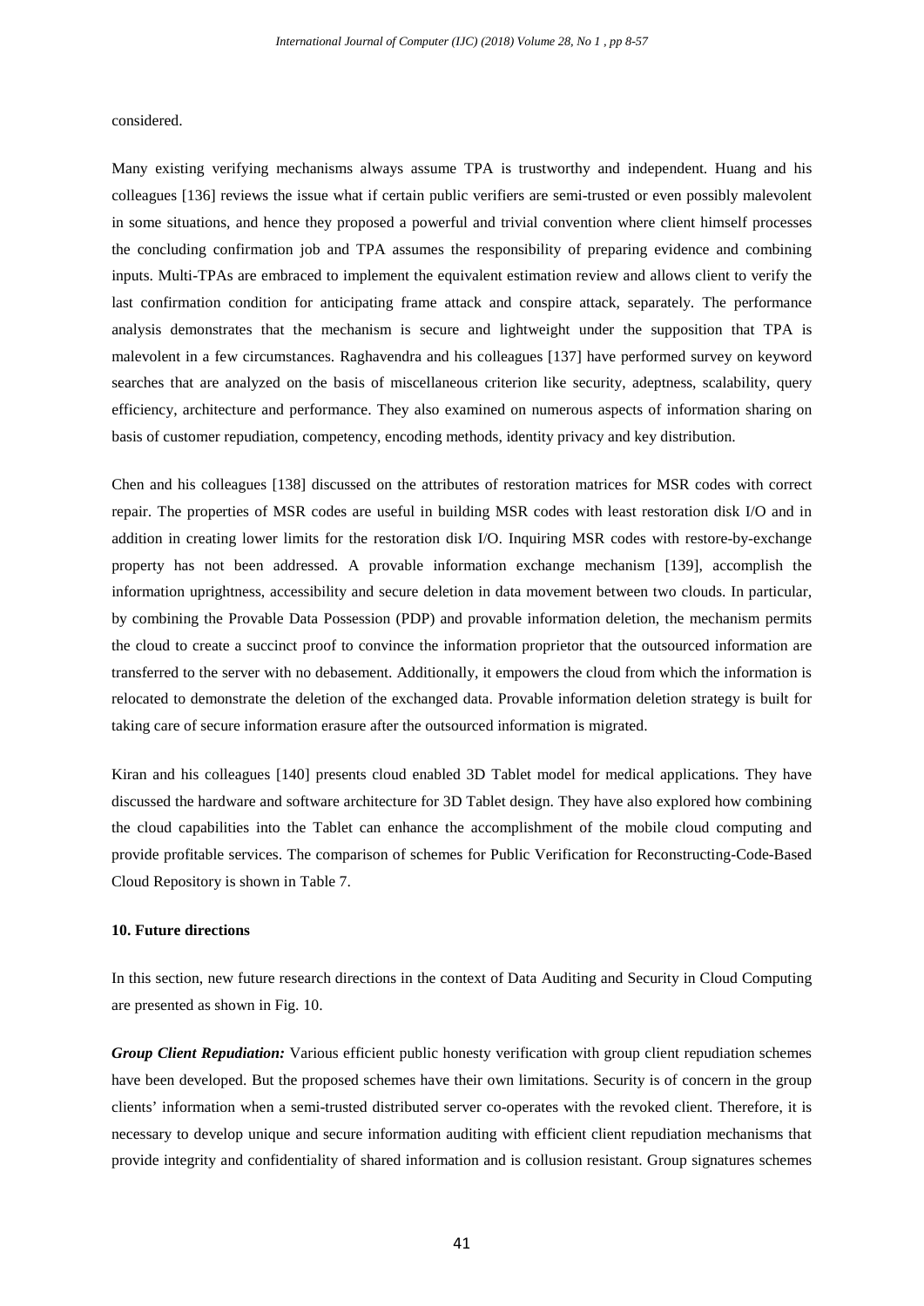considered.

Many existing verifying mechanisms always assume TPA is trustworthy and independent. Huang and his colleagues [136] reviews the issue what if certain public verifiers are semi-trusted or even possibly malevolent in some situations, and hence they proposed a powerful and trivial convention where client himself processes the concluding confirmation job and TPA assumes the responsibility of preparing evidence and combining inputs. Multi-TPAs are embraced to implement the equivalent estimation review and allows client to verify the last confirmation condition for anticipating frame attack and conspire attack, separately. The performance analysis demonstrates that the mechanism is secure and lightweight under the supposition that TPA is malevolent in a few circumstances. Raghavendra and his colleagues [137] have performed survey on keyword searches that are analyzed on the basis of miscellaneous criterion like security, adeptness, scalability, query efficiency, architecture and performance. They also examined on numerous aspects of information sharing on basis of customer repudiation, competency, encoding methods, identity privacy and key distribution.

Chen and his colleagues [138] discussed on the attributes of restoration matrices for MSR codes with correct repair. The properties of MSR codes are useful in building MSR codes with least restoration disk I/O and in addition in creating lower limits for the restoration disk I/O. Inquiring MSR codes with restore-by-exchange property has not been addressed. A provable information exchange mechanism [139], accomplish the information uprightness, accessibility and secure deletion in data movement between two clouds. In particular, by combining the Provable Data Possession (PDP) and provable information deletion, the mechanism permits the cloud to create a succinct proof to convince the information proprietor that the outsourced information are transferred to the server with no debasement. Additionally, it empowers the cloud from which the information is relocated to demonstrate the deletion of the exchanged data. Provable information deletion strategy is built for taking care of secure information erasure after the outsourced information is migrated.

Kiran and his colleagues [140] presents cloud enabled 3D Tablet model for medical applications. They have discussed the hardware and software architecture for 3D Tablet design. They have also explored how combining the cloud capabilities into the Tablet can enhance the accomplishment of the mobile cloud computing and provide profitable services. The comparison of schemes for Public Verification for Reconstructing-Code-Based Cloud Repository is shown in Table 7.

## 10. Future directions

In this section, new future research directions in the context of Data Auditing and Security in Cloud Computing are presented as shown in Fig. 10.

***Group Client Repudiation:*** Various efficient public honesty verification with group client repudiation schemes have been developed. But the proposed schemes have their own limitations. Security is of concern in the group clients' information when a semi-trusted distributed server co-operates with the revoked client. Therefore, it is necessary to develop unique and secure information auditing with efficient client repudiation mechanisms that provide integrity and confidentiality of shared information and is collusion resistant. Group signatures schemes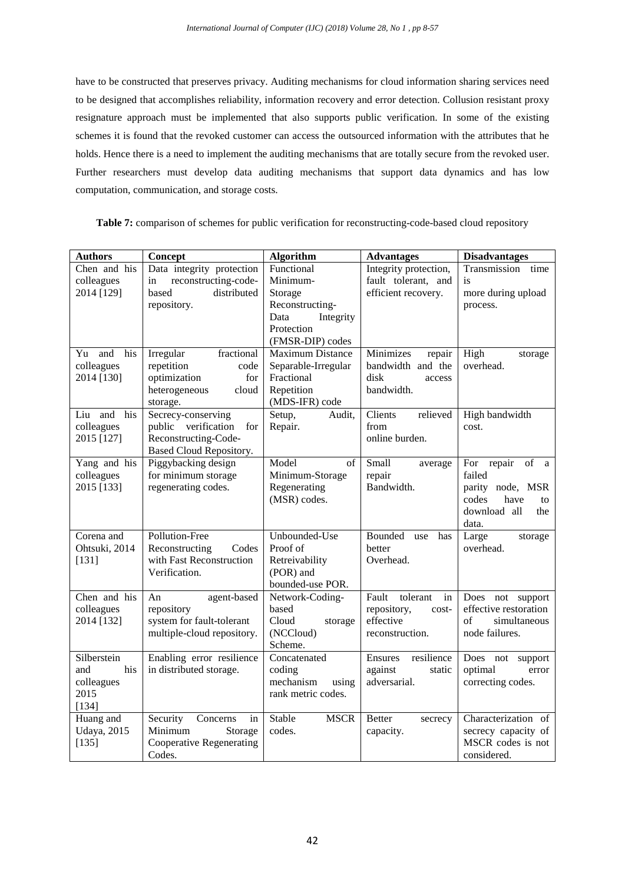have to be constructed that preserves privacy. Auditing mechanisms for cloud information sharing services need to be designed that accomplishes reliability, information recovery and error detection. Collusion resistant proxy resignature approach must be implemented that also supports public verification. In some of the existing schemes it is found that the revoked customer can access the outsourced information with the attributes that he holds. Hence there is a need to implement the auditing mechanisms that are totally secure from the revoked user. Further researchers must develop data auditing mechanisms that support data dynamics and has low computation, communication, and storage costs.

**Table 7:** comparison of schemes for public verification for reconstructing-code-based cloud repository

| Authors | Concept | Algorithm | Advantages | Disadvantages |
| --- | --- | --- | --- | --- |
| Chen and his colleagues 2014 [129] | Data integrity protection in reconstructing-code-based distributed repository. | Functional Minimum-Storage Reconstructing-Data Integrity Protection (FMSR-DIP) codes | Integrity protection, fault tolerant, and efficient recovery. | Transmission time is more during upload process. |
| Yu and his colleagues 2014 [130] | Irregular fractional repetition code optimization for heterogeneous cloud storage. | Maximum Distance Separable-Irregular Fractional Repetition (MDS-IFR) code | Minimizes repair bandwidth and the disk access bandwidth. | High storage overhead. |
| Liu and his colleagues 2015 [127] | Secrecy-conserving public verification for Reconstructing-Code-Based Cloud Repository. | Setup, Audit, Repair. | Clients relieved from online burden. | High bandwidth cost. |
| Yang and his colleagues 2015 [133] | Piggybacking design for minimum storage regenerating codes. | Model of Minimum-Storage Regenerating (MSR) codes. | Small average repair Bandwidth. | For repair of a failed parity node, MSR codes have to download all the data. |
| Corena and Ohtsuki, 2014 [131] | Pollution-Free Reconstructing Codes with Fast Reconstruction Verification. | Unbounded-Use Proof of Retreivability (POR) and bounded-use POR. | Bounded use has better Overhead. | Large storage overhead. |
| Chen and his colleagues 2014 [132] | An agent-based repository system for fault-tolerant multiple-cloud repository. | Network-Coding-based Cloud storage (NCCloud) Scheme. | Fault tolerant in repository, cost-effective reconstruction. | Does not support effective restoration of simultaneous node failures. |
| Silberstein and his colleagues 2015 [134] | Enabling error resilience in distributed storage. | Concatenated coding mechanism using rank metric codes. | Ensures resilience against static adversarial. | Does not support optimal error correcting codes. |
| Huang and Udaya, 2015 [135] | Security Concerns in Minimum Storage Cooperative Regenerating Codes. | Stable MSCR codes. | Better secrecy capacity. | Characterization of secrecy capacity of MSCR codes is not considered. |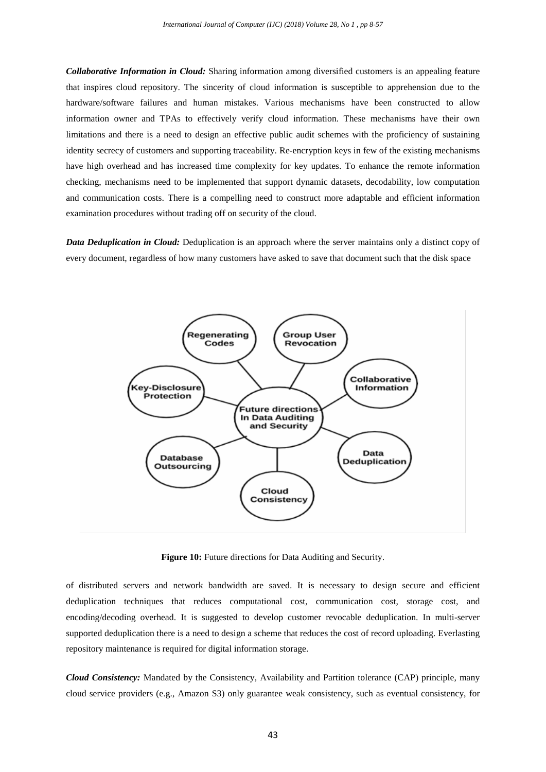***Collaborative Information in Cloud:*** Sharing information among diversified customers is an appealing feature that inspires cloud repository. The sincerity of cloud information is susceptible to apprehension due to the hardware/software failures and human mistakes. Various mechanisms have been constructed to allow information owner and TPAs to effectively verify cloud information. These mechanisms have their own limitations and there is a need to design an effective public audit schemes with the proficiency of sustaining identity secrecy of customers and supporting traceability. Re-encryption keys in few of the existing mechanisms have high overhead and has increased time complexity for key updates. To enhance the remote information checking, mechanisms need to be implemented that support dynamic datasets, decodability, low computation and communication costs. There is a compelling need to construct more adaptable and efficient information examination procedures without trading off on security of the cloud.

***Data Deduplication in Cloud:*** Deduplication is an approach where the server maintains only a distinct copy of every document, regardless of how many customers have asked to save that document such that the disk space of distributed servers and network bandwidth are saved. It is necessary to design secure and efficient deduplication techniques that reduces computational cost, communication cost, storage cost, and encoding/decoding overhead. It is suggested to develop customer revocable deduplication. In multi-server supported deduplication there is a need to design a scheme that reduces the cost of record uploading. Everlasting repository maintenance is required for digital information storage.

**Figure 10:** Future directions for Data Auditing and Security.

***Cloud Consistency:*** Mandated by the Consistency, Availability and Partition tolerance (CAP) principle, many cloud service providers (e.g., Amazon S3) only guarantee weak consistency, such as eventual consistency, for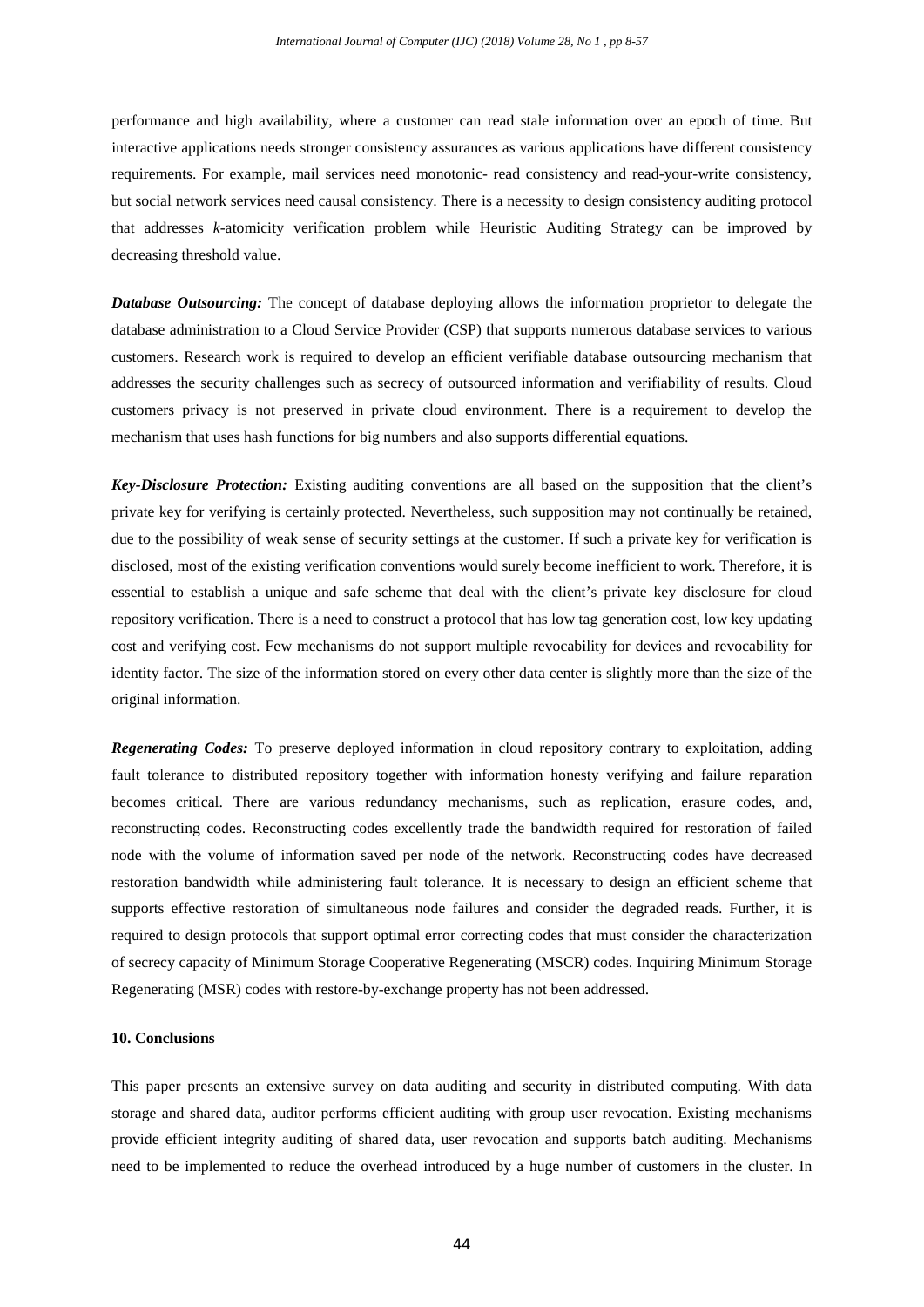performance and high availability, where a customer can read stale information over an epoch of time. But interactive applications needs stronger consistency assurances as various applications have different consistency requirements. For example, mail services need monotonic- read consistency and read-your-write consistency, but social network services need causal consistency. There is a necessity to design consistency auditing protocol that addresses *k*-atomicity verification problem while Heuristic Auditing Strategy can be improved by decreasing threshold value.

***Database Outsourcing:*** The concept of database deploying allows the information proprietor to delegate the database administration to a Cloud Service Provider (CSP) that supports numerous database services to various customers. Research work is required to develop an efficient verifiable database outsourcing mechanism that addresses the security challenges such as secrecy of outsourced information and verifiability of results. Cloud customers privacy is not preserved in private cloud environment. There is a requirement to develop the mechanism that uses hash functions for big numbers and also supports differential equations.

***Key-Disclosure Protection:*** Existing auditing conventions are all based on the supposition that the client's private key for verifying is certainly protected. Nevertheless, such supposition may not continually be retained, due to the possibility of weak sense of security settings at the customer. If such a private key for verification is disclosed, most of the existing verification conventions would surely become inefficient to work. Therefore, it is essential to establish a unique and safe scheme that deal with the client's private key disclosure for cloud repository verification. There is a need to construct a protocol that has low tag generation cost, low key updating cost and verifying cost. Few mechanisms do not support multiple revocability for devices and revocability for identity factor. The size of the information stored on every other data center is slightly more than the size of the original information.

***Regenerating Codes:*** To preserve deployed information in cloud repository contrary to exploitation, adding fault tolerance to distributed repository together with information honesty verifying and failure reparation becomes critical. There are various redundancy mechanisms, such as replication, erasure codes, and, reconstructing codes. Reconstructing codes excellently trade the bandwidth required for restoration of failed node with the volume of information saved per node of the network. Reconstructing codes have decreased restoration bandwidth while administering fault tolerance. It is necessary to design an efficient scheme that supports effective restoration of simultaneous node failures and consider the degraded reads. Further, it is required to design protocols that support optimal error correcting codes that must consider the characterization of secrecy capacity of Minimum Storage Cooperative Regenerating (MSCR) codes. Inquiring Minimum Storage Regenerating (MSR) codes with restore-by-exchange property has not been addressed.

## 10. Conclusions

This paper presents an extensive survey on data auditing and security in distributed computing. With data storage and shared data, auditor performs efficient auditing with group user revocation. Existing mechanisms provide efficient integrity auditing of shared data, user revocation and supports batch auditing. Mechanisms need to be implemented to reduce the overhead introduced by a huge number of customers in the cluster. In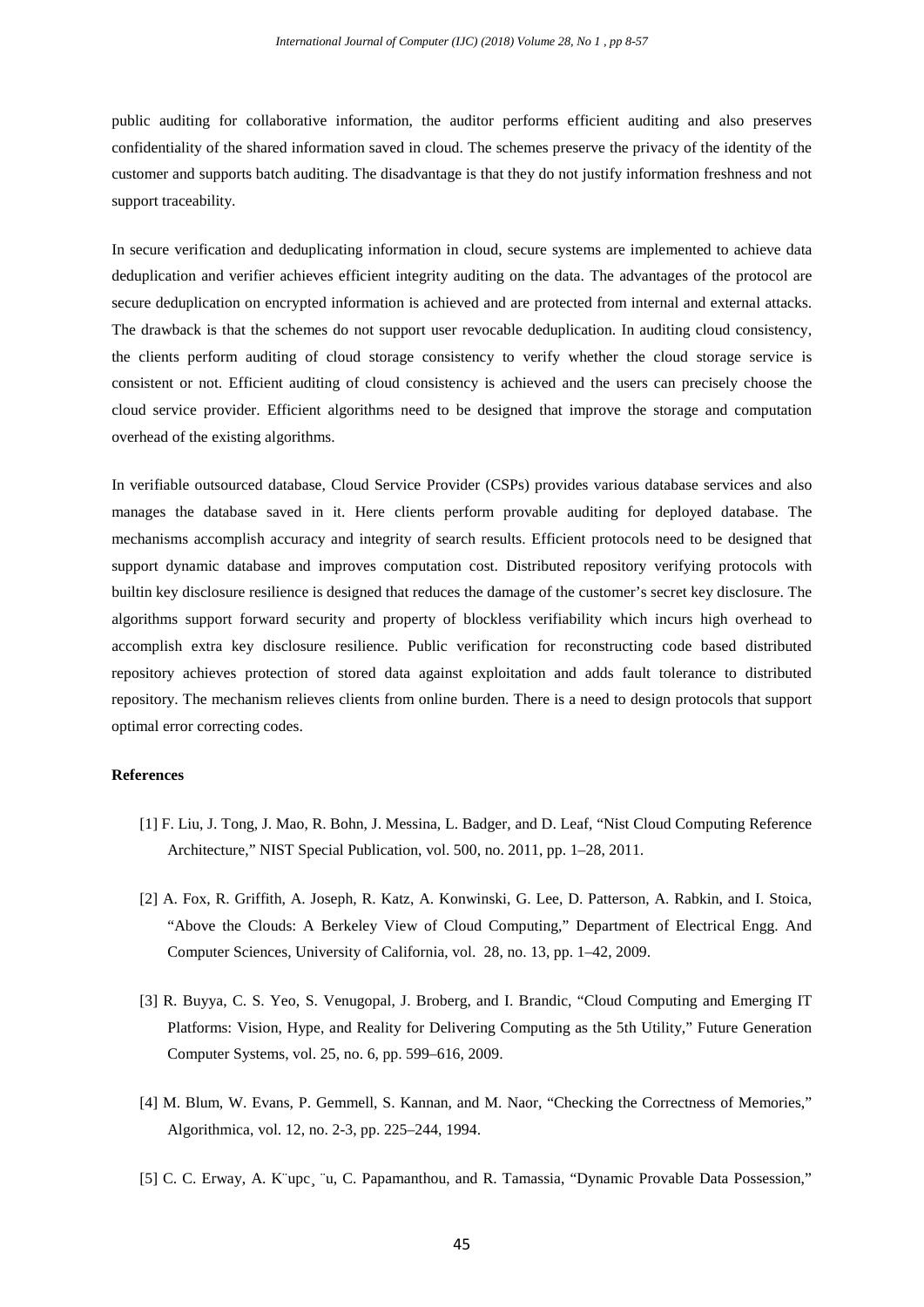public auditing for collaborative information, the auditor performs efficient auditing and also preserves confidentiality of the shared information saved in cloud. The schemes preserve the privacy of the identity of the customer and supports batch auditing. The disadvantage is that they do not justify information freshness and not support traceability.

In secure verification and deduplicating information in cloud, secure systems are implemented to achieve data deduplication and verifier achieves efficient integrity auditing on the data. The advantages of the protocol are secure deduplication on encrypted information is achieved and are protected from internal and external attacks. The drawback is that the schemes do not support user revocable deduplication. In auditing cloud consistency, the clients perform auditing of cloud storage consistency to verify whether the cloud storage service is consistent or not. Efficient auditing of cloud consistency is achieved and the users can precisely choose the cloud service provider. Efficient algorithms need to be designed that improve the storage and computation overhead of the existing algorithms.

In verifiable outsourced database, Cloud Service Provider (CSPs) provides various database services and also manages the database saved in it. Here clients perform provable auditing for deployed database. The mechanisms accomplish accuracy and integrity of search results. Efficient protocols need to be designed that support dynamic database and improves computation cost. Distributed repository verifying protocols with builtin key disclosure resilience is designed that reduces the damage of the customer's secret key disclosure. The algorithms support forward security and property of blockless verifiability which incurs high overhead to accomplish extra key disclosure resilience. Public verification for reconstructing code based distributed repository achieves protection of stored data against exploitation and adds fault tolerance to distributed repository. The mechanism relieves clients from online burden. There is a need to design protocols that support optimal error correcting codes.

**References**

[1] F. Liu, J. Tong, J. Mao, R. Bohn, J. Messina, L. Badger, and D. Leaf, "Nist Cloud Computing Reference Architecture," NIST Special Publication, vol. 500, no. 2011, pp. 1–28, 2011.

[2] A. Fox, R. Griffith, A. Joseph, R. Katz, A. Konwinski, G. Lee, D. Patterson, A. Rabkin, and I. Stoica, "Above the Clouds: A Berkeley View of Cloud Computing," Department of Electrical Engg. And Computer Sciences, University of California, vol. 28, no. 13, pp. 1–42, 2009.

[3] R. Buyya, C. S. Yeo, S. Venugopal, J. Broberg, and I. Brandic, "Cloud Computing and Emerging IT Platforms: Vision, Hype, and Reality for Delivering Computing as the 5th Utility," Future Generation Computer Systems, vol. 25, no. 6, pp. 599–616, 2009.

[4] M. Blum, W. Evans, P. Gemmell, S. Kannan, and M. Naor, "Checking the Correctness of Memories," Algorithmica, vol. 12, no. 2-3, pp. 225–244, 1994.

[5] C. C. Erway, A. K¨upc¸ ¨u, C. Papamanthou, and R. Tamassia, "Dynamic Provable Data Possession,"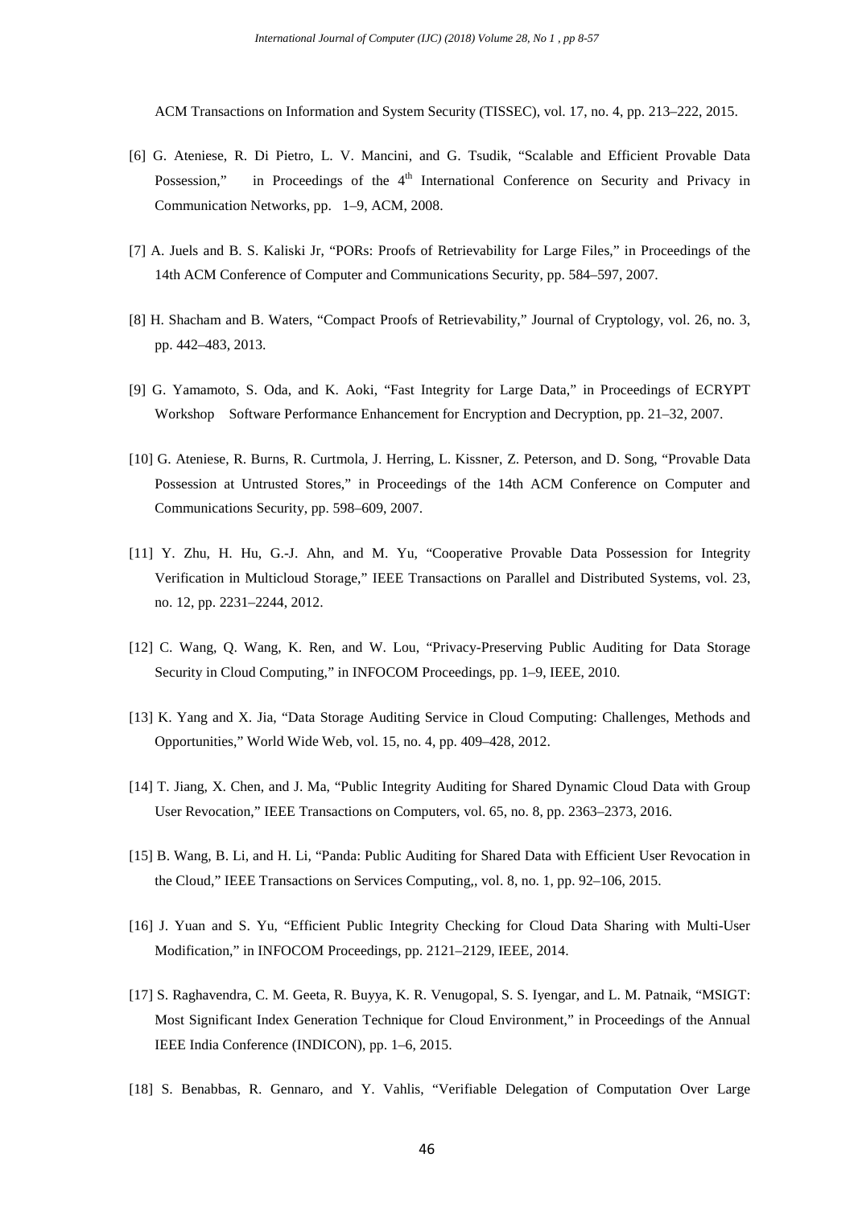ACM Transactions on Information and System Security (TISSEC), vol. 17, no. 4, pp. 213–222, 2015.

[6] G. Ateniese, R. Di Pietro, L. V. Mancini, and G. Tsudik, "Scalable and Efficient Provable Data Possession," in Proceedings of the 4th International Conference on Security and Privacy in Communication Networks, pp. 1–9, ACM, 2008.

[7] A. Juels and B. S. Kaliski Jr, "PORs: Proofs of Retrievability for Large Files," in Proceedings of the 14th ACM Conference of Computer and Communications Security, pp. 584–597, 2007.

[8] H. Shacham and B. Waters, "Compact Proofs of Retrievability," Journal of Cryptology, vol. 26, no. 3, pp. 442–483, 2013.

[9] G. Yamamoto, S. Oda, and K. Aoki, "Fast Integrity for Large Data," in Proceedings of ECRYPT Workshop Software Performance Enhancement for Encryption and Decryption, pp. 21–32, 2007.

[10] G. Ateniese, R. Burns, R. Curtmola, J. Herring, L. Kissner, Z. Peterson, and D. Song, "Provable Data Possession at Untrusted Stores," in Proceedings of the 14th ACM Conference on Computer and Communications Security, pp. 598–609, 2007.

[11] Y. Zhu, H. Hu, G.-J. Ahn, and M. Yu, "Cooperative Provable Data Possession for Integrity Verification in Multicloud Storage," IEEE Transactions on Parallel and Distributed Systems, vol. 23, no. 12, pp. 2231–2244, 2012.

[12] C. Wang, Q. Wang, K. Ren, and W. Lou, "Privacy-Preserving Public Auditing for Data Storage Security in Cloud Computing," in INFOCOM Proceedings, pp. 1–9, IEEE, 2010.

[13] K. Yang and X. Jia, "Data Storage Auditing Service in Cloud Computing: Challenges, Methods and Opportunities," World Wide Web, vol. 15, no. 4, pp. 409–428, 2012.

[14] T. Jiang, X. Chen, and J. Ma, "Public Integrity Auditing for Shared Dynamic Cloud Data with Group User Revocation," IEEE Transactions on Computers, vol. 65, no. 8, pp. 2363–2373, 2016.

[15] B. Wang, B. Li, and H. Li, "Panda: Public Auditing for Shared Data with Efficient User Revocation in the Cloud," IEEE Transactions on Services Computing,, vol. 8, no. 1, pp. 92–106, 2015.

[16] J. Yuan and S. Yu, "Efficient Public Integrity Checking for Cloud Data Sharing with Multi-User Modification," in INFOCOM Proceedings, pp. 2121–2129, IEEE, 2014.

[17] S. Raghavendra, C. M. Geeta, R. Buyya, K. R. Venugopal, S. S. Iyengar, and L. M. Patnaik, "MSIGT: Most Significant Index Generation Technique for Cloud Environment," in Proceedings of the Annual IEEE India Conference (INDICON), pp. 1–6, 2015.

[18] S. Benabbas, R. Gennaro, and Y. Vahlis, "Verifiable Delegation of Computation Over Large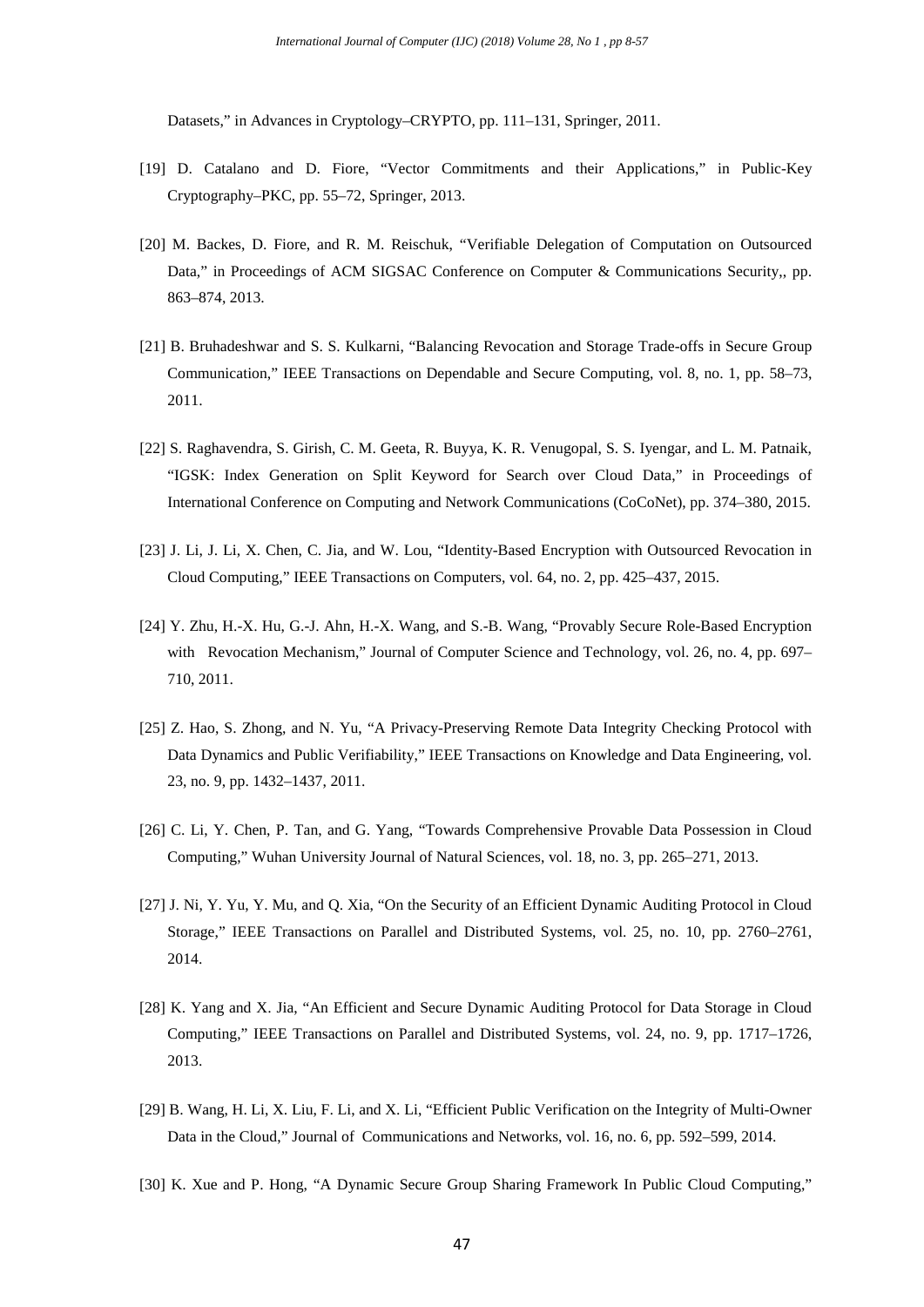Datasets," in Advances in Cryptology–CRYPTO, pp. 111–131, Springer, 2011.

[19] D. Catalano and D. Fiore, "Vector Commitments and their Applications," in Public-Key Cryptography–PKC, pp. 55–72, Springer, 2013.

[20] M. Backes, D. Fiore, and R. M. Reischuk, "Verifiable Delegation of Computation on Outsourced Data," in Proceedings of ACM SIGSAC Conference on Computer & Communications Security,, pp. 863–874, 2013.

[21] B. Bruhadeshwar and S. S. Kulkarni, "Balancing Revocation and Storage Trade-offs in Secure Group Communication," IEEE Transactions on Dependable and Secure Computing, vol. 8, no. 1, pp. 58–73, 2011.

[22] S. Raghavendra, S. Girish, C. M. Geeta, R. Buyya, K. R. Venugopal, S. S. Iyengar, and L. M. Patnaik, "IGSK: Index Generation on Split Keyword for Search over Cloud Data," in Proceedings of International Conference on Computing and Network Communications (CoCoNet), pp. 374–380, 2015.

[23] J. Li, J. Li, X. Chen, C. Jia, and W. Lou, "Identity-Based Encryption with Outsourced Revocation in Cloud Computing," IEEE Transactions on Computers, vol. 64, no. 2, pp. 425–437, 2015.

[24] Y. Zhu, H.-X. Hu, G.-J. Ahn, H.-X. Wang, and S.-B. Wang, "Provably Secure Role-Based Encryption with Revocation Mechanism," Journal of Computer Science and Technology, vol. 26, no. 4, pp. 697–710, 2011.

[25] Z. Hao, S. Zhong, and N. Yu, "A Privacy-Preserving Remote Data Integrity Checking Protocol with Data Dynamics and Public Verifiability," IEEE Transactions on Knowledge and Data Engineering, vol. 23, no. 9, pp. 1432–1437, 2011.

[26] C. Li, Y. Chen, P. Tan, and G. Yang, "Towards Comprehensive Provable Data Possession in Cloud Computing," Wuhan University Journal of Natural Sciences, vol. 18, no. 3, pp. 265–271, 2013.

[27] J. Ni, Y. Yu, Y. Mu, and Q. Xia, "On the Security of an Efficient Dynamic Auditing Protocol in Cloud Storage," IEEE Transactions on Parallel and Distributed Systems, vol. 25, no. 10, pp. 2760–2761, 2014.

[28] K. Yang and X. Jia, "An Efficient and Secure Dynamic Auditing Protocol for Data Storage in Cloud Computing," IEEE Transactions on Parallel and Distributed Systems, vol. 24, no. 9, pp. 1717–1726, 2013.

[29] B. Wang, H. Li, X. Liu, F. Li, and X. Li, "Efficient Public Verification on the Integrity of Multi-Owner Data in the Cloud," Journal of Communications and Networks, vol. 16, no. 6, pp. 592–599, 2014.

[30] K. Xue and P. Hong, "A Dynamic Secure Group Sharing Framework In Public Cloud Computing,"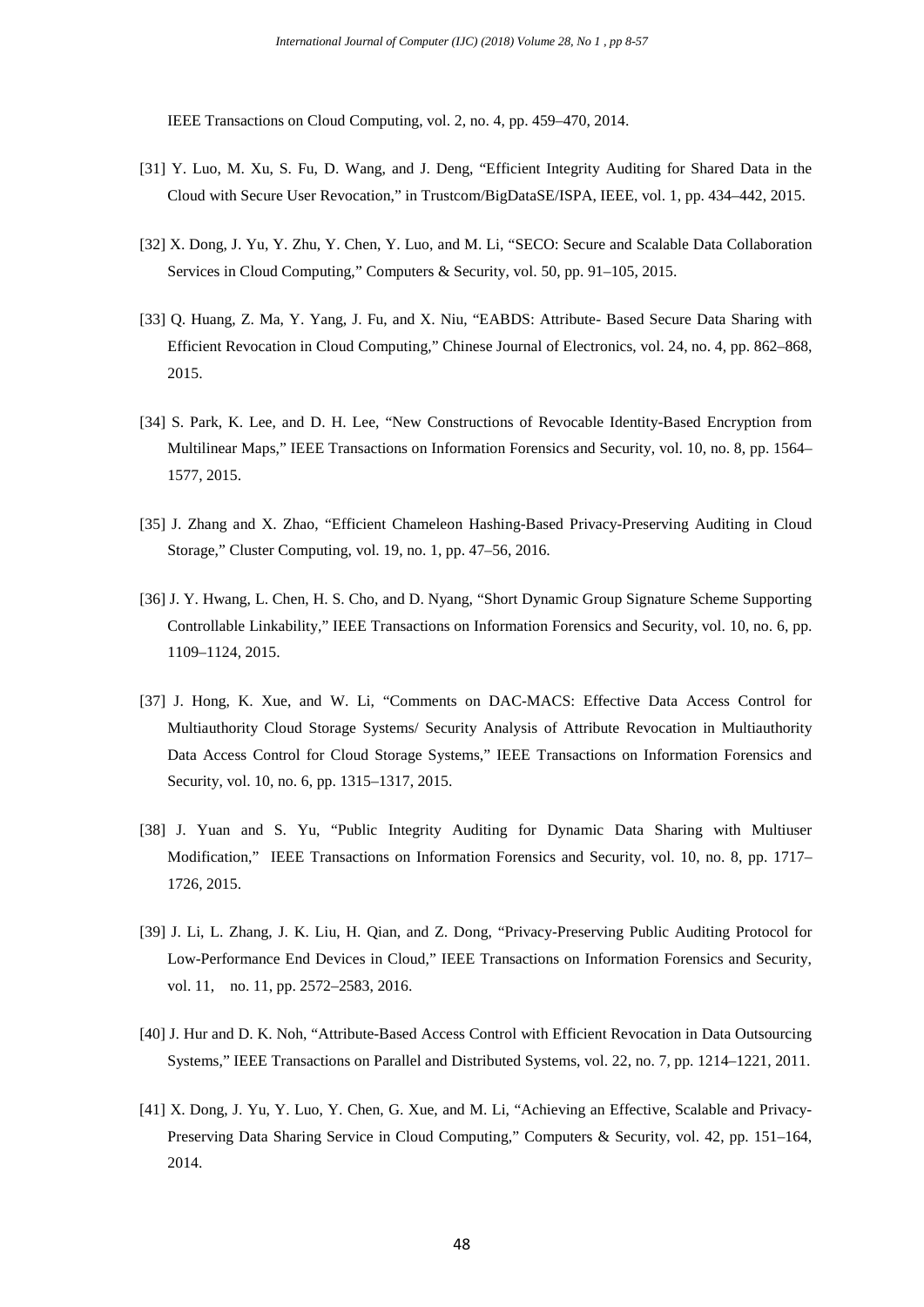IEEE Transactions on Cloud Computing, vol. 2, no. 4, pp. 459–470, 2014.

[31] Y. Luo, M. Xu, S. Fu, D. Wang, and J. Deng, "Efficient Integrity Auditing for Shared Data in the Cloud with Secure User Revocation," in Trustcom/BigDataSE/ISPA, IEEE, vol. 1, pp. 434–442, 2015.

[32] X. Dong, J. Yu, Y. Zhu, Y. Chen, Y. Luo, and M. Li, "SECO: Secure and Scalable Data Collaboration Services in Cloud Computing," Computers & Security, vol. 50, pp. 91–105, 2015.

[33] Q. Huang, Z. Ma, Y. Yang, J. Fu, and X. Niu, "EABDS: Attribute- Based Secure Data Sharing with Efficient Revocation in Cloud Computing," Chinese Journal of Electronics, vol. 24, no. 4, pp. 862–868, 2015.

[34] S. Park, K. Lee, and D. H. Lee, "New Constructions of Revocable Identity-Based Encryption from Multilinear Maps," IEEE Transactions on Information Forensics and Security, vol. 10, no. 8, pp. 1564–1577, 2015.

[35] J. Zhang and X. Zhao, "Efficient Chameleon Hashing-Based Privacy-Preserving Auditing in Cloud Storage," Cluster Computing, vol. 19, no. 1, pp. 47–56, 2016.

[36] J. Y. Hwang, L. Chen, H. S. Cho, and D. Nyang, "Short Dynamic Group Signature Scheme Supporting Controllable Linkability," IEEE Transactions on Information Forensics and Security, vol. 10, no. 6, pp. 1109–1124, 2015.

[37] J. Hong, K. Xue, and W. Li, "Comments on DAC-MACS: Effective Data Access Control for Multiauthority Cloud Storage Systems/ Security Analysis of Attribute Revocation in Multiauthority Data Access Control for Cloud Storage Systems," IEEE Transactions on Information Forensics and Security, vol. 10, no. 6, pp. 1315–1317, 2015.

[38] J. Yuan and S. Yu, "Public Integrity Auditing for Dynamic Data Sharing with Multiuser Modification," IEEE Transactions on Information Forensics and Security, vol. 10, no. 8, pp. 1717–1726, 2015.

[39] J. Li, L. Zhang, J. K. Liu, H. Qian, and Z. Dong, "Privacy-Preserving Public Auditing Protocol for Low-Performance End Devices in Cloud," IEEE Transactions on Information Forensics and Security, vol. 11, no. 11, pp. 2572–2583, 2016.

[40] J. Hur and D. K. Noh, "Attribute-Based Access Control with Efficient Revocation in Data Outsourcing Systems," IEEE Transactions on Parallel and Distributed Systems, vol. 22, no. 7, pp. 1214–1221, 2011.

[41] X. Dong, J. Yu, Y. Luo, Y. Chen, G. Xue, and M. Li, "Achieving an Effective, Scalable and Privacy-Preserving Data Sharing Service in Cloud Computing," Computers & Security, vol. 42, pp. 151–164, 2014.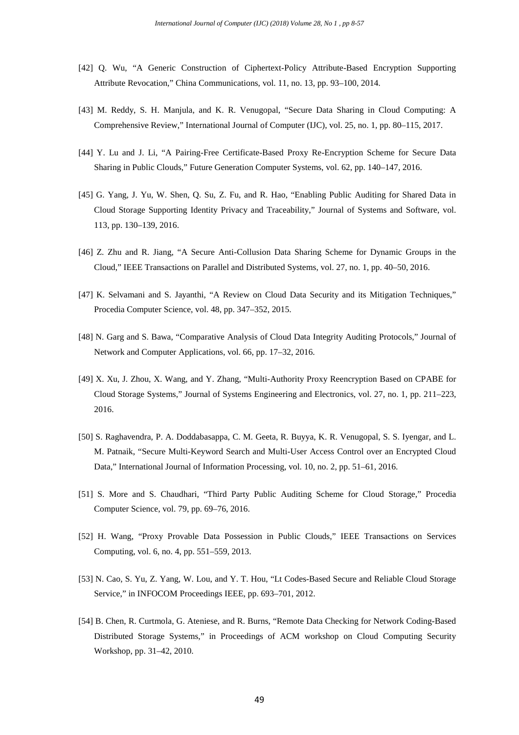[42] Q. Wu, "A Generic Construction of Ciphertext-Policy Attribute-Based Encryption Supporting Attribute Revocation," China Communications, vol. 11, no. 13, pp. 93–100, 2014.

[43] M. Reddy, S. H. Manjula, and K. R. Venugopal, "Secure Data Sharing in Cloud Computing: A Comprehensive Review," International Journal of Computer (IJC), vol. 25, no. 1, pp. 80–115, 2017.

[44] Y. Lu and J. Li, "A Pairing-Free Certificate-Based Proxy Re-Encryption Scheme for Secure Data Sharing in Public Clouds," Future Generation Computer Systems, vol. 62, pp. 140–147, 2016.

[45] G. Yang, J. Yu, W. Shen, Q. Su, Z. Fu, and R. Hao, "Enabling Public Auditing for Shared Data in Cloud Storage Supporting Identity Privacy and Traceability," Journal of Systems and Software, vol. 113, pp. 130–139, 2016.

[46] Z. Zhu and R. Jiang, "A Secure Anti-Collusion Data Sharing Scheme for Dynamic Groups in the Cloud," IEEE Transactions on Parallel and Distributed Systems, vol. 27, no. 1, pp. 40–50, 2016.

[47] K. Selvamani and S. Jayanthi, "A Review on Cloud Data Security and its Mitigation Techniques," Procedia Computer Science, vol. 48, pp. 347–352, 2015.

[48] N. Garg and S. Bawa, "Comparative Analysis of Cloud Data Integrity Auditing Protocols," Journal of Network and Computer Applications, vol. 66, pp. 17–32, 2016.

[49] X. Xu, J. Zhou, X. Wang, and Y. Zhang, "Multi-Authority Proxy Reencryption Based on CPABE for Cloud Storage Systems," Journal of Systems Engineering and Electronics, vol. 27, no. 1, pp. 211–223, 2016.

[50] S. Raghavendra, P. A. Doddabasappa, C. M. Geeta, R. Buyya, K. R. Venugopal, S. S. Iyengar, and L. M. Patnaik, "Secure Multi-Keyword Search and Multi-User Access Control over an Encrypted Cloud Data," International Journal of Information Processing, vol. 10, no. 2, pp. 51–61, 2016.

[51] S. More and S. Chaudhari, "Third Party Public Auditing Scheme for Cloud Storage," Procedia Computer Science, vol. 79, pp. 69–76, 2016.

[52] H. Wang, "Proxy Provable Data Possession in Public Clouds," IEEE Transactions on Services Computing, vol. 6, no. 4, pp. 551–559, 2013.

[53] N. Cao, S. Yu, Z. Yang, W. Lou, and Y. T. Hou, "Lt Codes-Based Secure and Reliable Cloud Storage Service," in INFOCOM Proceedings IEEE, pp. 693–701, 2012.

[54] B. Chen, R. Curtmola, G. Ateniese, and R. Burns, "Remote Data Checking for Network Coding-Based Distributed Storage Systems," in Proceedings of ACM workshop on Cloud Computing Security Workshop, pp. 31–42, 2010.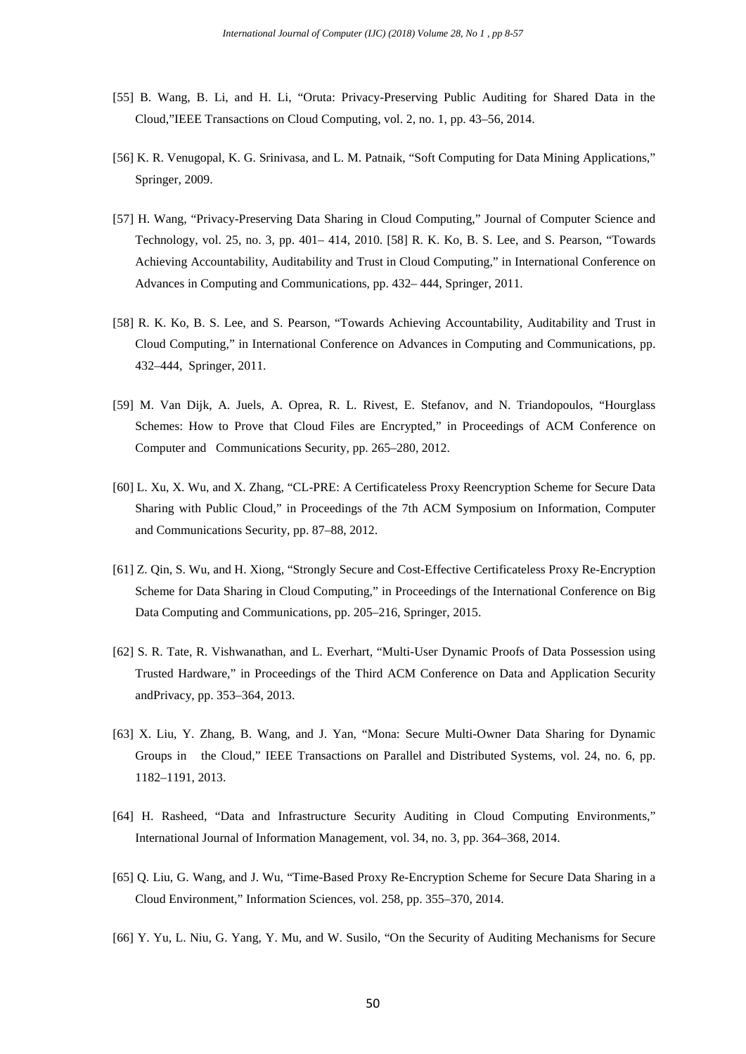[55] B. Wang, B. Li, and H. Li, "Oruta: Privacy-Preserving Public Auditing for Shared Data in the Cloud,"IEEE Transactions on Cloud Computing, vol. 2, no. 1, pp. 43–56, 2014.

[56] K. R. Venugopal, K. G. Srinivasa, and L. M. Patnaik, "Soft Computing for Data Mining Applications," Springer, 2009.

[57] H. Wang, "Privacy-Preserving Data Sharing in Cloud Computing," Journal of Computer Science and Technology, vol. 25, no. 3, pp. 401– 414, 2010. [58] R. K. Ko, B. S. Lee, and S. Pearson, "Towards Achieving Accountability, Auditability and Trust in Cloud Computing," in International Conference on Advances in Computing and Communications, pp. 432– 444, Springer, 2011.

[58] R. K. Ko, B. S. Lee, and S. Pearson, "Towards Achieving Accountability, Auditability and Trust in Cloud Computing," in International Conference on Advances in Computing and Communications, pp. 432–444, Springer, 2011.

[59] M. Van Dijk, A. Juels, A. Oprea, R. L. Rivest, E. Stefanov, and N. Triandopoulos, "Hourglass Schemes: How to Prove that Cloud Files are Encrypted," in Proceedings of ACM Conference on Computer and Communications Security, pp. 265–280, 2012.

[60] L. Xu, X. Wu, and X. Zhang, "CL-PRE: A Certificateless Proxy Reencryption Scheme for Secure Data Sharing with Public Cloud," in Proceedings of the 7th ACM Symposium on Information, Computer and Communications Security, pp. 87–88, 2012.

[61] Z. Qin, S. Wu, and H. Xiong, "Strongly Secure and Cost-Effective Certificateless Proxy Re-Encryption Scheme for Data Sharing in Cloud Computing," in Proceedings of the International Conference on Big Data Computing and Communications, pp. 205–216, Springer, 2015.

[62] S. R. Tate, R. Vishwanathan, and L. Everhart, "Multi-User Dynamic Proofs of Data Possession using Trusted Hardware," in Proceedings of the Third ACM Conference on Data and Application Security andPrivacy, pp. 353–364, 2013.

[63] X. Liu, Y. Zhang, B. Wang, and J. Yan, "Mona: Secure Multi-Owner Data Sharing for Dynamic Groups in the Cloud," IEEE Transactions on Parallel and Distributed Systems, vol. 24, no. 6, pp. 1182–1191, 2013.

[64] H. Rasheed, "Data and Infrastructure Security Auditing in Cloud Computing Environments," International Journal of Information Management, vol. 34, no. 3, pp. 364–368, 2014.

[65] Q. Liu, G. Wang, and J. Wu, "Time-Based Proxy Re-Encryption Scheme for Secure Data Sharing in a Cloud Environment," Information Sciences, vol. 258, pp. 355–370, 2014.

[66] Y. Yu, L. Niu, G. Yang, Y. Mu, and W. Susilo, "On the Security of Auditing Mechanisms for Secure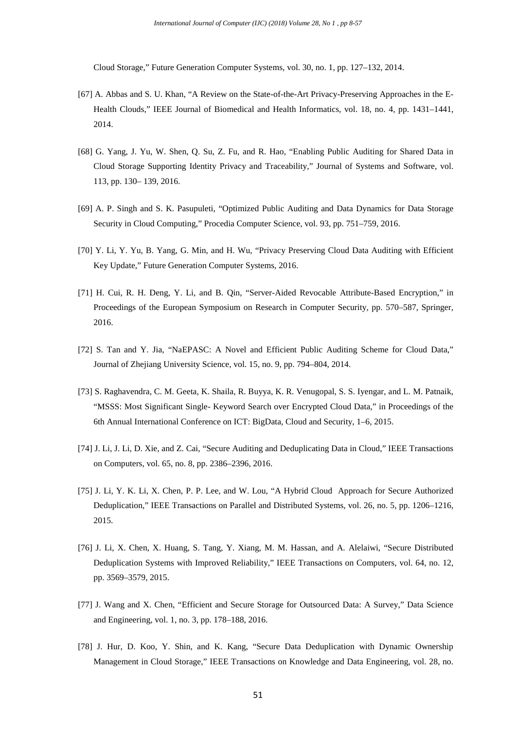Cloud Storage," Future Generation Computer Systems, vol. 30, no. 1, pp. 127–132, 2014.

[67] A. Abbas and S. U. Khan, "A Review on the State-of-the-Art Privacy-Preserving Approaches in the E-Health Clouds," IEEE Journal of Biomedical and Health Informatics, vol. 18, no. 4, pp. 1431–1441, 2014.

[68] G. Yang, J. Yu, W. Shen, Q. Su, Z. Fu, and R. Hao, "Enabling Public Auditing for Shared Data in Cloud Storage Supporting Identity Privacy and Traceability," Journal of Systems and Software, vol. 113, pp. 130– 139, 2016.

[69] A. P. Singh and S. K. Pasupuleti, "Optimized Public Auditing and Data Dynamics for Data Storage Security in Cloud Computing," Procedia Computer Science, vol. 93, pp. 751–759, 2016.

[70] Y. Li, Y. Yu, B. Yang, G. Min, and H. Wu, "Privacy Preserving Cloud Data Auditing with Efficient Key Update," Future Generation Computer Systems, 2016.

[71] H. Cui, R. H. Deng, Y. Li, and B. Qin, "Server-Aided Revocable Attribute-Based Encryption," in Proceedings of the European Symposium on Research in Computer Security, pp. 570–587, Springer, 2016.

[72] S. Tan and Y. Jia, "NaEPASC: A Novel and Efficient Public Auditing Scheme for Cloud Data," Journal of Zhejiang University Science, vol. 15, no. 9, pp. 794–804, 2014.

[73] S. Raghavendra, C. M. Geeta, K. Shaila, R. Buyya, K. R. Venugopal, S. S. Iyengar, and L. M. Patnaik, "MSSS: Most Significant Single- Keyword Search over Encrypted Cloud Data," in Proceedings of the 6th Annual International Conference on ICT: BigData, Cloud and Security, 1–6, 2015.

[74] J. Li, J. Li, D. Xie, and Z. Cai, "Secure Auditing and Deduplicating Data in Cloud," IEEE Transactions on Computers, vol. 65, no. 8, pp. 2386–2396, 2016.

[75] J. Li, Y. K. Li, X. Chen, P. P. Lee, and W. Lou, "A Hybrid Cloud Approach for Secure Authorized Deduplication," IEEE Transactions on Parallel and Distributed Systems, vol. 26, no. 5, pp. 1206–1216, 2015.

[76] J. Li, X. Chen, X. Huang, S. Tang, Y. Xiang, M. M. Hassan, and A. Alelaiwi, "Secure Distributed Deduplication Systems with Improved Reliability," IEEE Transactions on Computers, vol. 64, no. 12, pp. 3569–3579, 2015.

[77] J. Wang and X. Chen, "Efficient and Secure Storage for Outsourced Data: A Survey," Data Science and Engineering, vol. 1, no. 3, pp. 178–188, 2016.

[78] J. Hur, D. Koo, Y. Shin, and K. Kang, "Secure Data Deduplication with Dynamic Ownership Management in Cloud Storage," IEEE Transactions on Knowledge and Data Engineering, vol. 28, no.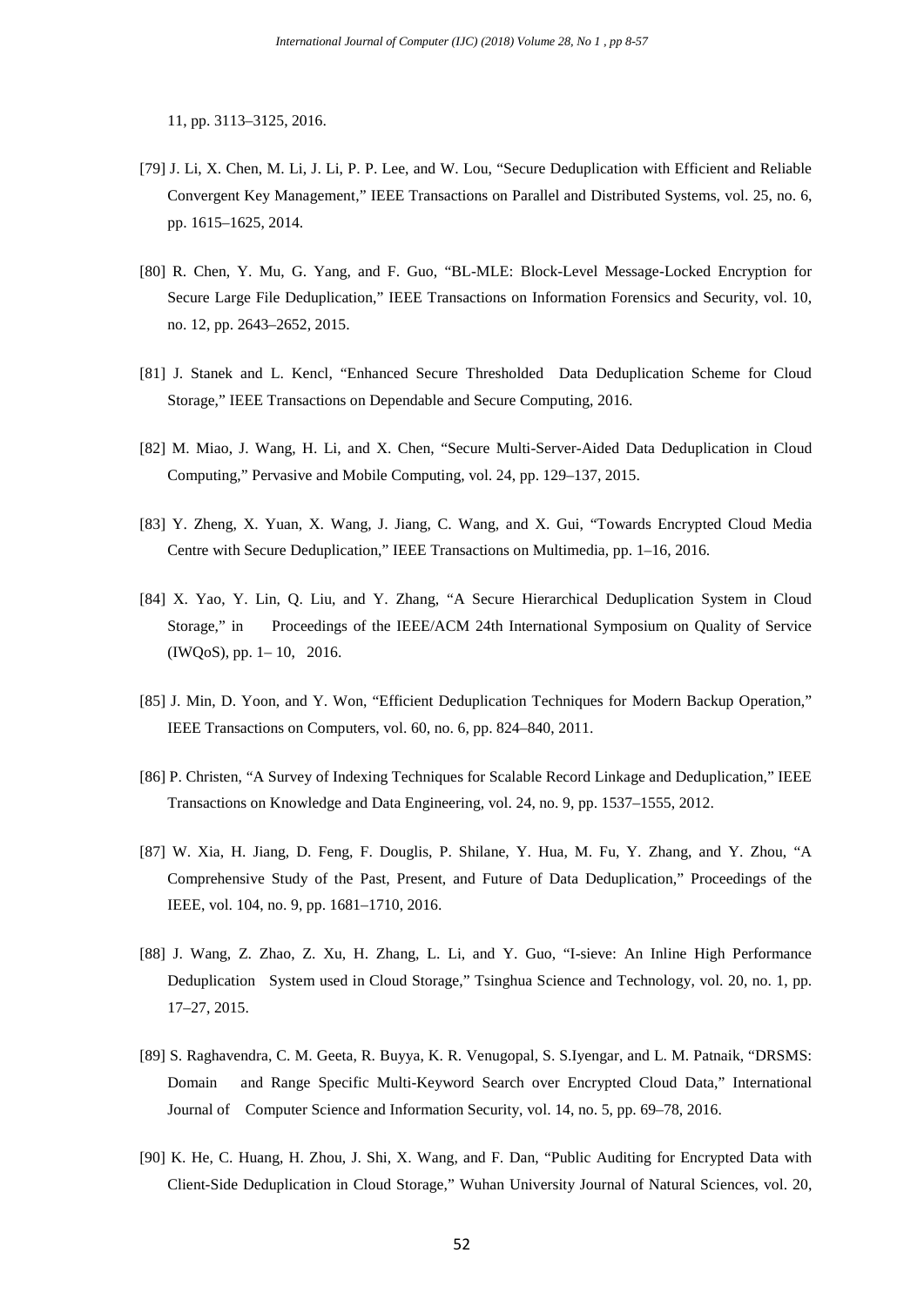11, pp. 3113–3125, 2016.

[79] J. Li, X. Chen, M. Li, J. Li, P. P. Lee, and W. Lou, "Secure Deduplication with Efficient and Reliable Convergent Key Management," IEEE Transactions on Parallel and Distributed Systems, vol. 25, no. 6, pp. 1615–1625, 2014.

[80] R. Chen, Y. Mu, G. Yang, and F. Guo, "BL-MLE: Block-Level Message-Locked Encryption for Secure Large File Deduplication," IEEE Transactions on Information Forensics and Security, vol. 10, no. 12, pp. 2643–2652, 2015.

[81] J. Stanek and L. Kencl, "Enhanced Secure Thresholded Data Deduplication Scheme for Cloud Storage," IEEE Transactions on Dependable and Secure Computing, 2016.

[82] M. Miao, J. Wang, H. Li, and X. Chen, "Secure Multi-Server-Aided Data Deduplication in Cloud Computing," Pervasive and Mobile Computing, vol. 24, pp. 129–137, 2015.

[83] Y. Zheng, X. Yuan, X. Wang, J. Jiang, C. Wang, and X. Gui, "Towards Encrypted Cloud Media Centre with Secure Deduplication," IEEE Transactions on Multimedia, pp. 1–16, 2016.

[84] X. Yao, Y. Lin, Q. Liu, and Y. Zhang, "A Secure Hierarchical Deduplication System in Cloud Storage," in Proceedings of the IEEE/ACM 24th International Symposium on Quality of Service (IWQoS), pp. 1– 10, 2016.

[85] J. Min, D. Yoon, and Y. Won, "Efficient Deduplication Techniques for Modern Backup Operation," IEEE Transactions on Computers, vol. 60, no. 6, pp. 824–840, 2011.

[86] P. Christen, "A Survey of Indexing Techniques for Scalable Record Linkage and Deduplication," IEEE Transactions on Knowledge and Data Engineering, vol. 24, no. 9, pp. 1537–1555, 2012.

[87] W. Xia, H. Jiang, D. Feng, F. Douglis, P. Shilane, Y. Hua, M. Fu, Y. Zhang, and Y. Zhou, "A Comprehensive Study of the Past, Present, and Future of Data Deduplication," Proceedings of the IEEE, vol. 104, no. 9, pp. 1681–1710, 2016.

[88] J. Wang, Z. Zhao, Z. Xu, H. Zhang, L. Li, and Y. Guo, "I-sieve: An Inline High Performance Deduplication System used in Cloud Storage," Tsinghua Science and Technology, vol. 20, no. 1, pp. 17–27, 2015.

[89] S. Raghavendra, C. M. Geeta, R. Buyya, K. R. Venugopal, S. S.Iyengar, and L. M. Patnaik, "DRSMS: Domain and Range Specific Multi-Keyword Search over Encrypted Cloud Data," International Journal of Computer Science and Information Security, vol. 14, no. 5, pp. 69–78, 2016.

[90] K. He, C. Huang, H. Zhou, J. Shi, X. Wang, and F. Dan, "Public Auditing for Encrypted Data with Client-Side Deduplication in Cloud Storage," Wuhan University Journal of Natural Sciences, vol. 20,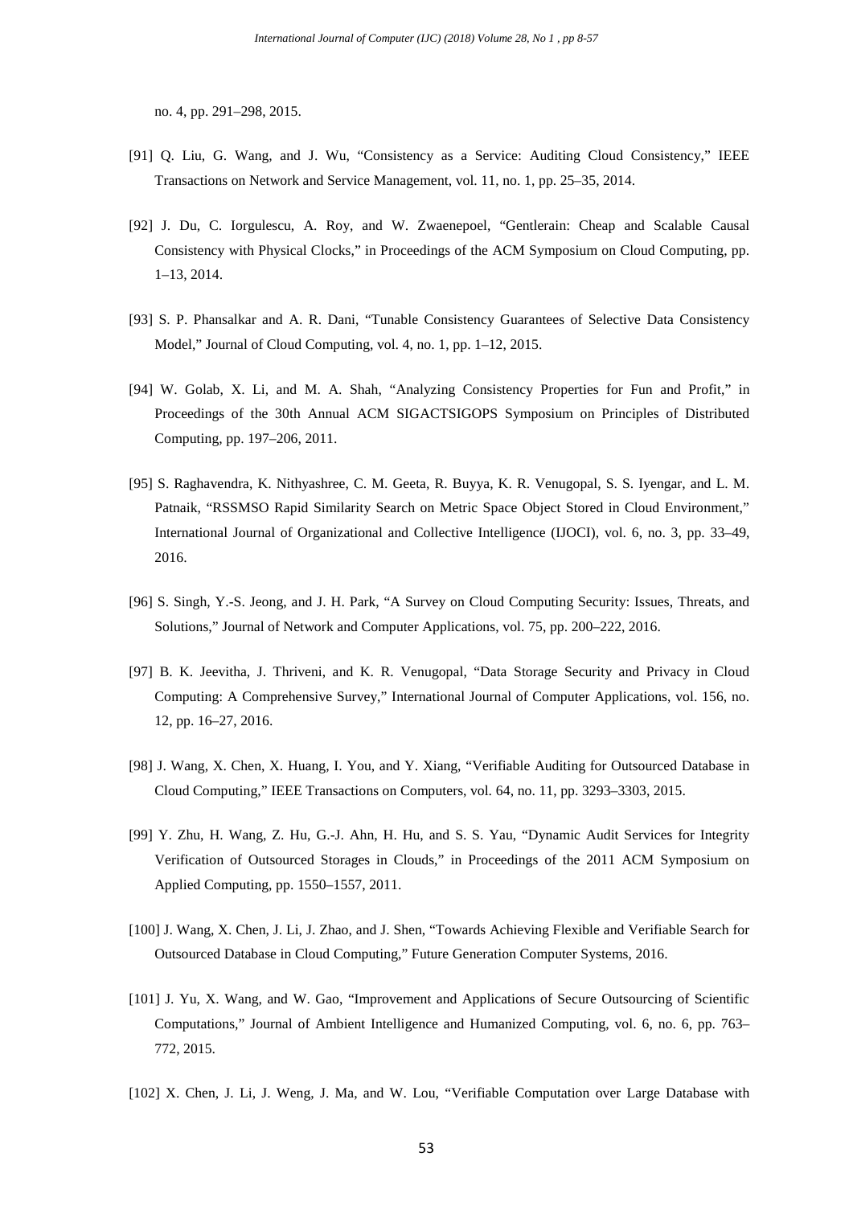no. 4, pp. 291–298, 2015.

[91] Q. Liu, G. Wang, and J. Wu, "Consistency as a Service: Auditing Cloud Consistency," IEEE Transactions on Network and Service Management, vol. 11, no. 1, pp. 25–35, 2014.

[92] J. Du, C. Iorgulescu, A. Roy, and W. Zwaenepoel, "Gentlerain: Cheap and Scalable Causal Consistency with Physical Clocks," in Proceedings of the ACM Symposium on Cloud Computing, pp. 1–13, 2014.

[93] S. P. Phansalkar and A. R. Dani, "Tunable Consistency Guarantees of Selective Data Consistency Model," Journal of Cloud Computing, vol. 4, no. 1, pp. 1–12, 2015.

[94] W. Golab, X. Li, and M. A. Shah, "Analyzing Consistency Properties for Fun and Profit," in Proceedings of the 30th Annual ACM SIGACTSIGOPS Symposium on Principles of Distributed Computing, pp. 197–206, 2011.

[95] S. Raghavendra, K. Nithyashree, C. M. Geeta, R. Buyya, K. R. Venugopal, S. S. Iyengar, and L. M. Patnaik, "RSSMSO Rapid Similarity Search on Metric Space Object Stored in Cloud Environment," International Journal of Organizational and Collective Intelligence (IJOCI), vol. 6, no. 3, pp. 33–49, 2016.

[96] S. Singh, Y.-S. Jeong, and J. H. Park, "A Survey on Cloud Computing Security: Issues, Threats, and Solutions," Journal of Network and Computer Applications, vol. 75, pp. 200–222, 2016.

[97] B. K. Jeevitha, J. Thriveni, and K. R. Venugopal, "Data Storage Security and Privacy in Cloud Computing: A Comprehensive Survey," International Journal of Computer Applications, vol. 156, no. 12, pp. 16–27, 2016.

[98] J. Wang, X. Chen, X. Huang, I. You, and Y. Xiang, "Verifiable Auditing for Outsourced Database in Cloud Computing," IEEE Transactions on Computers, vol. 64, no. 11, pp. 3293–3303, 2015.

[99] Y. Zhu, H. Wang, Z. Hu, G.-J. Ahn, H. Hu, and S. S. Yau, "Dynamic Audit Services for Integrity Verification of Outsourced Storages in Clouds," in Proceedings of the 2011 ACM Symposium on Applied Computing, pp. 1550–1557, 2011.

[100] J. Wang, X. Chen, J. Li, J. Zhao, and J. Shen, "Towards Achieving Flexible and Verifiable Search for Outsourced Database in Cloud Computing," Future Generation Computer Systems, 2016.

[101] J. Yu, X. Wang, and W. Gao, "Improvement and Applications of Secure Outsourcing of Scientific Computations," Journal of Ambient Intelligence and Humanized Computing, vol. 6, no. 6, pp. 763–772, 2015.

[102] X. Chen, J. Li, J. Weng, J. Ma, and W. Lou, "Verifiable Computation over Large Database with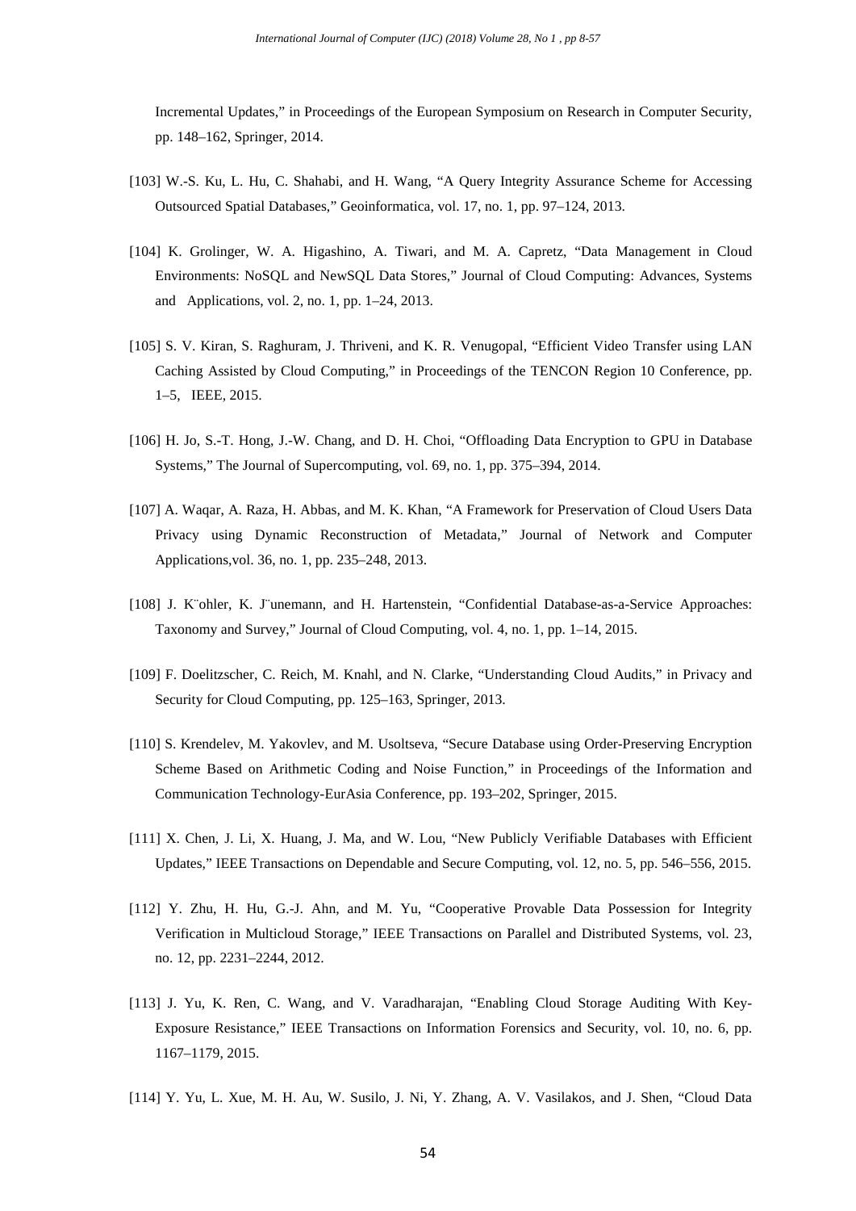Incremental Updates," in Proceedings of the European Symposium on Research in Computer Security, pp. 148–162, Springer, 2014.

[103] W.-S. Ku, L. Hu, C. Shahabi, and H. Wang, "A Query Integrity Assurance Scheme for Accessing Outsourced Spatial Databases," Geoinformatica, vol. 17, no. 1, pp. 97–124, 2013.

[104] K. Grolinger, W. A. Higashino, A. Tiwari, and M. A. Capretz, "Data Management in Cloud Environments: NoSQL and NewSQL Data Stores," Journal of Cloud Computing: Advances, Systems and Applications, vol. 2, no. 1, pp. 1–24, 2013.

[105] S. V. Kiran, S. Raghuram, J. Thriveni, and K. R. Venugopal, "Efficient Video Transfer using LAN Caching Assisted by Cloud Computing," in Proceedings of the TENCON Region 10 Conference, pp. 1–5, IEEE, 2015.

[106] H. Jo, S.-T. Hong, J.-W. Chang, and D. H. Choi, "Offloading Data Encryption to GPU in Database Systems," The Journal of Supercomputing, vol. 69, no. 1, pp. 375–394, 2014.

[107] A. Waqar, A. Raza, H. Abbas, and M. K. Khan, "A Framework for Preservation of Cloud Users Data Privacy using Dynamic Reconstruction of Metadata," Journal of Network and Computer Applications,vol. 36, no. 1, pp. 235–248, 2013.

[108] J. K¨ohler, K. J¨unemann, and H. Hartenstein, "Confidential Database-as-a-Service Approaches: Taxonomy and Survey," Journal of Cloud Computing, vol. 4, no. 1, pp. 1–14, 2015.

[109] F. Doelitzscher, C. Reich, M. Knahl, and N. Clarke, "Understanding Cloud Audits," in Privacy and Security for Cloud Computing, pp. 125–163, Springer, 2013.

[110] S. Krendelev, M. Yakovlev, and M. Usoltseva, "Secure Database using Order-Preserving Encryption Scheme Based on Arithmetic Coding and Noise Function," in Proceedings of the Information and Communication Technology-EurAsia Conference, pp. 193–202, Springer, 2015.

[111] X. Chen, J. Li, X. Huang, J. Ma, and W. Lou, "New Publicly Verifiable Databases with Efficient Updates," IEEE Transactions on Dependable and Secure Computing, vol. 12, no. 5, pp. 546–556, 2015.

[112] Y. Zhu, H. Hu, G.-J. Ahn, and M. Yu, "Cooperative Provable Data Possession for Integrity Verification in Multicloud Storage," IEEE Transactions on Parallel and Distributed Systems, vol. 23, no. 12, pp. 2231–2244, 2012.

[113] J. Yu, K. Ren, C. Wang, and V. Varadharajan, "Enabling Cloud Storage Auditing With Key-Exposure Resistance," IEEE Transactions on Information Forensics and Security, vol. 10, no. 6, pp. 1167–1179, 2015.

[114] Y. Yu, L. Xue, M. H. Au, W. Susilo, J. Ni, Y. Zhang, A. V. Vasilakos, and J. Shen, "Cloud Data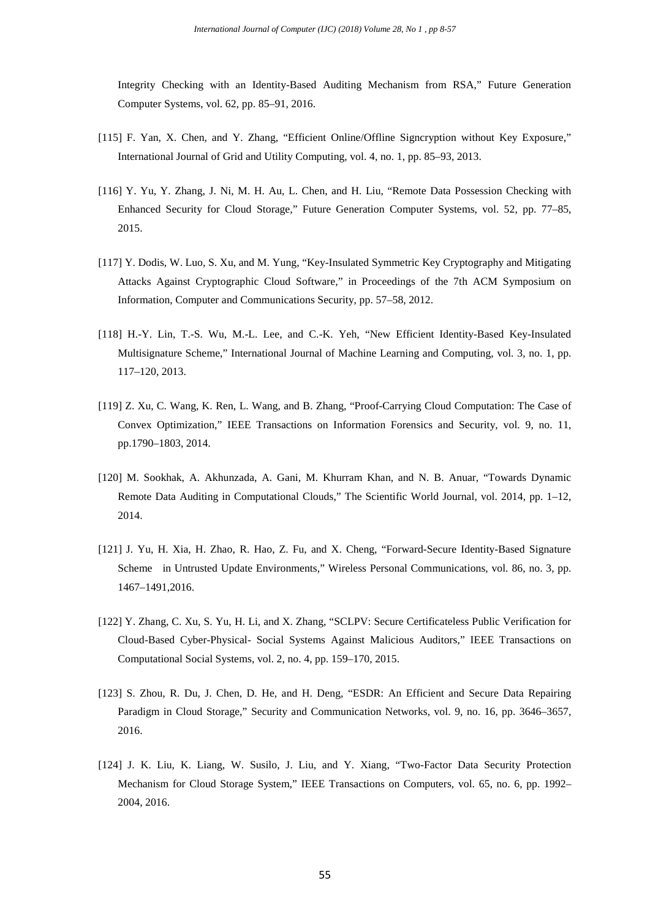Integrity Checking with an Identity-Based Auditing Mechanism from RSA," Future Generation Computer Systems, vol. 62, pp. 85–91, 2016.

[115] F. Yan, X. Chen, and Y. Zhang, "Efficient Online/Offline Signcryption without Key Exposure," International Journal of Grid and Utility Computing, vol. 4, no. 1, pp. 85–93, 2013.

[116] Y. Yu, Y. Zhang, J. Ni, M. H. Au, L. Chen, and H. Liu, "Remote Data Possession Checking with Enhanced Security for Cloud Storage," Future Generation Computer Systems, vol. 52, pp. 77–85, 2015.

[117] Y. Dodis, W. Luo, S. Xu, and M. Yung, "Key-Insulated Symmetric Key Cryptography and Mitigating Attacks Against Cryptographic Cloud Software," in Proceedings of the 7th ACM Symposium on Information, Computer and Communications Security, pp. 57–58, 2012.

[118] H.-Y. Lin, T.-S. Wu, M.-L. Lee, and C.-K. Yeh, "New Efficient Identity-Based Key-Insulated Multisignature Scheme," International Journal of Machine Learning and Computing, vol. 3, no. 1, pp. 117–120, 2013.

[119] Z. Xu, C. Wang, K. Ren, L. Wang, and B. Zhang, "Proof-Carrying Cloud Computation: The Case of Convex Optimization," IEEE Transactions on Information Forensics and Security, vol. 9, no. 11, pp.1790–1803, 2014.

[120] M. Sookhak, A. Akhunzada, A. Gani, M. Khurram Khan, and N. B. Anuar, "Towards Dynamic Remote Data Auditing in Computational Clouds," The Scientific World Journal, vol. 2014, pp. 1–12, 2014.

[121] J. Yu, H. Xia, H. Zhao, R. Hao, Z. Fu, and X. Cheng, "Forward-Secure Identity-Based Signature Scheme in Untrusted Update Environments," Wireless Personal Communications, vol. 86, no. 3, pp. 1467–1491,2016.

[122] Y. Zhang, C. Xu, S. Yu, H. Li, and X. Zhang, "SCLPV: Secure Certificateless Public Verification for Cloud-Based Cyber-Physical- Social Systems Against Malicious Auditors," IEEE Transactions on Computational Social Systems, vol. 2, no. 4, pp. 159–170, 2015.

[123] S. Zhou, R. Du, J. Chen, D. He, and H. Deng, "ESDR: An Efficient and Secure Data Repairing Paradigm in Cloud Storage," Security and Communication Networks, vol. 9, no. 16, pp. 3646–3657, 2016.

[124] J. K. Liu, K. Liang, W. Susilo, J. Liu, and Y. Xiang, "Two-Factor Data Security Protection Mechanism for Cloud Storage System," IEEE Transactions on Computers, vol. 65, no. 6, pp. 1992–2004, 2016.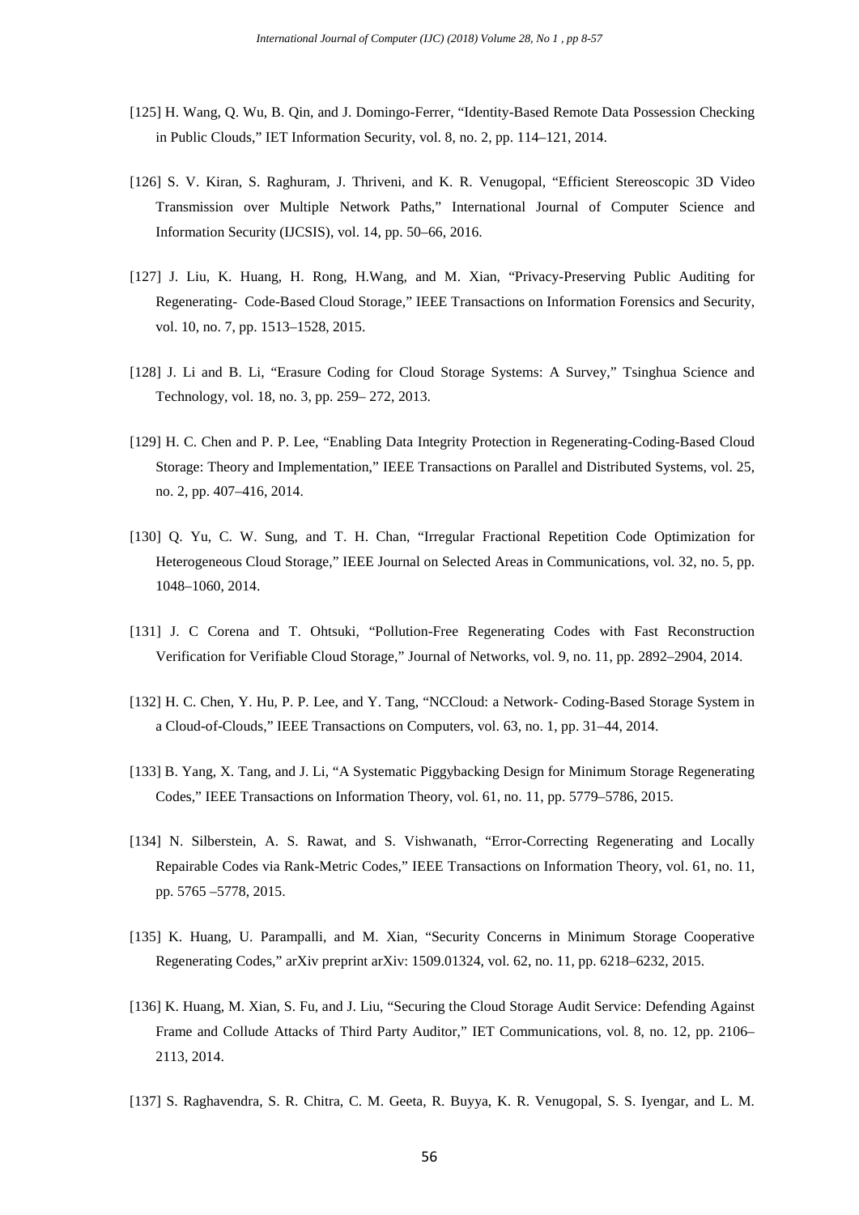[125] H. Wang, Q. Wu, B. Qin, and J. Domingo-Ferrer, "Identity-Based Remote Data Possession Checking in Public Clouds," IET Information Security, vol. 8, no. 2, pp. 114–121, 2014.

[126] S. V. Kiran, S. Raghuram, J. Thriveni, and K. R. Venugopal, "Efficient Stereoscopic 3D Video Transmission over Multiple Network Paths," International Journal of Computer Science and Information Security (IJCSIS), vol. 14, pp. 50–66, 2016.

[127] J. Liu, K. Huang, H. Rong, H.Wang, and M. Xian, "Privacy-Preserving Public Auditing for Regenerating- Code-Based Cloud Storage," IEEE Transactions on Information Forensics and Security, vol. 10, no. 7, pp. 1513–1528, 2015.

[128] J. Li and B. Li, "Erasure Coding for Cloud Storage Systems: A Survey," Tsinghua Science and Technology, vol. 18, no. 3, pp. 259– 272, 2013.

[129] H. C. Chen and P. P. Lee, "Enabling Data Integrity Protection in Regenerating-Coding-Based Cloud Storage: Theory and Implementation," IEEE Transactions on Parallel and Distributed Systems, vol. 25, no. 2, pp. 407–416, 2014.

[130] Q. Yu, C. W. Sung, and T. H. Chan, "Irregular Fractional Repetition Code Optimization for Heterogeneous Cloud Storage," IEEE Journal on Selected Areas in Communications, vol. 32, no. 5, pp. 1048–1060, 2014.

[131] J. C Corena and T. Ohtsuki, "Pollution-Free Regenerating Codes with Fast Reconstruction Verification for Verifiable Cloud Storage," Journal of Networks, vol. 9, no. 11, pp. 2892–2904, 2014.

[132] H. C. Chen, Y. Hu, P. P. Lee, and Y. Tang, "NCCloud: a Network- Coding-Based Storage System in a Cloud-of-Clouds," IEEE Transactions on Computers, vol. 63, no. 1, pp. 31–44, 2014.

[133] B. Yang, X. Tang, and J. Li, "A Systematic Piggybacking Design for Minimum Storage Regenerating Codes," IEEE Transactions on Information Theory, vol. 61, no. 11, pp. 5779–5786, 2015.

[134] N. Silberstein, A. S. Rawat, and S. Vishwanath, "Error-Correcting Regenerating and Locally Repairable Codes via Rank-Metric Codes," IEEE Transactions on Information Theory, vol. 61, no. 11, pp. 5765 –5778, 2015.

[135] K. Huang, U. Parampalli, and M. Xian, "Security Concerns in Minimum Storage Cooperative Regenerating Codes," arXiv preprint arXiv: 1509.01324, vol. 62, no. 11, pp. 6218–6232, 2015.

[136] K. Huang, M. Xian, S. Fu, and J. Liu, "Securing the Cloud Storage Audit Service: Defending Against Frame and Collude Attacks of Third Party Auditor," IET Communications, vol. 8, no. 12, pp. 2106–2113, 2014.

[137] S. Raghavendra, S. R. Chitra, C. M. Geeta, R. Buyya, K. R. Venugopal, S. S. Iyengar, and L. M.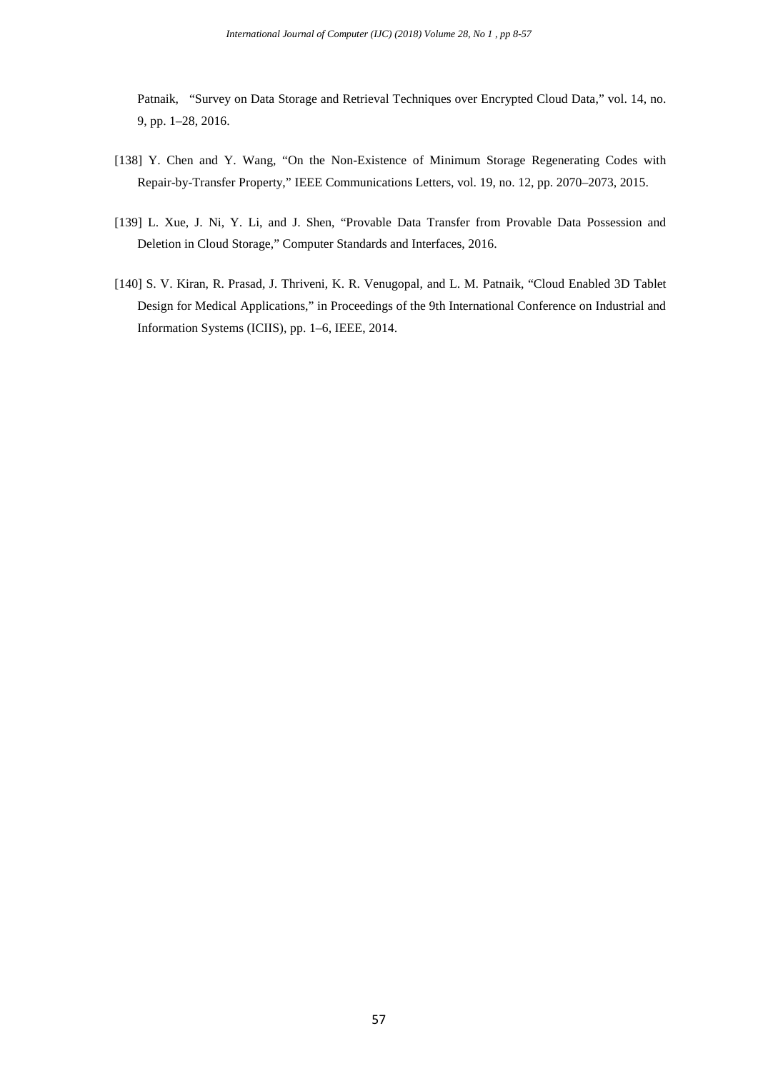Patnaik, "Survey on Data Storage and Retrieval Techniques over Encrypted Cloud Data," vol. 14, no. 9, pp. 1–28, 2016.

[138] Y. Chen and Y. Wang, "On the Non-Existence of Minimum Storage Regenerating Codes with Repair-by-Transfer Property," IEEE Communications Letters, vol. 19, no. 12, pp. 2070–2073, 2015.

[139] L. Xue, J. Ni, Y. Li, and J. Shen, "Provable Data Transfer from Provable Data Possession and Deletion in Cloud Storage," Computer Standards and Interfaces, 2016.

[140] S. V. Kiran, R. Prasad, J. Thriveni, K. R. Venugopal, and L. M. Patnaik, "Cloud Enabled 3D Tablet Design for Medical Applications," in Proceedings of the 9th International Conference on Industrial and Information Systems (ICIIS), pp. 1–6, IEEE, 2014.